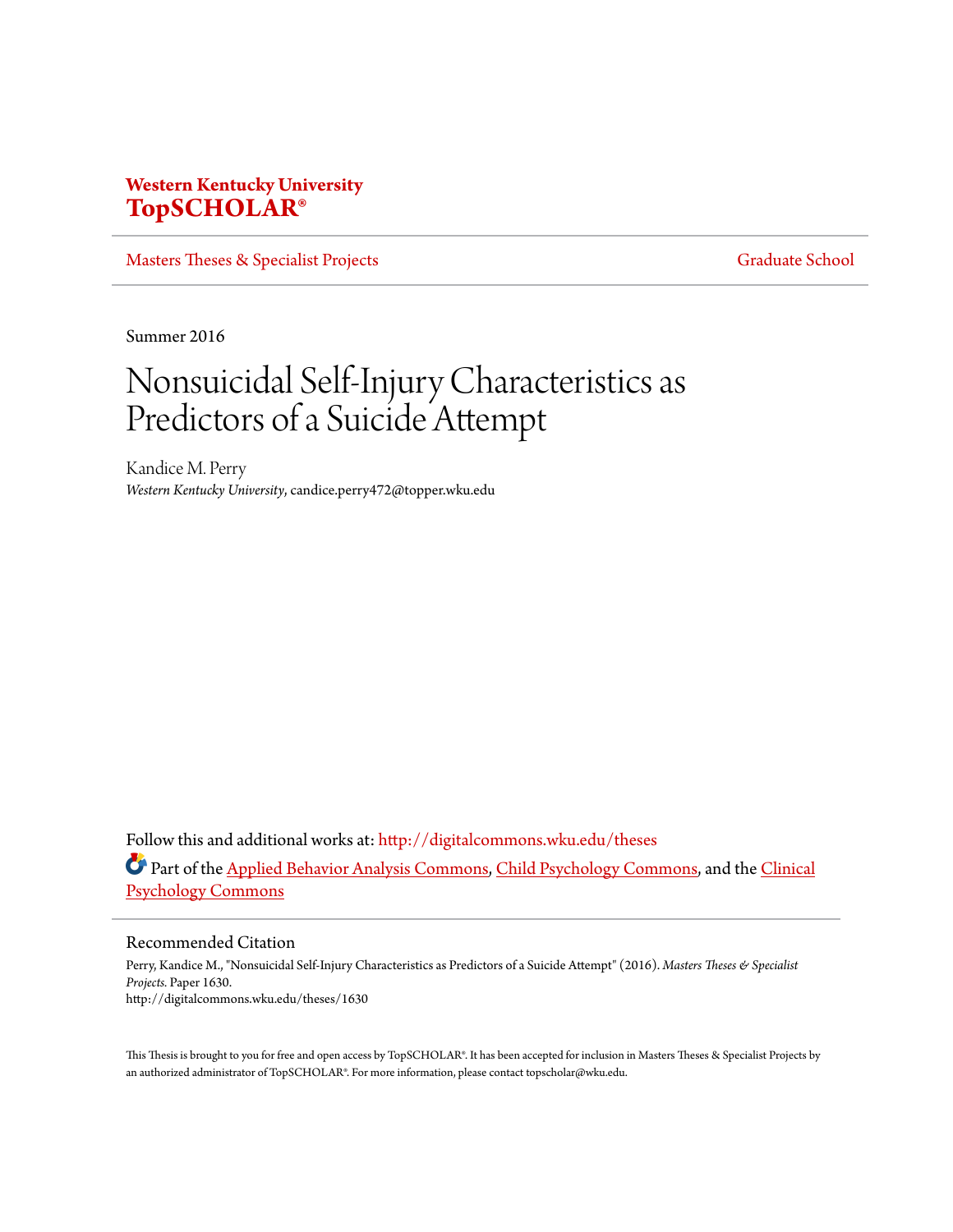**Western Kentucky University**
**TopSCHOLAR®**

Masters Theses & Specialist Projects | Graduate School

Summer 2016

# Nonsuicidal Self-Injury Characteristics as Predictors of a Suicide Attempt

Kandice M. Perry
*Western Kentucky University*, candice.perry472@topper.wku.edu

Follow this and additional works at: http://digitalcommons.wku.edu/theses

Part of the Applied Behavior Analysis Commons, Child Psychology Commons, and the Clinical Psychology Commons

## Recommended Citation

Perry, Kandice M., "Nonsuicidal Self-Injury Characteristics as Predictors of a Suicide Attempt" (2016). *Masters Theses & Specialist Projects.* Paper 1630.
http://digitalcommons.wku.edu/theses/1630

This Thesis is brought to you for free and open access by TopSCHOLAR®. It has been accepted for inclusion in Masters Theses & Specialist Projects by an authorized administrator of TopSCHOLAR®. For more information, please contact topscholar@wku.edu.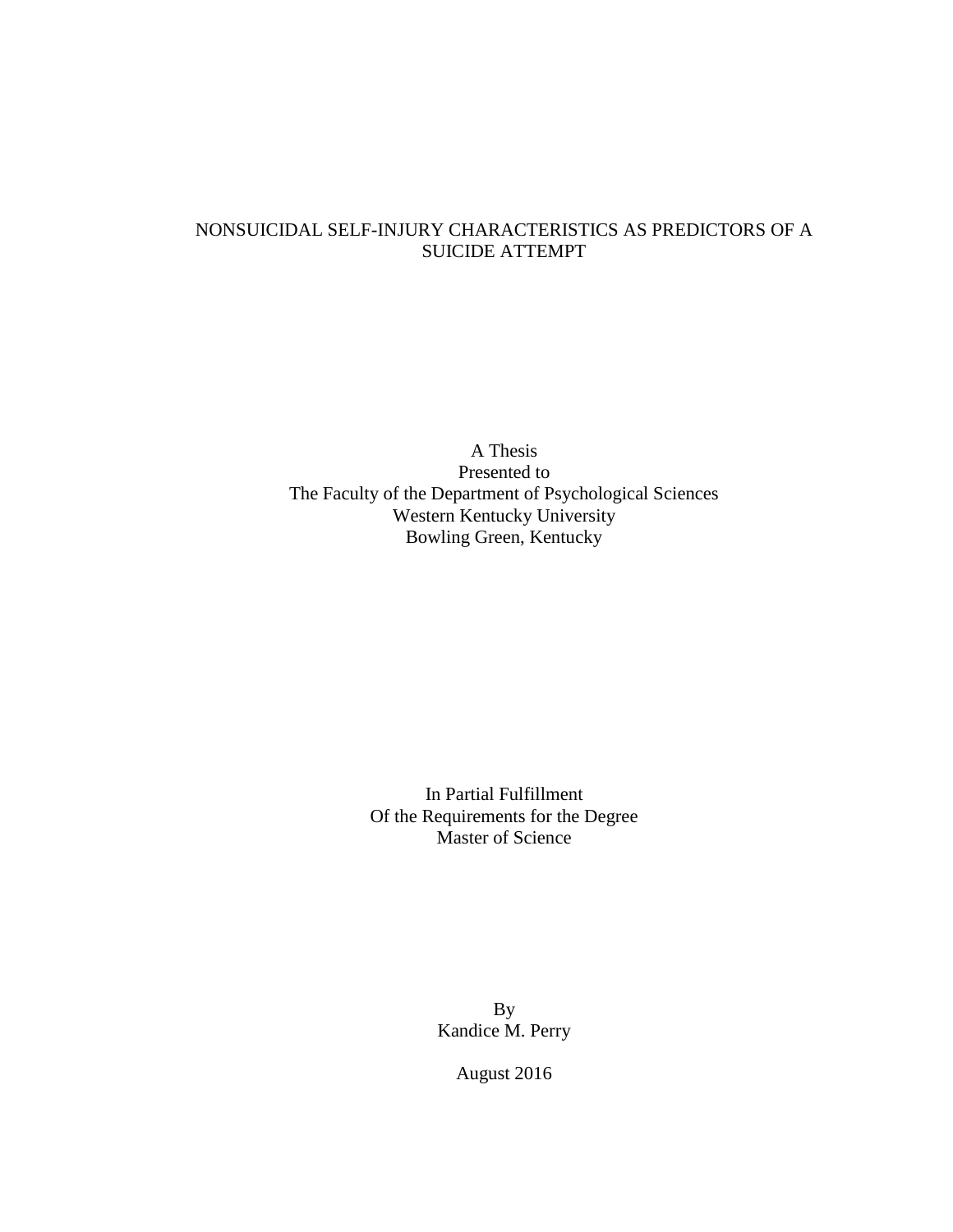# NONSUICIDAL SELF-INJURY CHARACTERISTICS AS PREDICTORS OF A SUICIDE ATTEMPT

A Thesis
Presented to
The Faculty of the Department of Psychological Sciences
Western Kentucky University
Bowling Green, Kentucky

In Partial Fulfillment
Of the Requirements for the Degree
Master of Science

By
Kandice M. Perry

August 2016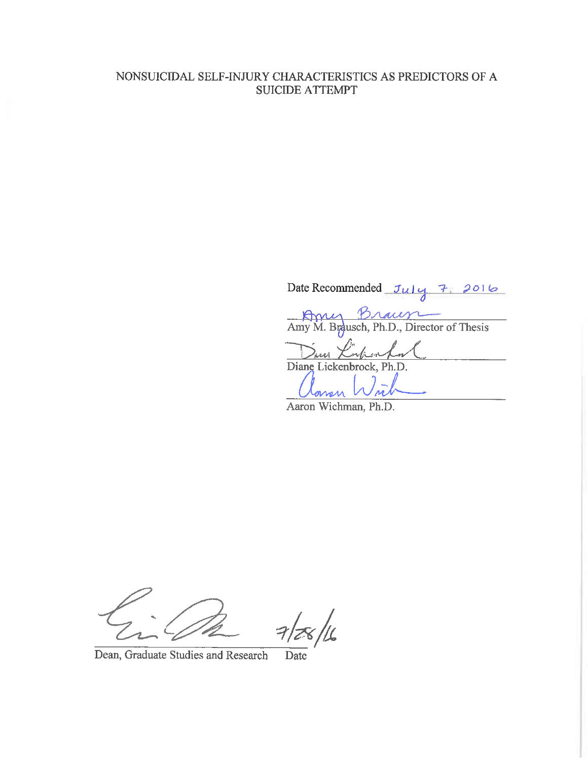NONSUICIDAL SELF-INJURY CHARACTERISTICS AS PREDICTORS OF A SUICIDE ATTEMPT

Date Recommended July 7, 2016

Amy M. Brausch, Ph.D., Director of Thesis

Diane Lickenbrock, Ph.D.

Aaron Wichman, Ph.D.

Dean, Graduate Studies and Research    Date 7/28/16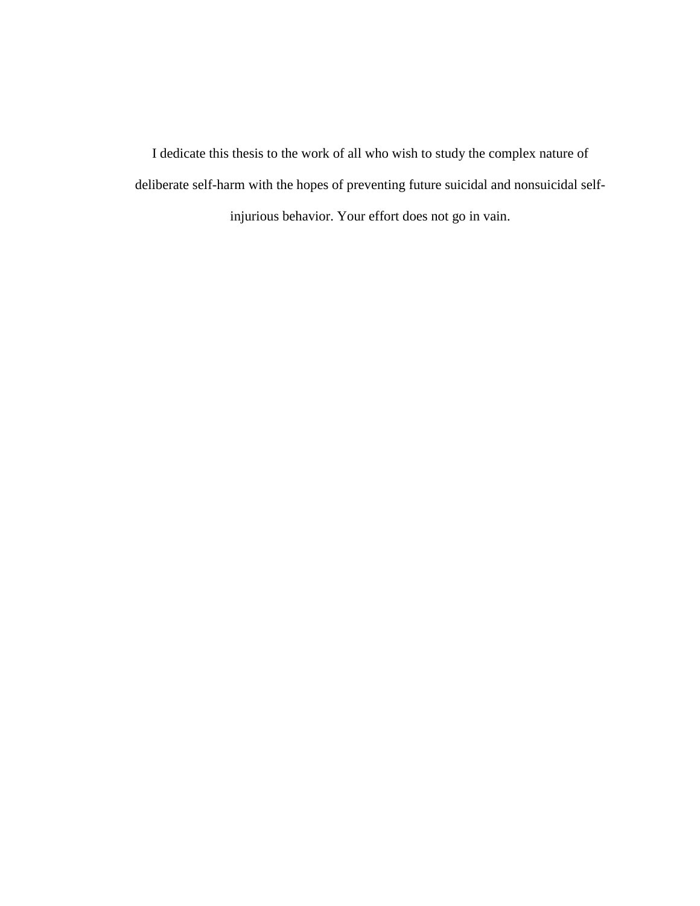I dedicate this thesis to the work of all who wish to study the complex nature of deliberate self-harm with the hopes of preventing future suicidal and nonsuicidal self-injurious behavior. Your effort does not go in vain.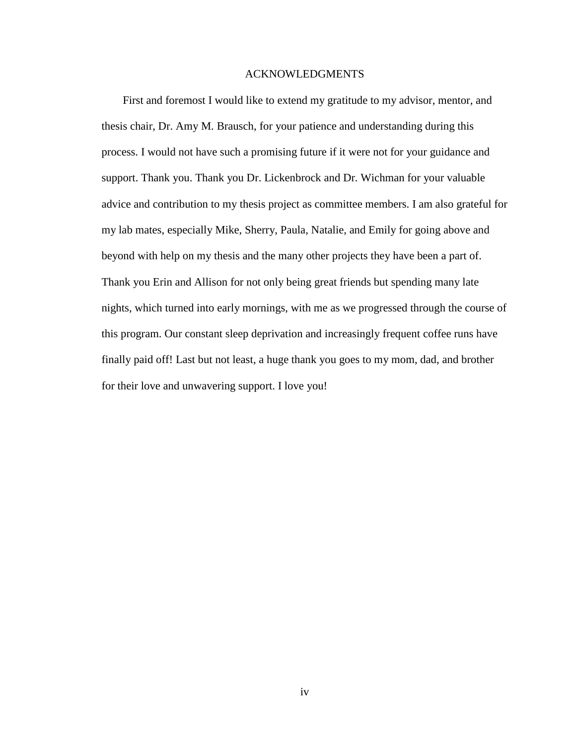# ACKNOWLEDGMENTS

First and foremost I would like to extend my gratitude to my advisor, mentor, and thesis chair, Dr. Amy M. Brausch, for your patience and understanding during this process. I would not have such a promising future if it were not for your guidance and support. Thank you. Thank you Dr. Lickenbrock and Dr. Wichman for your valuable advice and contribution to my thesis project as committee members. I am also grateful for my lab mates, especially Mike, Sherry, Paula, Natalie, and Emily for going above and beyond with help on my thesis and the many other projects they have been a part of. Thank you Erin and Allison for not only being great friends but spending many late nights, which turned into early mornings, with me as we progressed through the course of this program. Our constant sleep deprivation and increasingly frequent coffee runs have finally paid off! Last but not least, a huge thank you goes to my mom, dad, and brother for their love and unwavering support. I love you!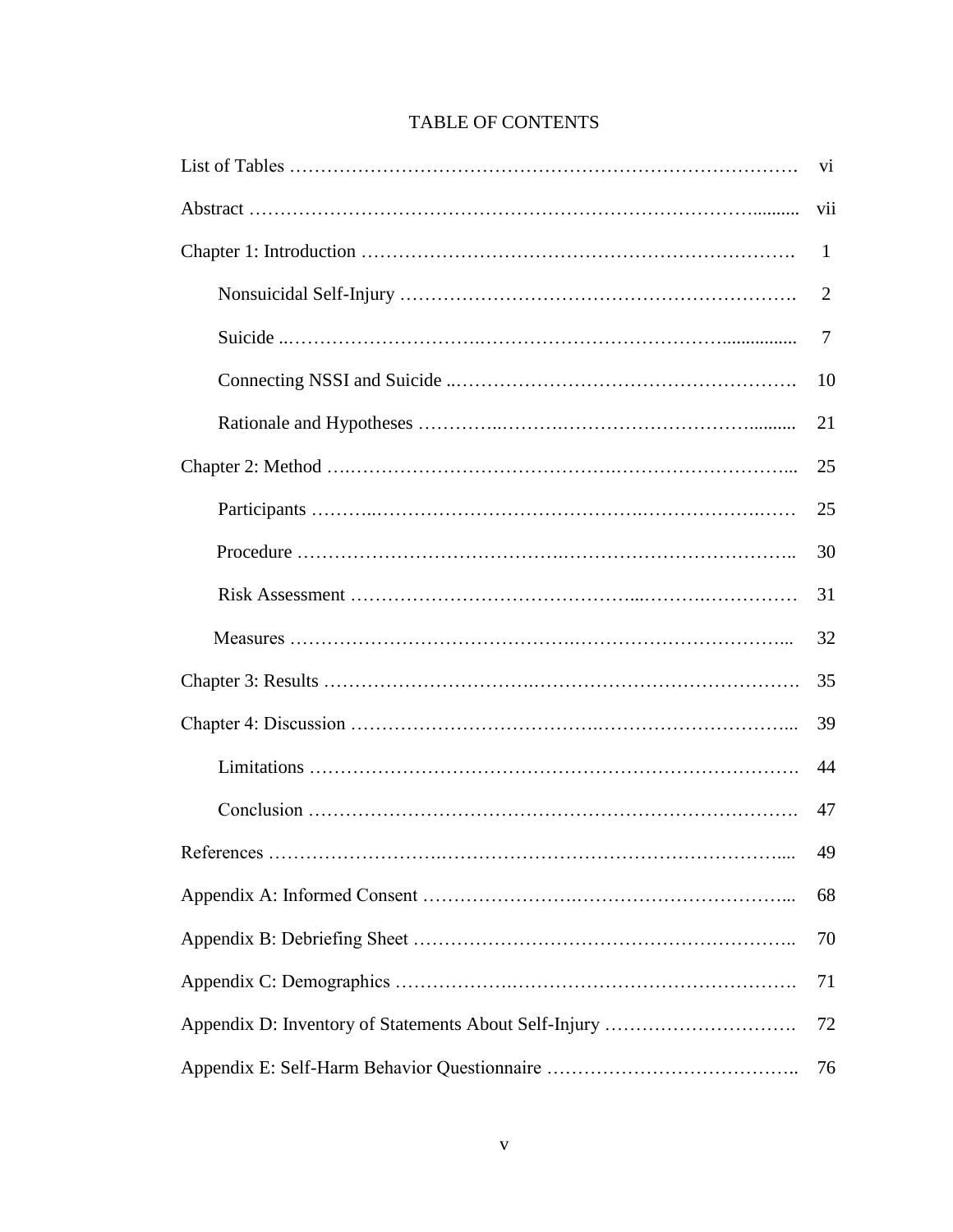# TABLE OF CONTENTS

| | |
|---|---|
| List of Tables | vi |
| Abstract | vii |
| Chapter 1: Introduction | 1 |
| Nonsuicidal Self-Injury | 2 |
| Suicide | 7 |
| Connecting NSSI and Suicide | 10 |
| Rationale and Hypotheses | 21 |
| Chapter 2: Method | 25 |
| Participants | 25 |
| Procedure | 30 |
| Risk Assessment | 31 |
| Measures | 32 |
| Chapter 3: Results | 35 |
| Chapter 4: Discussion | 39 |
| Limitations | 44 |
| Conclusion | 47 |
| References | 49 |
| Appendix A: Informed Consent | 68 |
| Appendix B: Debriefing Sheet | 70 |
| Appendix C: Demographics | 71 |
| Appendix D: Inventory of Statements About Self-Injury | 72 |
| Appendix E: Self-Harm Behavior Questionnaire | 76 |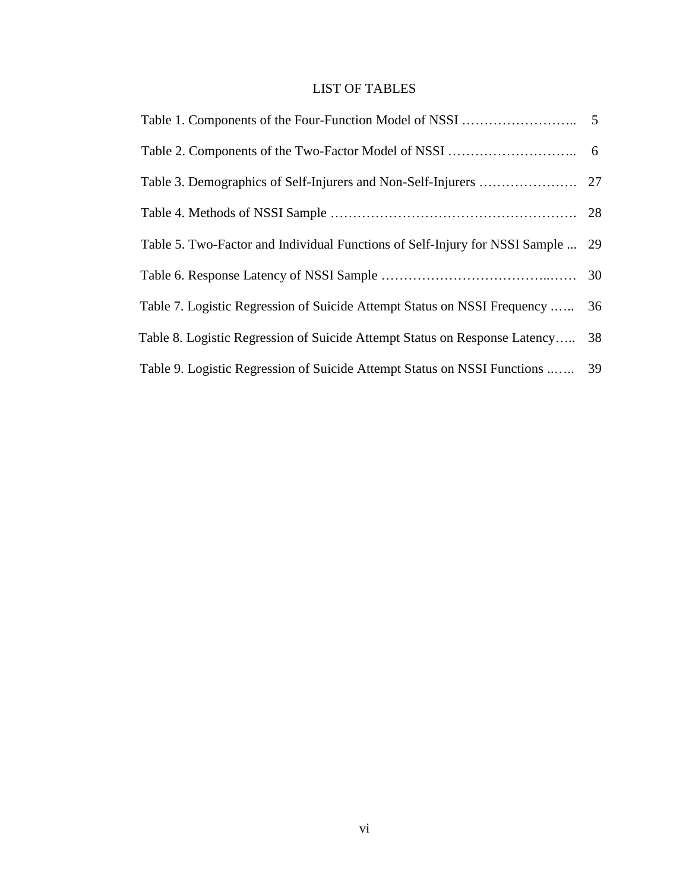# LIST OF TABLES

Table 1. Components of the Four-Function Model of NSSI …………………….. 5

Table 2. Components of the Two-Factor Model of NSSI ……………………….. 6

Table 3. Demographics of Self-Injurers and Non-Self-Injurers …………………. 27

Table 4. Methods of NSSI Sample ………………………………………………. 28

Table 5. Two-Factor and Individual Functions of Self-Injury for NSSI Sample ... 29

Table 6. Response Latency of NSSI Sample ………………………………..…… 30

Table 7. Logistic Regression of Suicide Attempt Status on NSSI Frequency ..…. 36

Table 8. Logistic Regression of Suicide Attempt Status on Response Latency….. 38

Table 9. Logistic Regression of Suicide Attempt Status on NSSI Functions ..….. 39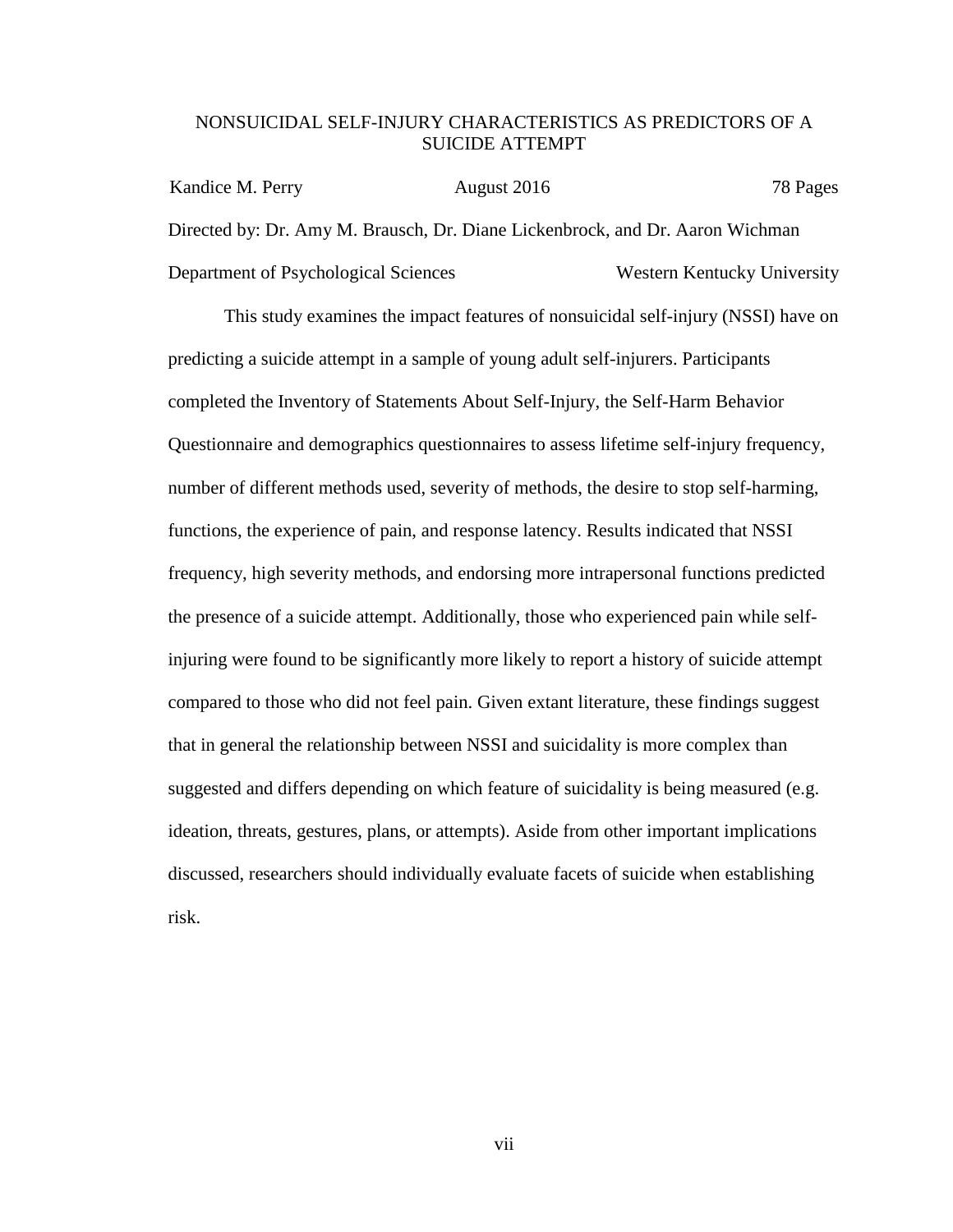# NONSUICIDAL SELF-INJURY CHARACTERISTICS AS PREDICTORS OF A SUICIDE ATTEMPT

Kandice M. Perry August 2016 78 Pages

Directed by: Dr. Amy M. Brausch, Dr. Diane Lickenbrock, and Dr. Aaron Wichman

Department of Psychological Sciences Western Kentucky University

This study examines the impact features of nonsuicidal self-injury (NSSI) have on predicting a suicide attempt in a sample of young adult self-injurers. Participants completed the Inventory of Statements About Self-Injury, the Self-Harm Behavior Questionnaire and demographics questionnaires to assess lifetime self-injury frequency, number of different methods used, severity of methods, the desire to stop self-harming, functions, the experience of pain, and response latency. Results indicated that NSSI frequency, high severity methods, and endorsing more intrapersonal functions predicted the presence of a suicide attempt. Additionally, those who experienced pain while self-injuring were found to be significantly more likely to report a history of suicide attempt compared to those who did not feel pain. Given extant literature, these findings suggest that in general the relationship between NSSI and suicidality is more complex than suggested and differs depending on which feature of suicidality is being measured (e.g. ideation, threats, gestures, plans, or attempts). Aside from other important implications discussed, researchers should individually evaluate facets of suicide when establishing risk.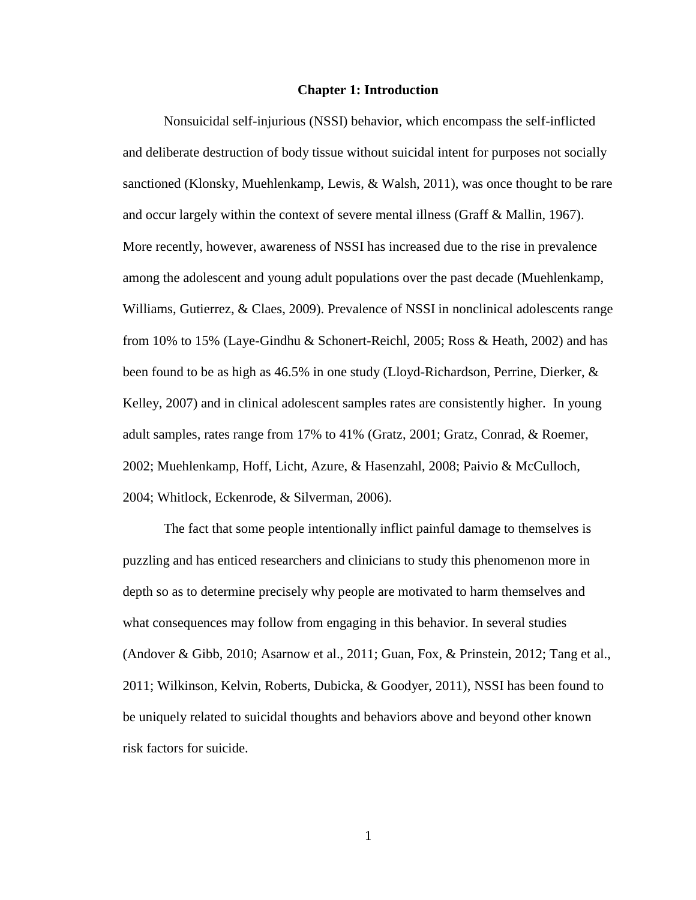# Chapter 1: Introduction

Nonsuicidal self-injurious (NSSI) behavior, which encompass the self-inflicted and deliberate destruction of body tissue without suicidal intent for purposes not socially sanctioned (Klonsky, Muehlenkamp, Lewis, & Walsh, 2011), was once thought to be rare and occur largely within the context of severe mental illness (Graff & Mallin, 1967). More recently, however, awareness of NSSI has increased due to the rise in prevalence among the adolescent and young adult populations over the past decade (Muehlenkamp, Williams, Gutierrez, & Claes, 2009). Prevalence of NSSI in nonclinical adolescents range from 10% to 15% (Laye-Gindhu & Schonert-Reichl, 2005; Ross & Heath, 2002) and has been found to be as high as 46.5% in one study (Lloyd-Richardson, Perrine, Dierker, & Kelley, 2007) and in clinical adolescent samples rates are consistently higher. In young adult samples, rates range from 17% to 41% (Gratz, 2001; Gratz, Conrad, & Roemer, 2002; Muehlenkamp, Hoff, Licht, Azure, & Hasenzahl, 2008; Paivio & McCulloch, 2004; Whitlock, Eckenrode, & Silverman, 2006).

The fact that some people intentionally inflict painful damage to themselves is puzzling and has enticed researchers and clinicians to study this phenomenon more in depth so as to determine precisely why people are motivated to harm themselves and what consequences may follow from engaging in this behavior. In several studies (Andover & Gibb, 2010; Asarnow et al., 2011; Guan, Fox, & Prinstein, 2012; Tang et al., 2011; Wilkinson, Kelvin, Roberts, Dubicka, & Goodyer, 2011), NSSI has been found to be uniquely related to suicidal thoughts and behaviors above and beyond other known risk factors for suicide.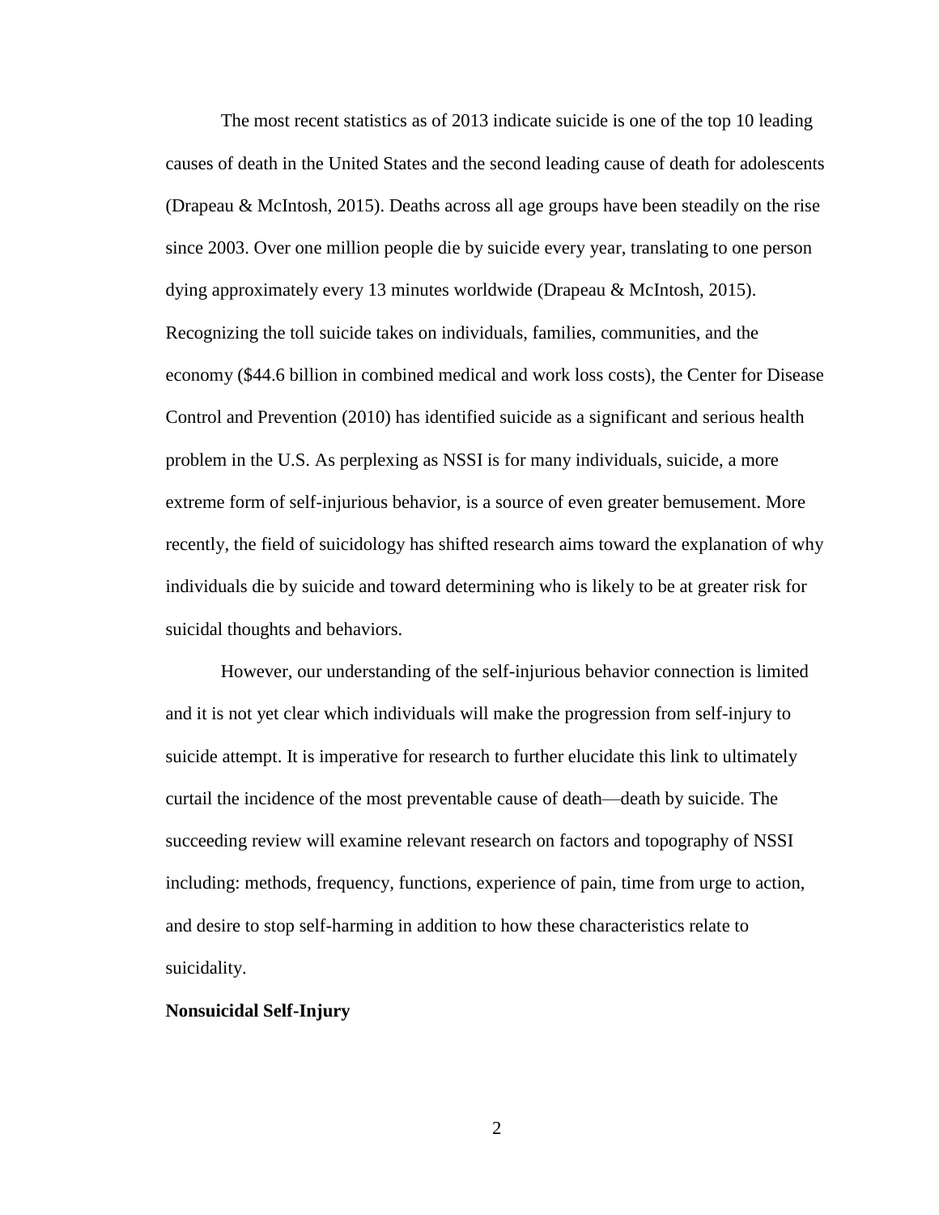The most recent statistics as of 2013 indicate suicide is one of the top 10 leading causes of death in the United States and the second leading cause of death for adolescents (Drapeau & McIntosh, 2015). Deaths across all age groups have been steadily on the rise since 2003. Over one million people die by suicide every year, translating to one person dying approximately every 13 minutes worldwide (Drapeau & McIntosh, 2015). Recognizing the toll suicide takes on individuals, families, communities, and the economy ($44.6 billion in combined medical and work loss costs), the Center for Disease Control and Prevention (2010) has identified suicide as a significant and serious health problem in the U.S. As perplexing as NSSI is for many individuals, suicide, a more extreme form of self-injurious behavior, is a source of even greater bemusement. More recently, the field of suicidology has shifted research aims toward the explanation of why individuals die by suicide and toward determining who is likely to be at greater risk for suicidal thoughts and behaviors.

However, our understanding of the self-injurious behavior connection is limited and it is not yet clear which individuals will make the progression from self-injury to suicide attempt. It is imperative for research to further elucidate this link to ultimately curtail the incidence of the most preventable cause of death—death by suicide. The succeeding review will examine relevant research on factors and topography of NSSI including: methods, frequency, functions, experience of pain, time from urge to action, and desire to stop self-harming in addition to how these characteristics relate to suicidality.

**Nonsuicidal Self-Injury**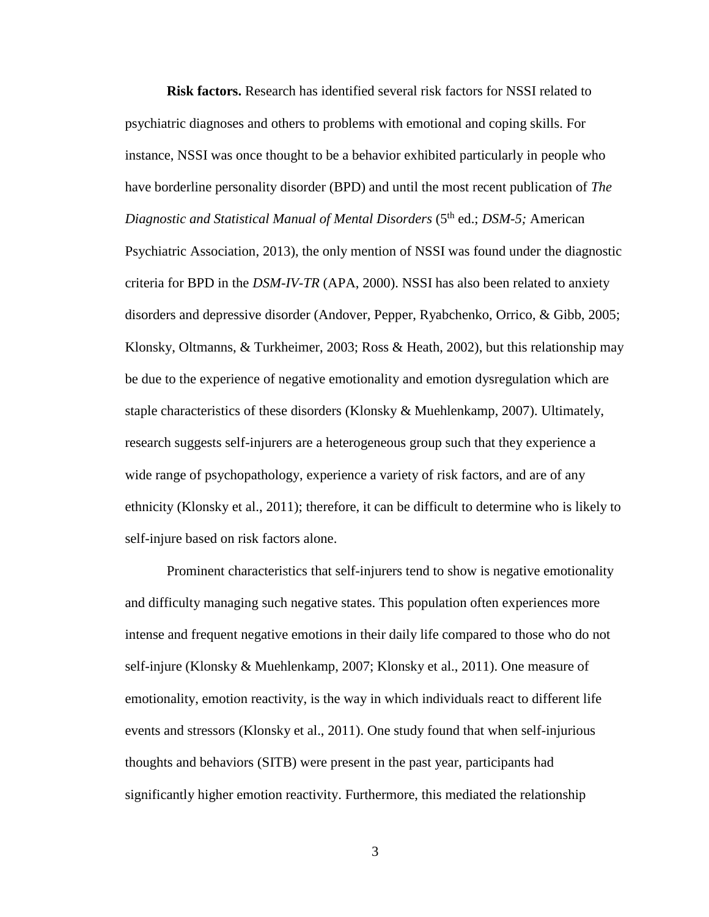**Risk factors.** Research has identified several risk factors for NSSI related to psychiatric diagnoses and others to problems with emotional and coping skills. For instance, NSSI was once thought to be a behavior exhibited particularly in people who have borderline personality disorder (BPD) and until the most recent publication of *The Diagnostic and Statistical Manual of Mental Disorders* (5th ed.; *DSM-5;* American Psychiatric Association, 2013), the only mention of NSSI was found under the diagnostic criteria for BPD in the *DSM-IV-TR* (APA, 2000). NSSI has also been related to anxiety disorders and depressive disorder (Andover, Pepper, Ryabchenko, Orrico, & Gibb, 2005; Klonsky, Oltmanns, & Turkheimer, 2003; Ross & Heath, 2002), but this relationship may be due to the experience of negative emotionality and emotion dysregulation which are staple characteristics of these disorders (Klonsky & Muehlenkamp, 2007). Ultimately, research suggests self-injurers are a heterogeneous group such that they experience a wide range of psychopathology, experience a variety of risk factors, and are of any ethnicity (Klonsky et al., 2011); therefore, it can be difficult to determine who is likely to self-injure based on risk factors alone.

Prominent characteristics that self-injurers tend to show is negative emotionality and difficulty managing such negative states. This population often experiences more intense and frequent negative emotions in their daily life compared to those who do not self-injure (Klonsky & Muehlenkamp, 2007; Klonsky et al., 2011). One measure of emotionality, emotion reactivity, is the way in which individuals react to different life events and stressors (Klonsky et al., 2011). One study found that when self-injurious thoughts and behaviors (SITB) were present in the past year, participants had significantly higher emotion reactivity. Furthermore, this mediated the relationship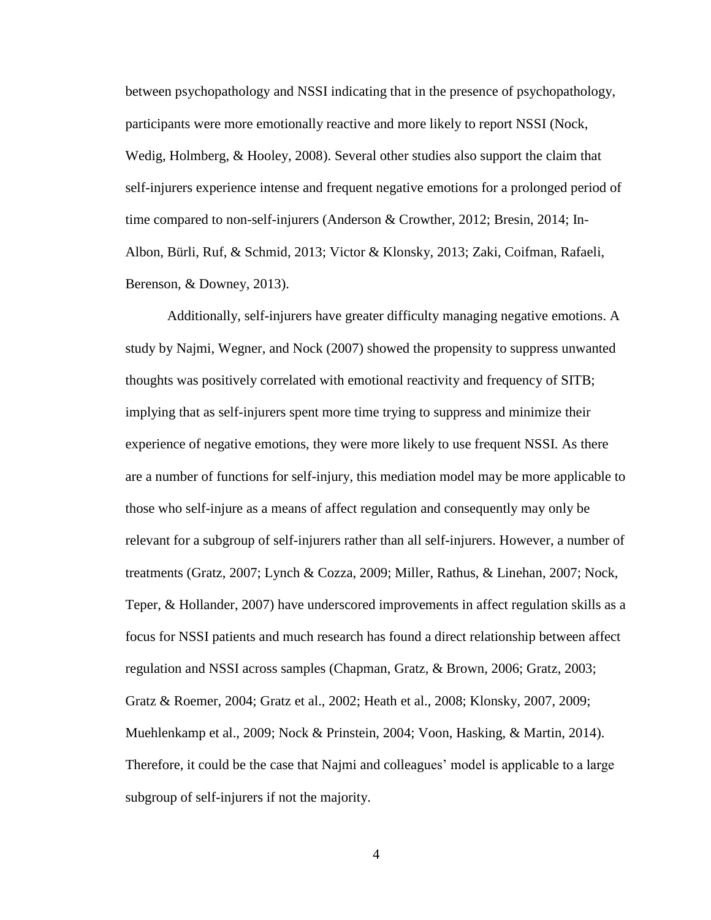between psychopathology and NSSI indicating that in the presence of psychopathology, participants were more emotionally reactive and more likely to report NSSI (Nock, Wedig, Holmberg, & Hooley, 2008). Several other studies also support the claim that self-injurers experience intense and frequent negative emotions for a prolonged period of time compared to non-self-injurers (Anderson & Crowther, 2012; Bresin, 2014; In-Albon, Bürli, Ruf, & Schmid, 2013; Victor & Klonsky, 2013; Zaki, Coifman, Rafaeli, Berenson, & Downey, 2013).

Additionally, self-injurers have greater difficulty managing negative emotions. A study by Najmi, Wegner, and Nock (2007) showed the propensity to suppress unwanted thoughts was positively correlated with emotional reactivity and frequency of SITB; implying that as self-injurers spent more time trying to suppress and minimize their experience of negative emotions, they were more likely to use frequent NSSI. As there are a number of functions for self-injury, this mediation model may be more applicable to those who self-injure as a means of affect regulation and consequently may only be relevant for a subgroup of self-injurers rather than all self-injurers. However, a number of treatments (Gratz, 2007; Lynch & Cozza, 2009; Miller, Rathus, & Linehan, 2007; Nock, Teper, & Hollander, 2007) have underscored improvements in affect regulation skills as a focus for NSSI patients and much research has found a direct relationship between affect regulation and NSSI across samples (Chapman, Gratz, & Brown, 2006; Gratz, 2003; Gratz & Roemer, 2004; Gratz et al., 2002; Heath et al., 2008; Klonsky, 2007, 2009; Muehlenkamp et al., 2009; Nock & Prinstein, 2004; Voon, Hasking, & Martin, 2014). Therefore, it could be the case that Najmi and colleagues' model is applicable to a large subgroup of self-injurers if not the majority.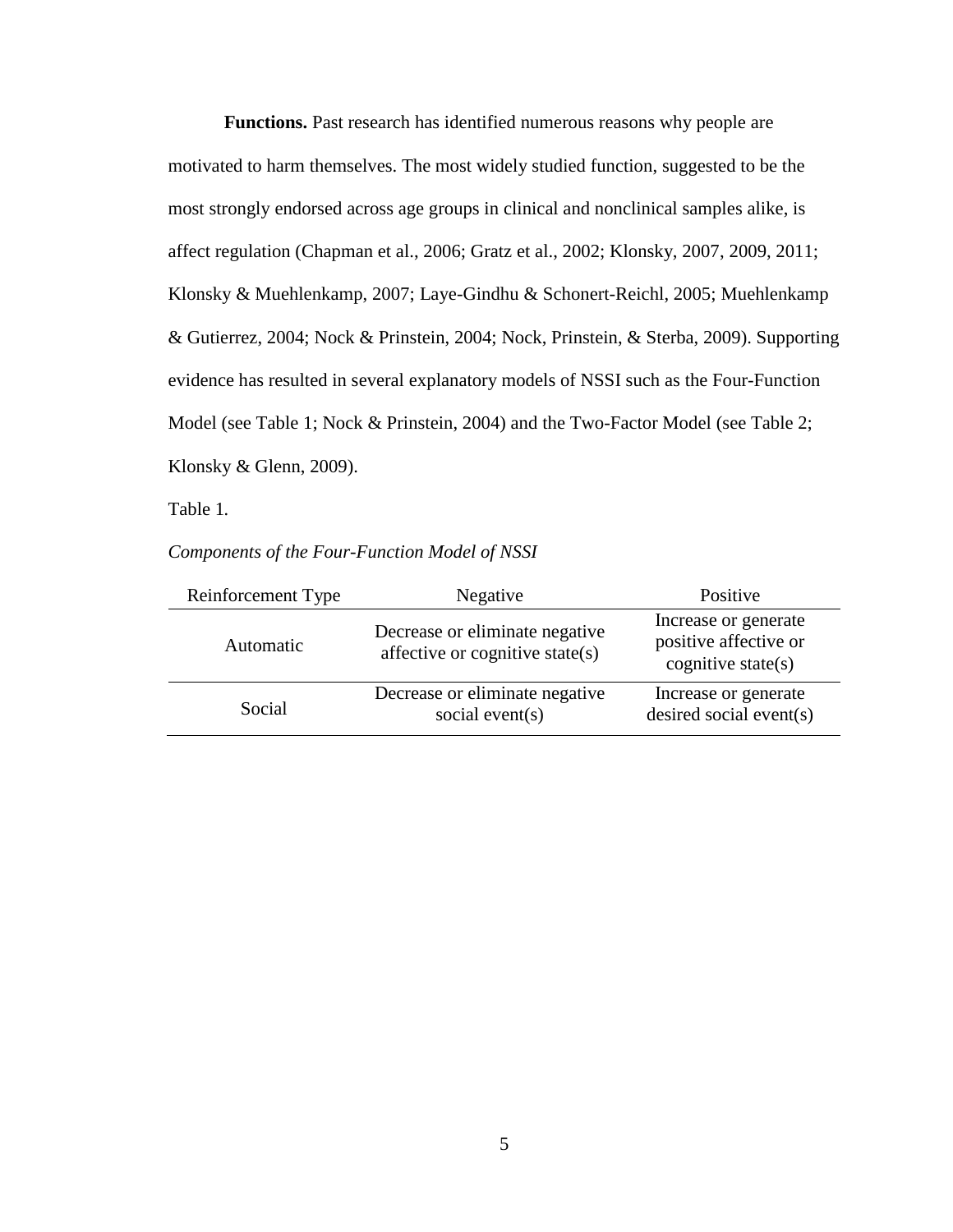**Functions.** Past research has identified numerous reasons why people are motivated to harm themselves. The most widely studied function, suggested to be the most strongly endorsed across age groups in clinical and nonclinical samples alike, is affect regulation (Chapman et al., 2006; Gratz et al., 2002; Klonsky, 2007, 2009, 2011; Klonsky & Muehlenkamp, 2007; Laye-Gindhu & Schonert-Reichl, 2005; Muehlenkamp & Gutierrez, 2004; Nock & Prinstein, 2004; Nock, Prinstein, & Sterba, 2009). Supporting evidence has resulted in several explanatory models of NSSI such as the Four-Function Model (see Table 1; Nock & Prinstein, 2004) and the Two-Factor Model (see Table 2; Klonsky & Glenn, 2009).

Table 1.

*Components of the Four-Function Model of NSSI*

| Reinforcement Type | Negative | Positive |
| --- | --- | --- |
| Automatic | Decrease or eliminate negative affective or cognitive state(s) | Increase or generate positive affective or cognitive state(s) |
| Social | Decrease or eliminate negative social event(s) | Increase or generate desired social event(s) |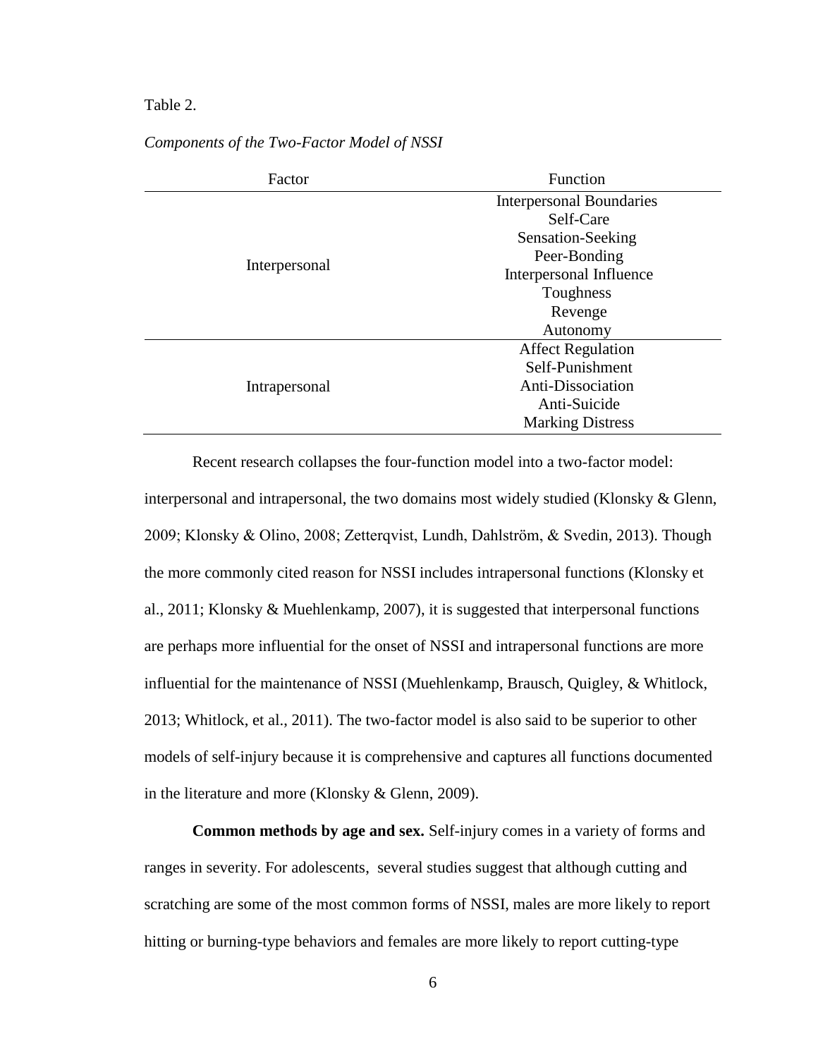Table 2.

*Components of the Two-Factor Model of NSSI*

| Factor | Function |
|---|---|
| Interpersonal | Interpersonal Boundaries |
| | Self-Care |
| | Sensation-Seeking |
| | Peer-Bonding |
| | Interpersonal Influence |
| | Toughness |
| | Revenge |
| | Autonomy |
| Intrapersonal | Affect Regulation |
| | Self-Punishment |
| | Anti-Dissociation |
| | Anti-Suicide |
| | Marking Distress |

Recent research collapses the four-function model into a two-factor model: interpersonal and intrapersonal, the two domains most widely studied (Klonsky & Glenn, 2009; Klonsky & Olino, 2008; Zetterqvist, Lundh, Dahlström, & Svedin, 2013). Though the more commonly cited reason for NSSI includes intrapersonal functions (Klonsky et al., 2011; Klonsky & Muehlenkamp, 2007), it is suggested that interpersonal functions are perhaps more influential for the onset of NSSI and intrapersonal functions are more influential for the maintenance of NSSI (Muehlenkamp, Brausch, Quigley, & Whitlock, 2013; Whitlock, et al., 2011). The two-factor model is also said to be superior to other models of self-injury because it is comprehensive and captures all functions documented in the literature and more (Klonsky & Glenn, 2009).

**Common methods by age and sex.** Self-injury comes in a variety of forms and ranges in severity. For adolescents, several studies suggest that although cutting and scratching are some of the most common forms of NSSI, males are more likely to report hitting or burning-type behaviors and females are more likely to report cutting-type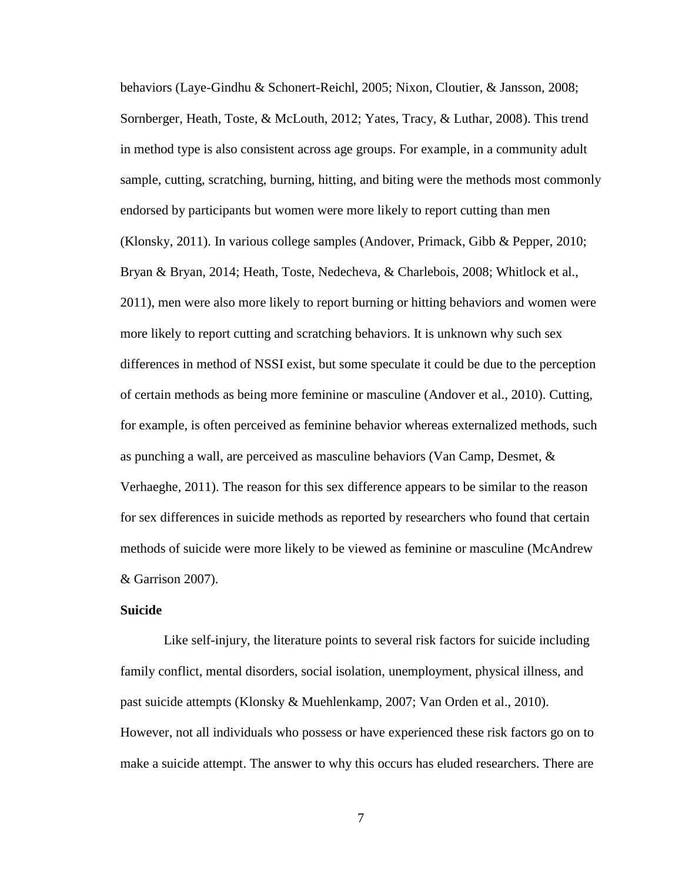behaviors (Laye-Gindhu & Schonert-Reichl, 2005; Nixon, Cloutier, & Jansson, 2008; Sornberger, Heath, Toste, & McLouth, 2012; Yates, Tracy, & Luthar, 2008). This trend in method type is also consistent across age groups. For example, in a community adult sample, cutting, scratching, burning, hitting, and biting were the methods most commonly endorsed by participants but women were more likely to report cutting than men (Klonsky, 2011). In various college samples (Andover, Primack, Gibb & Pepper, 2010; Bryan & Bryan, 2014; Heath, Toste, Nedecheva, & Charlebois, 2008; Whitlock et al., 2011), men were also more likely to report burning or hitting behaviors and women were more likely to report cutting and scratching behaviors. It is unknown why such sex differences in method of NSSI exist, but some speculate it could be due to the perception of certain methods as being more feminine or masculine (Andover et al., 2010). Cutting, for example, is often perceived as feminine behavior whereas externalized methods, such as punching a wall, are perceived as masculine behaviors (Van Camp, Desmet, & Verhaeghe, 2011). The reason for this sex difference appears to be similar to the reason for sex differences in suicide methods as reported by researchers who found that certain methods of suicide were more likely to be viewed as feminine or masculine (McAndrew & Garrison 2007).

**Suicide**

Like self-injury, the literature points to several risk factors for suicide including family conflict, mental disorders, social isolation, unemployment, physical illness, and past suicide attempts (Klonsky & Muehlenkamp, 2007; Van Orden et al., 2010). However, not all individuals who possess or have experienced these risk factors go on to make a suicide attempt. The answer to why this occurs has eluded researchers. There are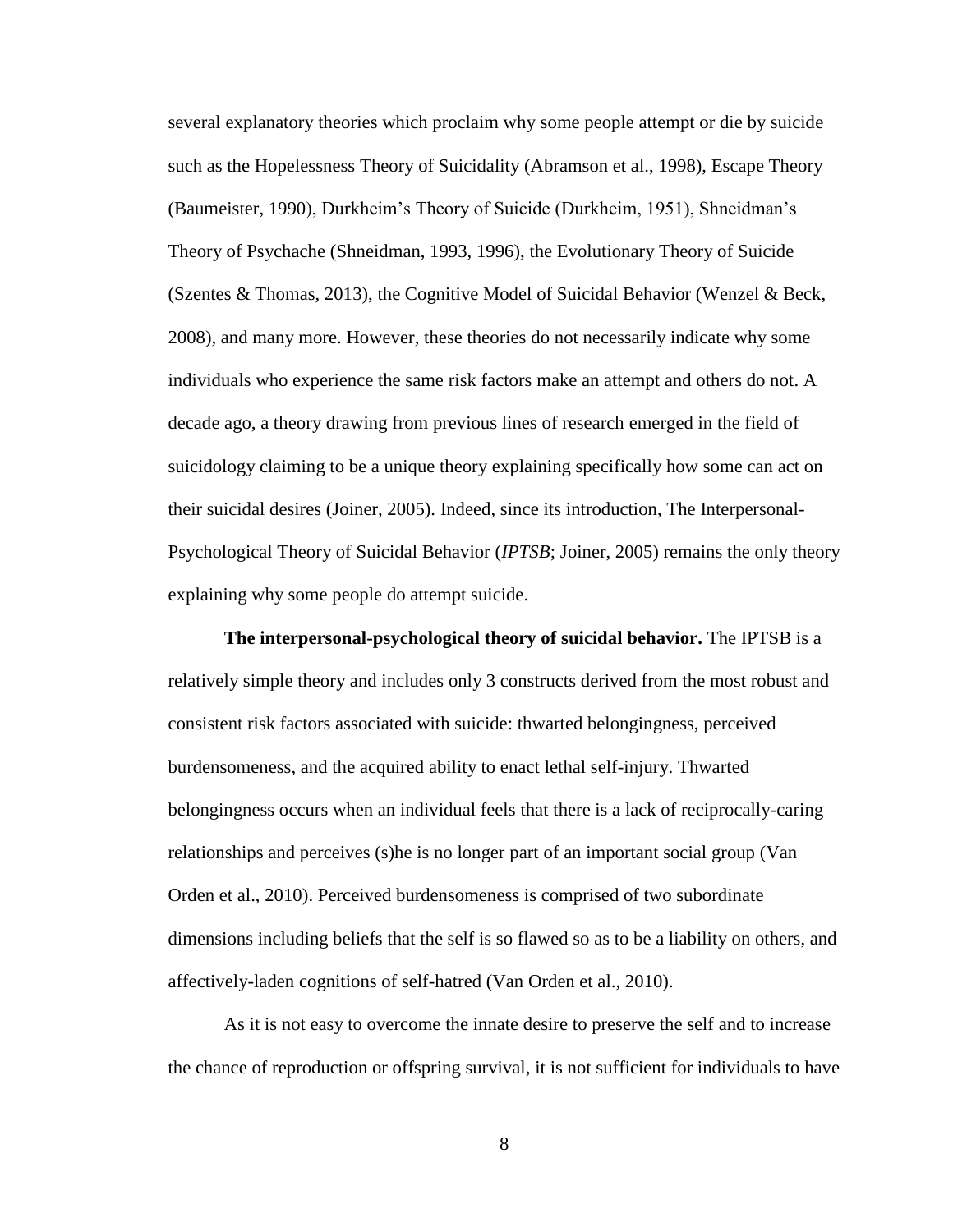several explanatory theories which proclaim why some people attempt or die by suicide such as the Hopelessness Theory of Suicidality (Abramson et al., 1998), Escape Theory (Baumeister, 1990), Durkheim's Theory of Suicide (Durkheim, 1951), Shneidman's Theory of Psychache (Shneidman, 1993, 1996), the Evolutionary Theory of Suicide (Szentes & Thomas, 2013), the Cognitive Model of Suicidal Behavior (Wenzel & Beck, 2008), and many more. However, these theories do not necessarily indicate why some individuals who experience the same risk factors make an attempt and others do not. A decade ago, a theory drawing from previous lines of research emerged in the field of suicidology claiming to be a unique theory explaining specifically how some can act on their suicidal desires (Joiner, 2005). Indeed, since its introduction, The Interpersonal-Psychological Theory of Suicidal Behavior (*IPTSB*; Joiner, 2005) remains the only theory explaining why some people do attempt suicide.

**The interpersonal-psychological theory of suicidal behavior.** The IPTSB is a relatively simple theory and includes only 3 constructs derived from the most robust and consistent risk factors associated with suicide: thwarted belongingness, perceived burdensomeness, and the acquired ability to enact lethal self-injury. Thwarted belongingness occurs when an individual feels that there is a lack of reciprocally-caring relationships and perceives (s)he is no longer part of an important social group (Van Orden et al., 2010). Perceived burdensomeness is comprised of two subordinate dimensions including beliefs that the self is so flawed so as to be a liability on others, and affectively-laden cognitions of self-hatred (Van Orden et al., 2010).

As it is not easy to overcome the innate desire to preserve the self and to increase the chance of reproduction or offspring survival, it is not sufficient for individuals to have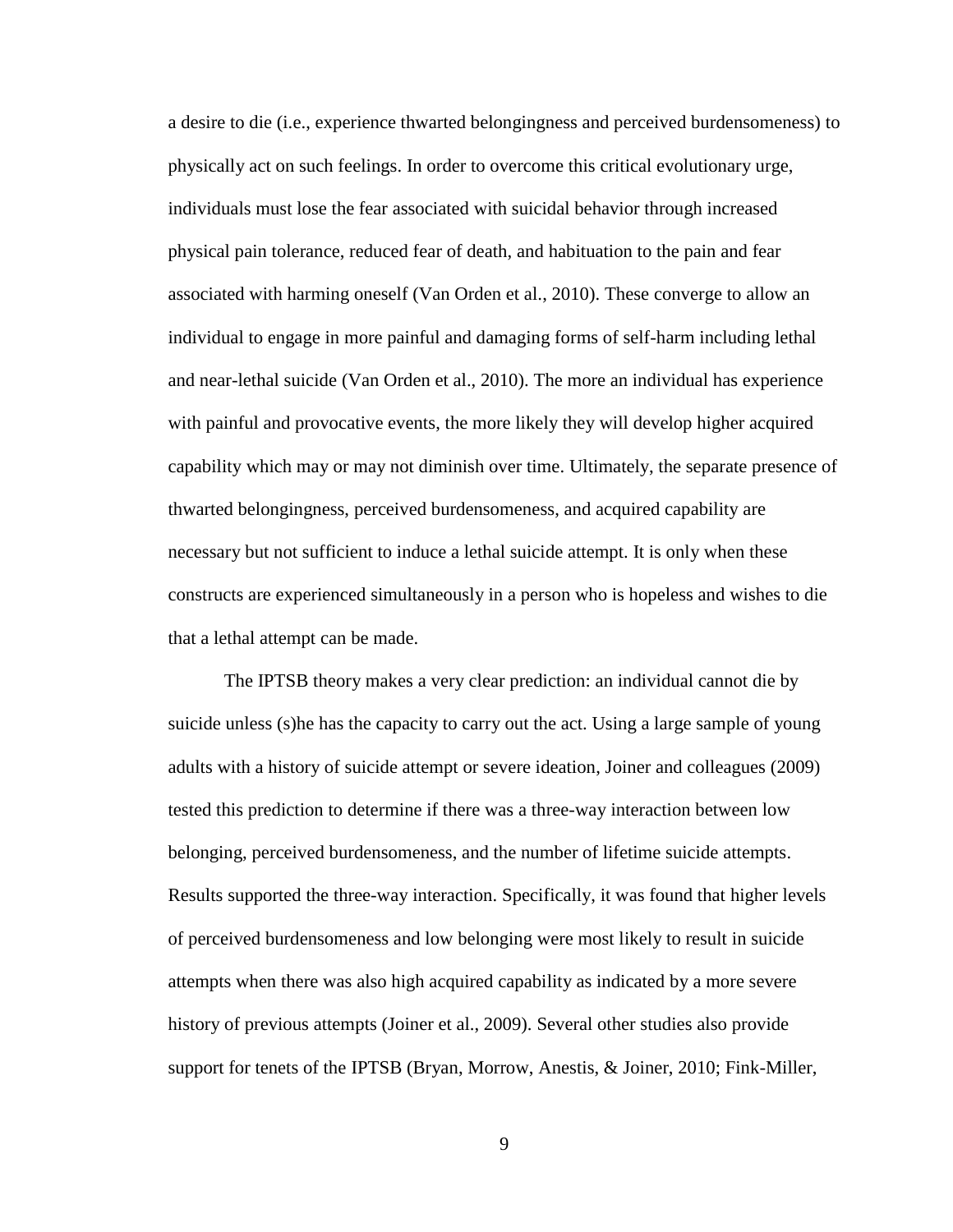a desire to die (i.e., experience thwarted belongingness and perceived burdensomeness) to physically act on such feelings. In order to overcome this critical evolutionary urge, individuals must lose the fear associated with suicidal behavior through increased physical pain tolerance, reduced fear of death, and habituation to the pain and fear associated with harming oneself (Van Orden et al., 2010). These converge to allow an individual to engage in more painful and damaging forms of self-harm including lethal and near-lethal suicide (Van Orden et al., 2010). The more an individual has experience with painful and provocative events, the more likely they will develop higher acquired capability which may or may not diminish over time. Ultimately, the separate presence of thwarted belongingness, perceived burdensomeness, and acquired capability are necessary but not sufficient to induce a lethal suicide attempt. It is only when these constructs are experienced simultaneously in a person who is hopeless and wishes to die that a lethal attempt can be made.

The IPTSB theory makes a very clear prediction: an individual cannot die by suicide unless (s)he has the capacity to carry out the act. Using a large sample of young adults with a history of suicide attempt or severe ideation, Joiner and colleagues (2009) tested this prediction to determine if there was a three-way interaction between low belonging, perceived burdensomeness, and the number of lifetime suicide attempts. Results supported the three-way interaction. Specifically, it was found that higher levels of perceived burdensomeness and low belonging were most likely to result in suicide attempts when there was also high acquired capability as indicated by a more severe history of previous attempts (Joiner et al., 2009). Several other studies also provide support for tenets of the IPTSB (Bryan, Morrow, Anestis, & Joiner, 2010; Fink-Miller,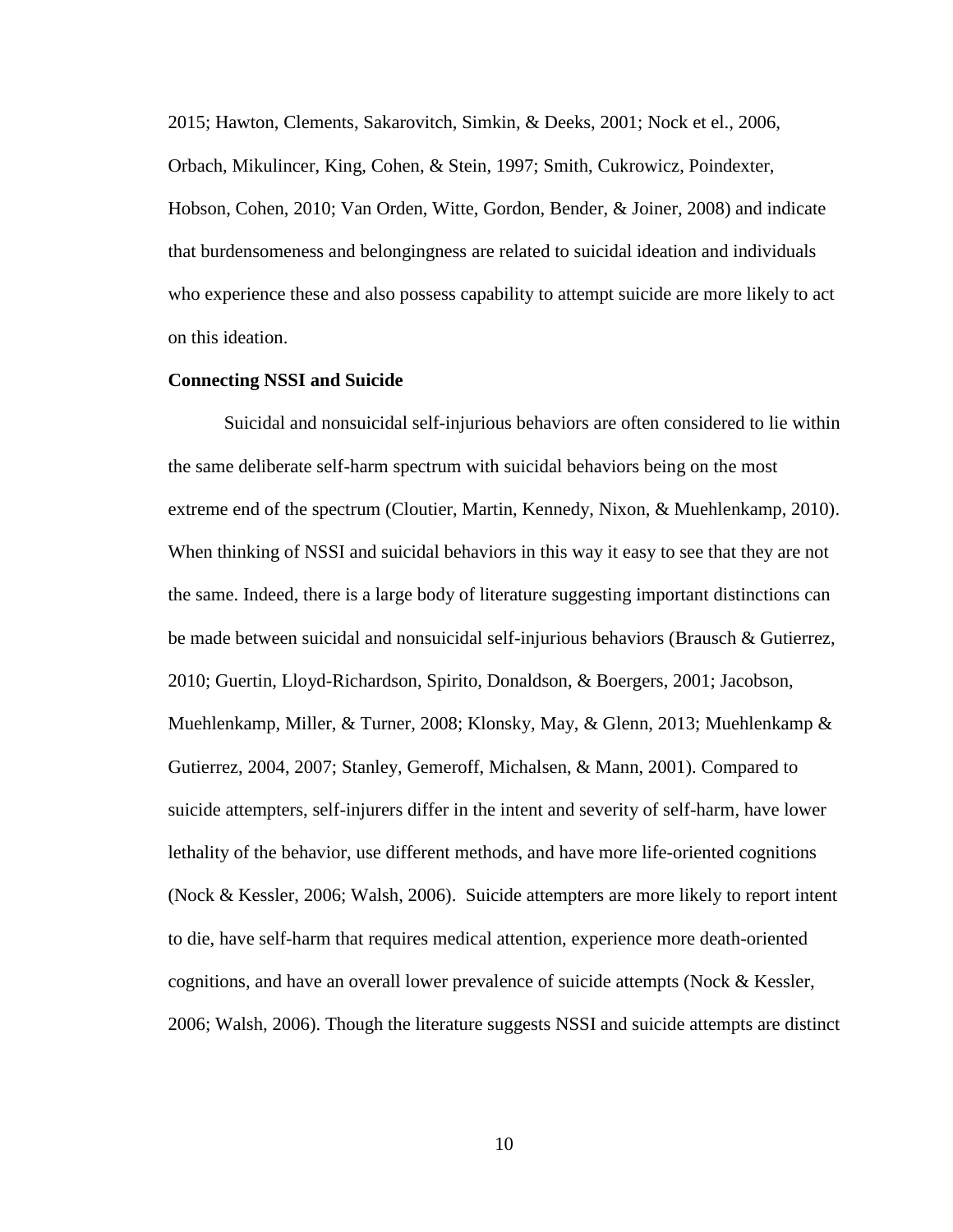2015; Hawton, Clements, Sakarovitch, Simkin, & Deeks, 2001; Nock et el., 2006, Orbach, Mikulincer, King, Cohen, & Stein, 1997; Smith, Cukrowicz, Poindexter, Hobson, Cohen, 2010; Van Orden, Witte, Gordon, Bender, & Joiner, 2008) and indicate that burdensomeness and belongingness are related to suicidal ideation and individuals who experience these and also possess capability to attempt suicide are more likely to act on this ideation.

**Connecting NSSI and Suicide**

Suicidal and nonsuicidal self-injurious behaviors are often considered to lie within the same deliberate self-harm spectrum with suicidal behaviors being on the most extreme end of the spectrum (Cloutier, Martin, Kennedy, Nixon, & Muehlenkamp, 2010). When thinking of NSSI and suicidal behaviors in this way it easy to see that they are not the same. Indeed, there is a large body of literature suggesting important distinctions can be made between suicidal and nonsuicidal self-injurious behaviors (Brausch & Gutierrez, 2010; Guertin, Lloyd-Richardson, Spirito, Donaldson, & Boergers, 2001; Jacobson, Muehlenkamp, Miller, & Turner, 2008; Klonsky, May, & Glenn, 2013; Muehlenkamp & Gutierrez, 2004, 2007; Stanley, Gemeroff, Michalsen, & Mann, 2001). Compared to suicide attempters, self-injurers differ in the intent and severity of self-harm, have lower lethality of the behavior, use different methods, and have more life-oriented cognitions (Nock & Kessler, 2006; Walsh, 2006). Suicide attempters are more likely to report intent to die, have self-harm that requires medical attention, experience more death-oriented cognitions, and have an overall lower prevalence of suicide attempts (Nock & Kessler, 2006; Walsh, 2006). Though the literature suggests NSSI and suicide attempts are distinct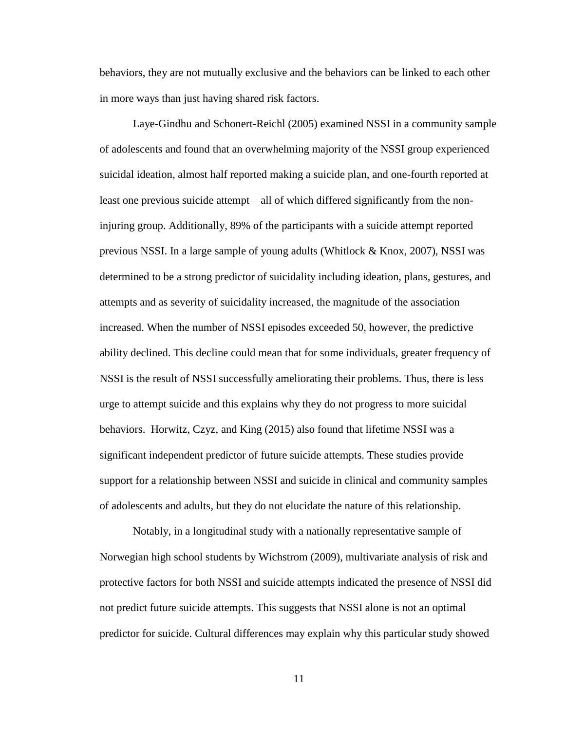behaviors, they are not mutually exclusive and the behaviors can be linked to each other in more ways than just having shared risk factors.

Laye-Gindhu and Schonert-Reichl (2005) examined NSSI in a community sample of adolescents and found that an overwhelming majority of the NSSI group experienced suicidal ideation, almost half reported making a suicide plan, and one-fourth reported at least one previous suicide attempt—all of which differed significantly from the non-injuring group. Additionally, 89% of the participants with a suicide attempt reported previous NSSI. In a large sample of young adults (Whitlock & Knox, 2007), NSSI was determined to be a strong predictor of suicidality including ideation, plans, gestures, and attempts and as severity of suicidality increased, the magnitude of the association increased. When the number of NSSI episodes exceeded 50, however, the predictive ability declined. This decline could mean that for some individuals, greater frequency of NSSI is the result of NSSI successfully ameliorating their problems. Thus, there is less urge to attempt suicide and this explains why they do not progress to more suicidal behaviors. Horwitz, Czyz, and King (2015) also found that lifetime NSSI was a significant independent predictor of future suicide attempts. These studies provide support for a relationship between NSSI and suicide in clinical and community samples of adolescents and adults, but they do not elucidate the nature of this relationship.

Notably, in a longitudinal study with a nationally representative sample of Norwegian high school students by Wichstrom (2009), multivariate analysis of risk and protective factors for both NSSI and suicide attempts indicated the presence of NSSI did not predict future suicide attempts. This suggests that NSSI alone is not an optimal predictor for suicide. Cultural differences may explain why this particular study showed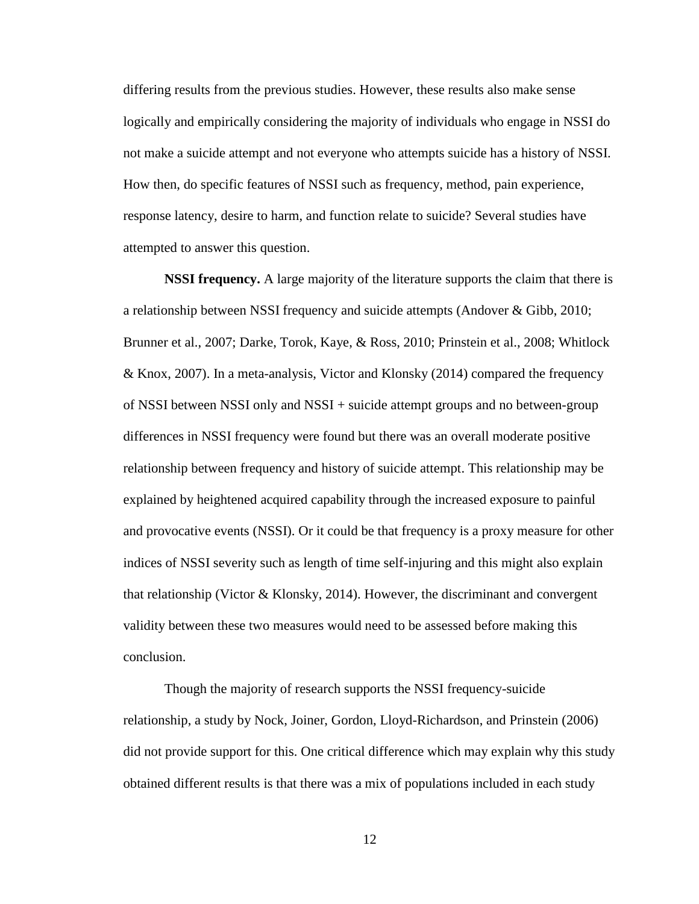differing results from the previous studies. However, these results also make sense logically and empirically considering the majority of individuals who engage in NSSI do not make a suicide attempt and not everyone who attempts suicide has a history of NSSI. How then, do specific features of NSSI such as frequency, method, pain experience, response latency, desire to harm, and function relate to suicide? Several studies have attempted to answer this question.

**NSSI frequency.** A large majority of the literature supports the claim that there is a relationship between NSSI frequency and suicide attempts (Andover & Gibb, 2010; Brunner et al., 2007; Darke, Torok, Kaye, & Ross, 2010; Prinstein et al., 2008; Whitlock & Knox, 2007). In a meta-analysis, Victor and Klonsky (2014) compared the frequency of NSSI between NSSI only and NSSI + suicide attempt groups and no between-group differences in NSSI frequency were found but there was an overall moderate positive relationship between frequency and history of suicide attempt. This relationship may be explained by heightened acquired capability through the increased exposure to painful and provocative events (NSSI). Or it could be that frequency is a proxy measure for other indices of NSSI severity such as length of time self-injuring and this might also explain that relationship (Victor & Klonsky, 2014). However, the discriminant and convergent validity between these two measures would need to be assessed before making this conclusion.

Though the majority of research supports the NSSI frequency-suicide relationship, a study by Nock, Joiner, Gordon, Lloyd-Richardson, and Prinstein (2006) did not provide support for this. One critical difference which may explain why this study obtained different results is that there was a mix of populations included in each study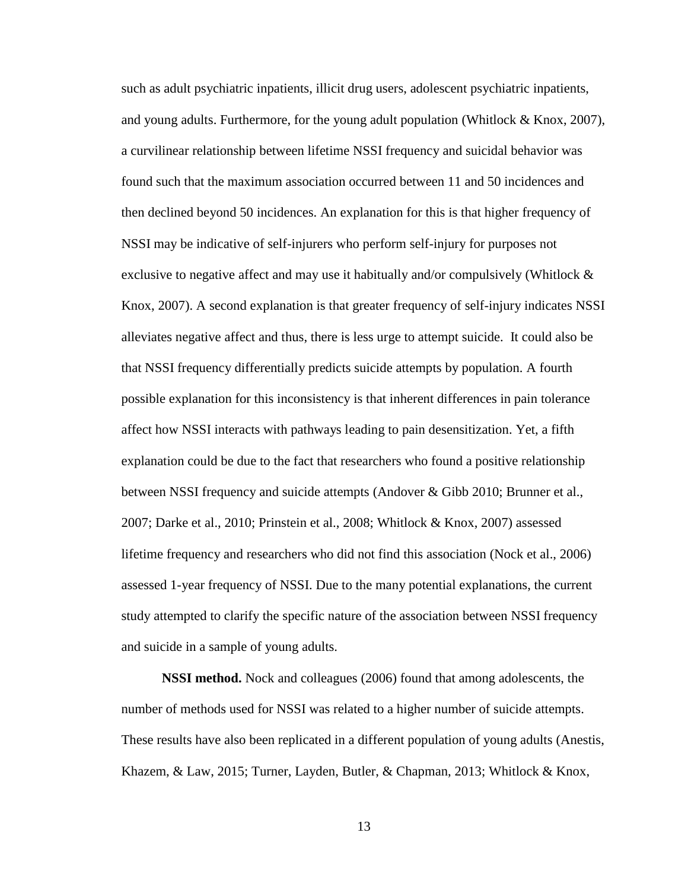such as adult psychiatric inpatients, illicit drug users, adolescent psychiatric inpatients, and young adults. Furthermore, for the young adult population (Whitlock & Knox, 2007), a curvilinear relationship between lifetime NSSI frequency and suicidal behavior was found such that the maximum association occurred between 11 and 50 incidences and then declined beyond 50 incidences. An explanation for this is that higher frequency of NSSI may be indicative of self-injurers who perform self-injury for purposes not exclusive to negative affect and may use it habitually and/or compulsively (Whitlock & Knox, 2007). A second explanation is that greater frequency of self-injury indicates NSSI alleviates negative affect and thus, there is less urge to attempt suicide. It could also be that NSSI frequency differentially predicts suicide attempts by population. A fourth possible explanation for this inconsistency is that inherent differences in pain tolerance affect how NSSI interacts with pathways leading to pain desensitization. Yet, a fifth explanation could be due to the fact that researchers who found a positive relationship between NSSI frequency and suicide attempts (Andover & Gibb 2010; Brunner et al., 2007; Darke et al., 2010; Prinstein et al., 2008; Whitlock & Knox, 2007) assessed lifetime frequency and researchers who did not find this association (Nock et al., 2006) assessed 1-year frequency of NSSI. Due to the many potential explanations, the current study attempted to clarify the specific nature of the association between NSSI frequency and suicide in a sample of young adults.

**NSSI method.** Nock and colleagues (2006) found that among adolescents, the number of methods used for NSSI was related to a higher number of suicide attempts. These results have also been replicated in a different population of young adults (Anestis, Khazem, & Law, 2015; Turner, Layden, Butler, & Chapman, 2013; Whitlock & Knox,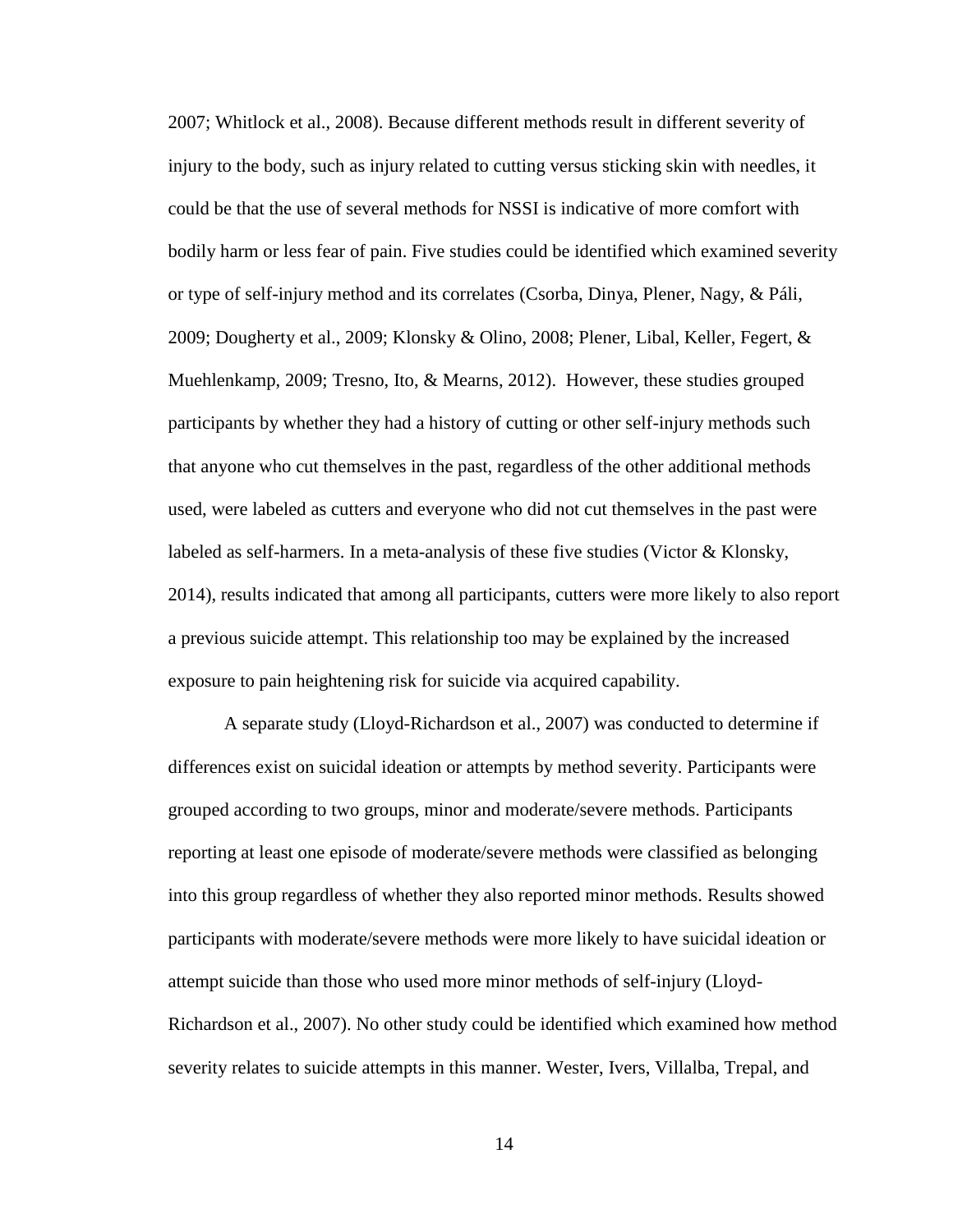2007; Whitlock et al., 2008). Because different methods result in different severity of injury to the body, such as injury related to cutting versus sticking skin with needles, it could be that the use of several methods for NSSI is indicative of more comfort with bodily harm or less fear of pain. Five studies could be identified which examined severity or type of self-injury method and its correlates (Csorba, Dinya, Plener, Nagy, & Páli, 2009; Dougherty et al., 2009; Klonsky & Olino, 2008; Plener, Libal, Keller, Fegert, & Muehlenkamp, 2009; Tresno, Ito, & Mearns, 2012). However, these studies grouped participants by whether they had a history of cutting or other self-injury methods such that anyone who cut themselves in the past, regardless of the other additional methods used, were labeled as cutters and everyone who did not cut themselves in the past were labeled as self-harmers. In a meta-analysis of these five studies (Victor & Klonsky, 2014), results indicated that among all participants, cutters were more likely to also report a previous suicide attempt. This relationship too may be explained by the increased exposure to pain heightening risk for suicide via acquired capability.

A separate study (Lloyd-Richardson et al., 2007) was conducted to determine if differences exist on suicidal ideation or attempts by method severity. Participants were grouped according to two groups, minor and moderate/severe methods. Participants reporting at least one episode of moderate/severe methods were classified as belonging into this group regardless of whether they also reported minor methods. Results showed participants with moderate/severe methods were more likely to have suicidal ideation or attempt suicide than those who used more minor methods of self-injury (Lloyd-Richardson et al., 2007). No other study could be identified which examined how method severity relates to suicide attempts in this manner. Wester, Ivers, Villalba, Trepal, and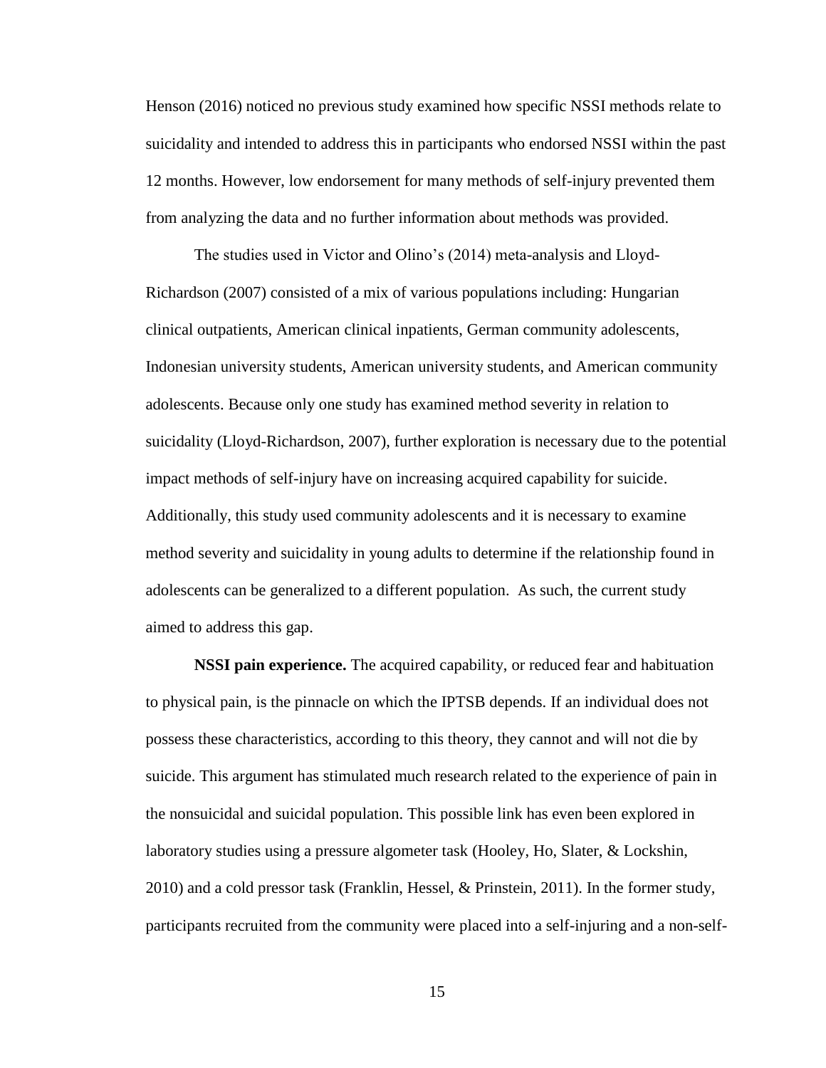Henson (2016) noticed no previous study examined how specific NSSI methods relate to suicidality and intended to address this in participants who endorsed NSSI within the past 12 months. However, low endorsement for many methods of self-injury prevented them from analyzing the data and no further information about methods was provided.

The studies used in Victor and Olino's (2014) meta-analysis and Lloyd-Richardson (2007) consisted of a mix of various populations including: Hungarian clinical outpatients, American clinical inpatients, German community adolescents, Indonesian university students, American university students, and American community adolescents. Because only one study has examined method severity in relation to suicidality (Lloyd-Richardson, 2007), further exploration is necessary due to the potential impact methods of self-injury have on increasing acquired capability for suicide. Additionally, this study used community adolescents and it is necessary to examine method severity and suicidality in young adults to determine if the relationship found in adolescents can be generalized to a different population. As such, the current study aimed to address this gap.

**NSSI pain experience.** The acquired capability, or reduced fear and habituation to physical pain, is the pinnacle on which the IPTSB depends. If an individual does not possess these characteristics, according to this theory, they cannot and will not die by suicide. This argument has stimulated much research related to the experience of pain in the nonsuicidal and suicidal population. This possible link has even been explored in laboratory studies using a pressure algometer task (Hooley, Ho, Slater, & Lockshin, 2010) and a cold pressor task (Franklin, Hessel, & Prinstein, 2011). In the former study, participants recruited from the community were placed into a self-injuring and a non-self-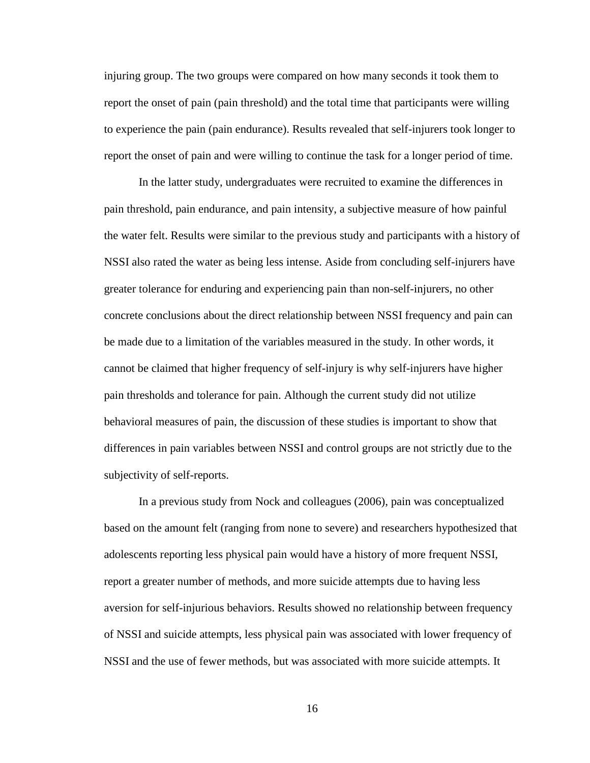injuring group. The two groups were compared on how many seconds it took them to report the onset of pain (pain threshold) and the total time that participants were willing to experience the pain (pain endurance). Results revealed that self-injurers took longer to report the onset of pain and were willing to continue the task for a longer period of time.

In the latter study, undergraduates were recruited to examine the differences in pain threshold, pain endurance, and pain intensity, a subjective measure of how painful the water felt. Results were similar to the previous study and participants with a history of NSSI also rated the water as being less intense. Aside from concluding self-injurers have greater tolerance for enduring and experiencing pain than non-self-injurers, no other concrete conclusions about the direct relationship between NSSI frequency and pain can be made due to a limitation of the variables measured in the study. In other words, it cannot be claimed that higher frequency of self-injury is why self-injurers have higher pain thresholds and tolerance for pain. Although the current study did not utilize behavioral measures of pain, the discussion of these studies is important to show that differences in pain variables between NSSI and control groups are not strictly due to the subjectivity of self-reports.

In a previous study from Nock and colleagues (2006), pain was conceptualized based on the amount felt (ranging from none to severe) and researchers hypothesized that adolescents reporting less physical pain would have a history of more frequent NSSI, report a greater number of methods, and more suicide attempts due to having less aversion for self-injurious behaviors. Results showed no relationship between frequency of NSSI and suicide attempts, less physical pain was associated with lower frequency of NSSI and the use of fewer methods, but was associated with more suicide attempts. It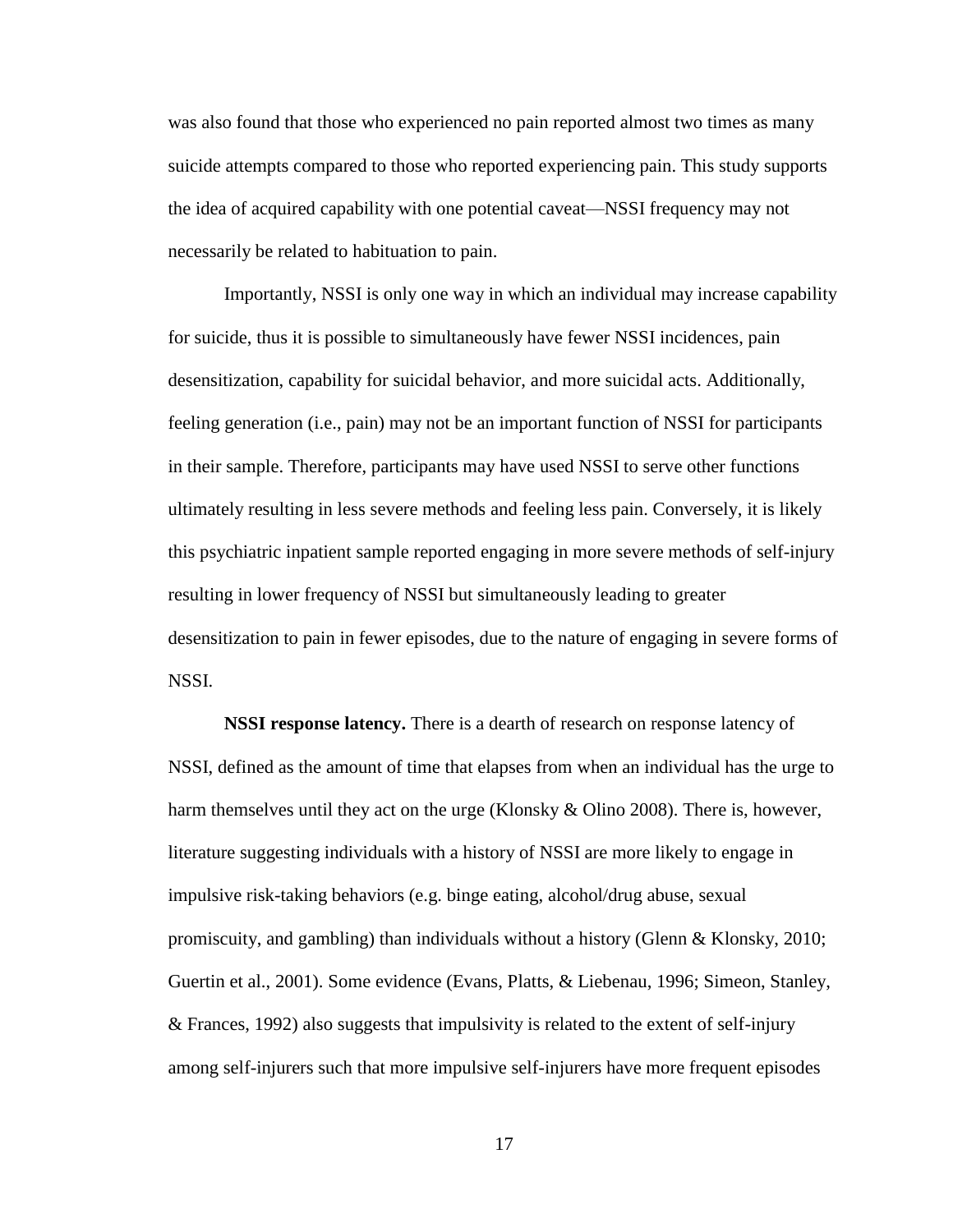was also found that those who experienced no pain reported almost two times as many suicide attempts compared to those who reported experiencing pain. This study supports the idea of acquired capability with one potential caveat—NSSI frequency may not necessarily be related to habituation to pain.

Importantly, NSSI is only one way in which an individual may increase capability for suicide, thus it is possible to simultaneously have fewer NSSI incidences, pain desensitization, capability for suicidal behavior, and more suicidal acts. Additionally, feeling generation (i.e., pain) may not be an important function of NSSI for participants in their sample. Therefore, participants may have used NSSI to serve other functions ultimately resulting in less severe methods and feeling less pain. Conversely, it is likely this psychiatric inpatient sample reported engaging in more severe methods of self-injury resulting in lower frequency of NSSI but simultaneously leading to greater desensitization to pain in fewer episodes, due to the nature of engaging in severe forms of NSSI.

**NSSI response latency.** There is a dearth of research on response latency of NSSI, defined as the amount of time that elapses from when an individual has the urge to harm themselves until they act on the urge (Klonsky & Olino 2008). There is, however, literature suggesting individuals with a history of NSSI are more likely to engage in impulsive risk-taking behaviors (e.g. binge eating, alcohol/drug abuse, sexual promiscuity, and gambling) than individuals without a history (Glenn & Klonsky, 2010; Guertin et al., 2001). Some evidence (Evans, Platts, & Liebenau, 1996; Simeon, Stanley, & Frances, 1992) also suggests that impulsivity is related to the extent of self-injury among self-injurers such that more impulsive self-injurers have more frequent episodes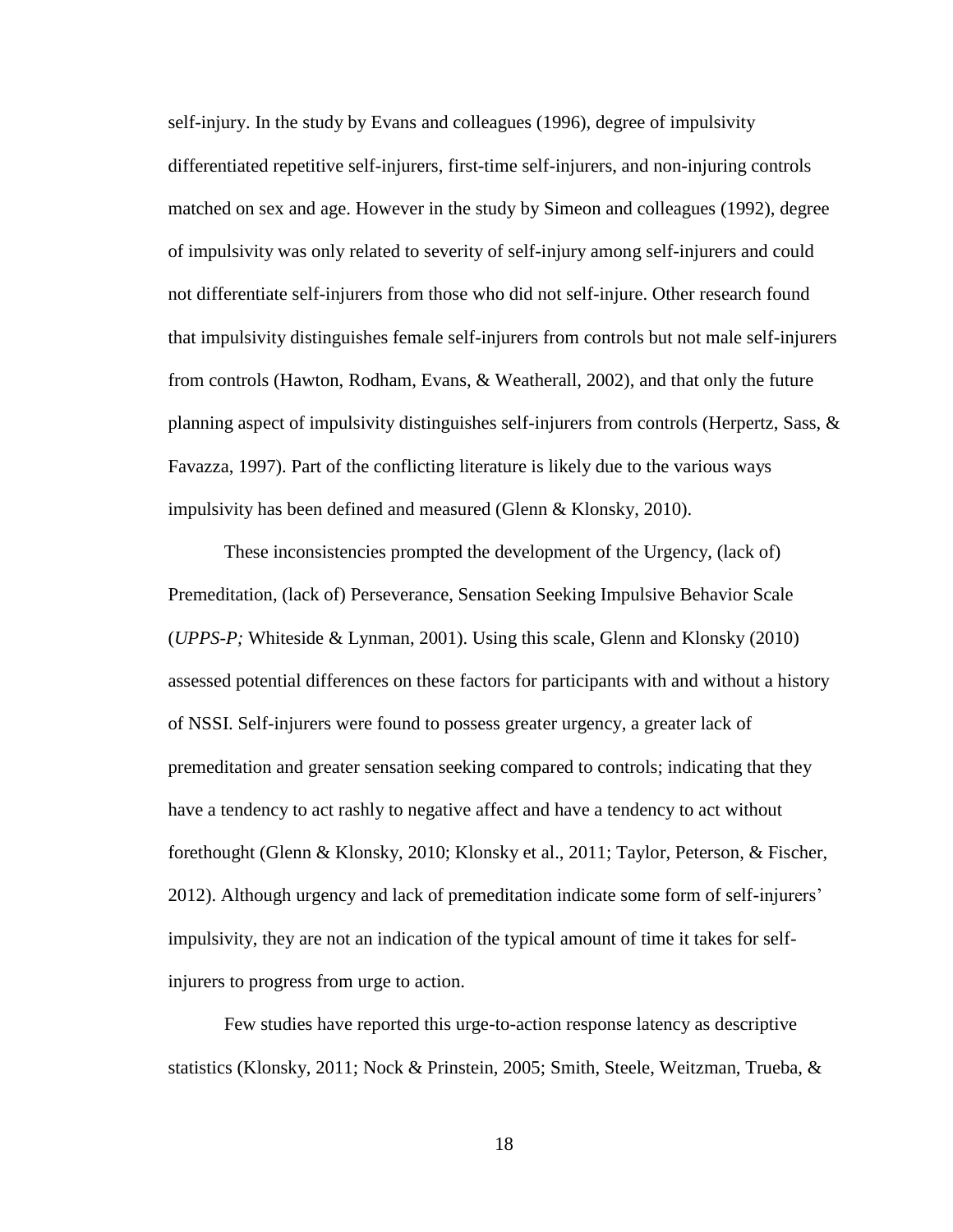self-injury. In the study by Evans and colleagues (1996), degree of impulsivity differentiated repetitive self-injurers, first-time self-injurers, and non-injuring controls matched on sex and age. However in the study by Simeon and colleagues (1992), degree of impulsivity was only related to severity of self-injury among self-injurers and could not differentiate self-injurers from those who did not self-injure. Other research found that impulsivity distinguishes female self-injurers from controls but not male self-injurers from controls (Hawton, Rodham, Evans, & Weatherall, 2002), and that only the future planning aspect of impulsivity distinguishes self-injurers from controls (Herpertz, Sass, & Favazza, 1997). Part of the conflicting literature is likely due to the various ways impulsivity has been defined and measured (Glenn & Klonsky, 2010).

These inconsistencies prompted the development of the Urgency, (lack of) Premeditation, (lack of) Perseverance, Sensation Seeking Impulsive Behavior Scale (*UPPS-P;* Whiteside & Lynman, 2001). Using this scale, Glenn and Klonsky (2010) assessed potential differences on these factors for participants with and without a history of NSSI. Self-injurers were found to possess greater urgency, a greater lack of premeditation and greater sensation seeking compared to controls; indicating that they have a tendency to act rashly to negative affect and have a tendency to act without forethought (Glenn & Klonsky, 2010; Klonsky et al., 2011; Taylor, Peterson, & Fischer, 2012). Although urgency and lack of premeditation indicate some form of self-injurers' impulsivity, they are not an indication of the typical amount of time it takes for self-injurers to progress from urge to action.

Few studies have reported this urge-to-action response latency as descriptive statistics (Klonsky, 2011; Nock & Prinstein, 2005; Smith, Steele, Weitzman, Trueba, &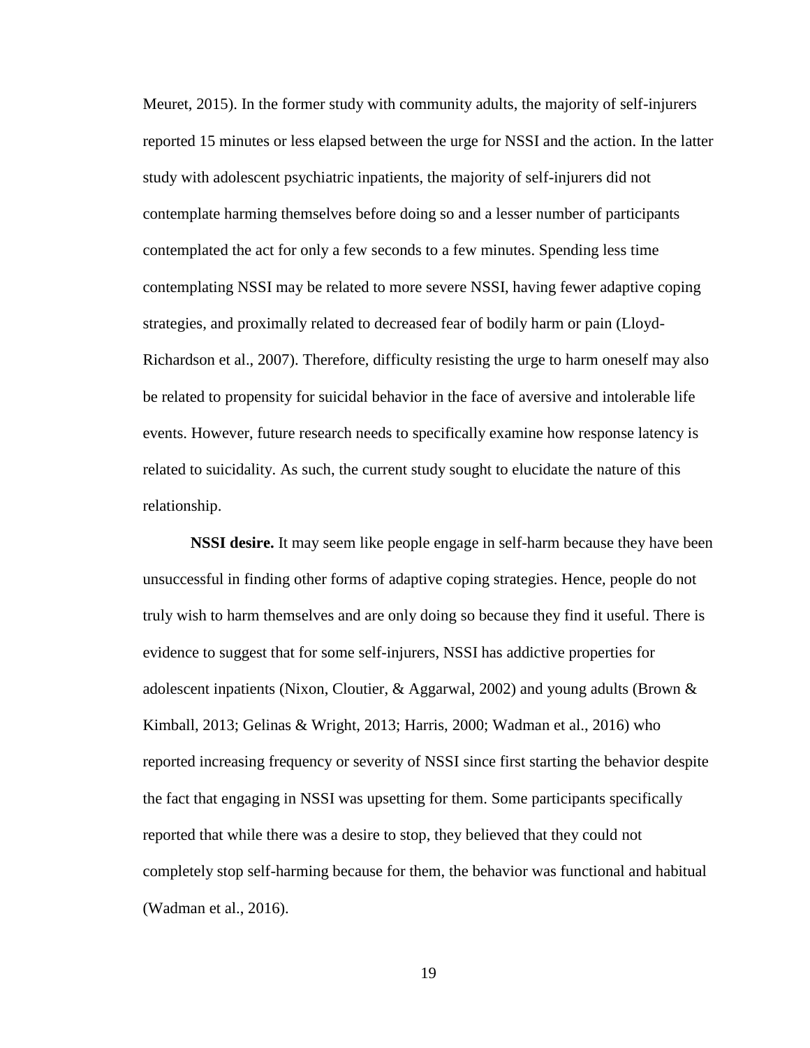Meuret, 2015). In the former study with community adults, the majority of self-injurers reported 15 minutes or less elapsed between the urge for NSSI and the action. In the latter study with adolescent psychiatric inpatients, the majority of self-injurers did not contemplate harming themselves before doing so and a lesser number of participants contemplated the act for only a few seconds to a few minutes. Spending less time contemplating NSSI may be related to more severe NSSI, having fewer adaptive coping strategies, and proximally related to decreased fear of bodily harm or pain (Lloyd-Richardson et al., 2007). Therefore, difficulty resisting the urge to harm oneself may also be related to propensity for suicidal behavior in the face of aversive and intolerable life events. However, future research needs to specifically examine how response latency is related to suicidality. As such, the current study sought to elucidate the nature of this relationship.

**NSSI desire.** It may seem like people engage in self-harm because they have been unsuccessful in finding other forms of adaptive coping strategies. Hence, people do not truly wish to harm themselves and are only doing so because they find it useful. There is evidence to suggest that for some self-injurers, NSSI has addictive properties for adolescent inpatients (Nixon, Cloutier, & Aggarwal, 2002) and young adults (Brown & Kimball, 2013; Gelinas & Wright, 2013; Harris, 2000; Wadman et al., 2016) who reported increasing frequency or severity of NSSI since first starting the behavior despite the fact that engaging in NSSI was upsetting for them. Some participants specifically reported that while there was a desire to stop, they believed that they could not completely stop self-harming because for them, the behavior was functional and habitual (Wadman et al., 2016).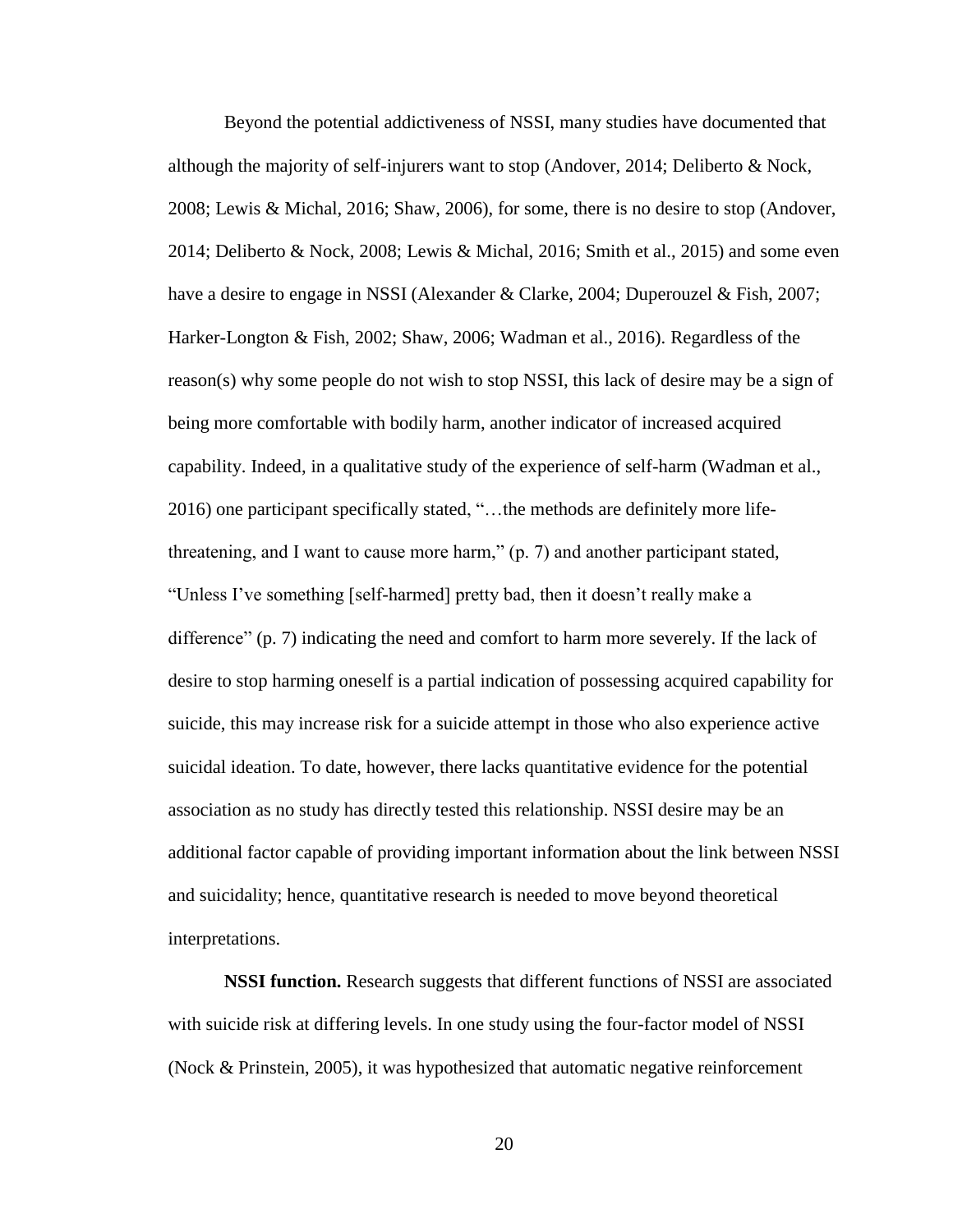Beyond the potential addictiveness of NSSI, many studies have documented that although the majority of self-injurers want to stop (Andover, 2014; Deliberto & Nock, 2008; Lewis & Michal, 2016; Shaw, 2006), for some, there is no desire to stop (Andover, 2014; Deliberto & Nock, 2008; Lewis & Michal, 2016; Smith et al., 2015) and some even have a desire to engage in NSSI (Alexander & Clarke, 2004; Duperouzel & Fish, 2007; Harker-Longton & Fish, 2002; Shaw, 2006; Wadman et al., 2016). Regardless of the reason(s) why some people do not wish to stop NSSI, this lack of desire may be a sign of being more comfortable with bodily harm, another indicator of increased acquired capability. Indeed, in a qualitative study of the experience of self-harm (Wadman et al., 2016) one participant specifically stated, "…the methods are definitely more life-threatening, and I want to cause more harm," (p. 7) and another participant stated, "Unless I've something [self-harmed] pretty bad, then it doesn't really make a difference" (p. 7) indicating the need and comfort to harm more severely. If the lack of desire to stop harming oneself is a partial indication of possessing acquired capability for suicide, this may increase risk for a suicide attempt in those who also experience active suicidal ideation. To date, however, there lacks quantitative evidence for the potential association as no study has directly tested this relationship. NSSI desire may be an additional factor capable of providing important information about the link between NSSI and suicidality; hence, quantitative research is needed to move beyond theoretical interpretations.

**NSSI function.** Research suggests that different functions of NSSI are associated with suicide risk at differing levels. In one study using the four-factor model of NSSI (Nock & Prinstein, 2005), it was hypothesized that automatic negative reinforcement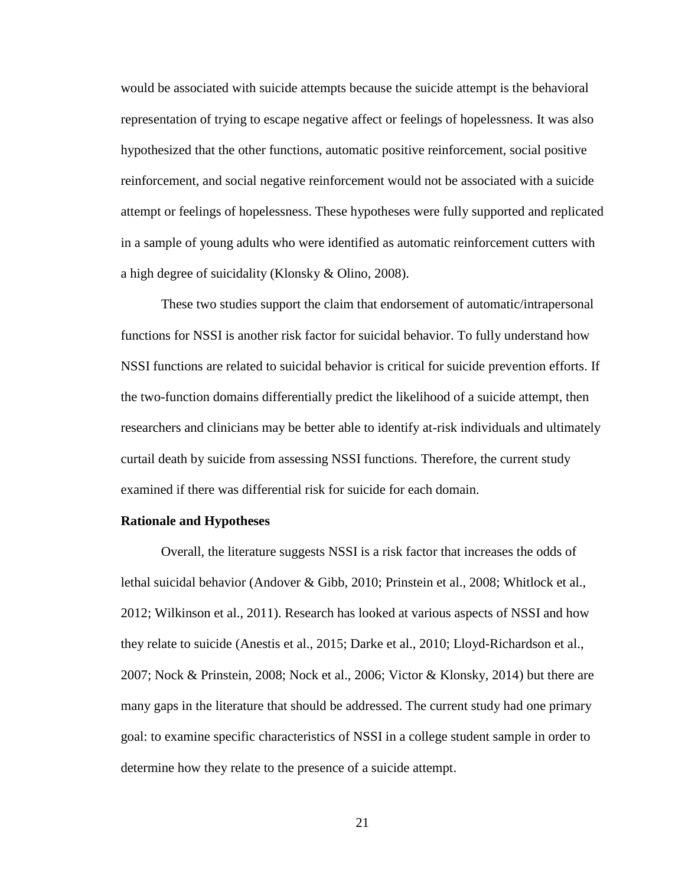would be associated with suicide attempts because the suicide attempt is the behavioral representation of trying to escape negative affect or feelings of hopelessness. It was also hypothesized that the other functions, automatic positive reinforcement, social positive reinforcement, and social negative reinforcement would not be associated with a suicide attempt or feelings of hopelessness. These hypotheses were fully supported and replicated in a sample of young adults who were identified as automatic reinforcement cutters with a high degree of suicidality (Klonsky & Olino, 2008).

These two studies support the claim that endorsement of automatic/intrapersonal functions for NSSI is another risk factor for suicidal behavior. To fully understand how NSSI functions are related to suicidal behavior is critical for suicide prevention efforts. If the two-function domains differentially predict the likelihood of a suicide attempt, then researchers and clinicians may be better able to identify at-risk individuals and ultimately curtail death by suicide from assessing NSSI functions. Therefore, the current study examined if there was differential risk for suicide for each domain.

**Rationale and Hypotheses**

Overall, the literature suggests NSSI is a risk factor that increases the odds of lethal suicidal behavior (Andover & Gibb, 2010; Prinstein et al., 2008; Whitlock et al., 2012; Wilkinson et al., 2011). Research has looked at various aspects of NSSI and how they relate to suicide (Anestis et al., 2015; Darke et al., 2010; Lloyd-Richardson et al., 2007; Nock & Prinstein, 2008; Nock et al., 2006; Victor & Klonsky, 2014) but there are many gaps in the literature that should be addressed. The current study had one primary goal: to examine specific characteristics of NSSI in a college student sample in order to determine how they relate to the presence of a suicide attempt.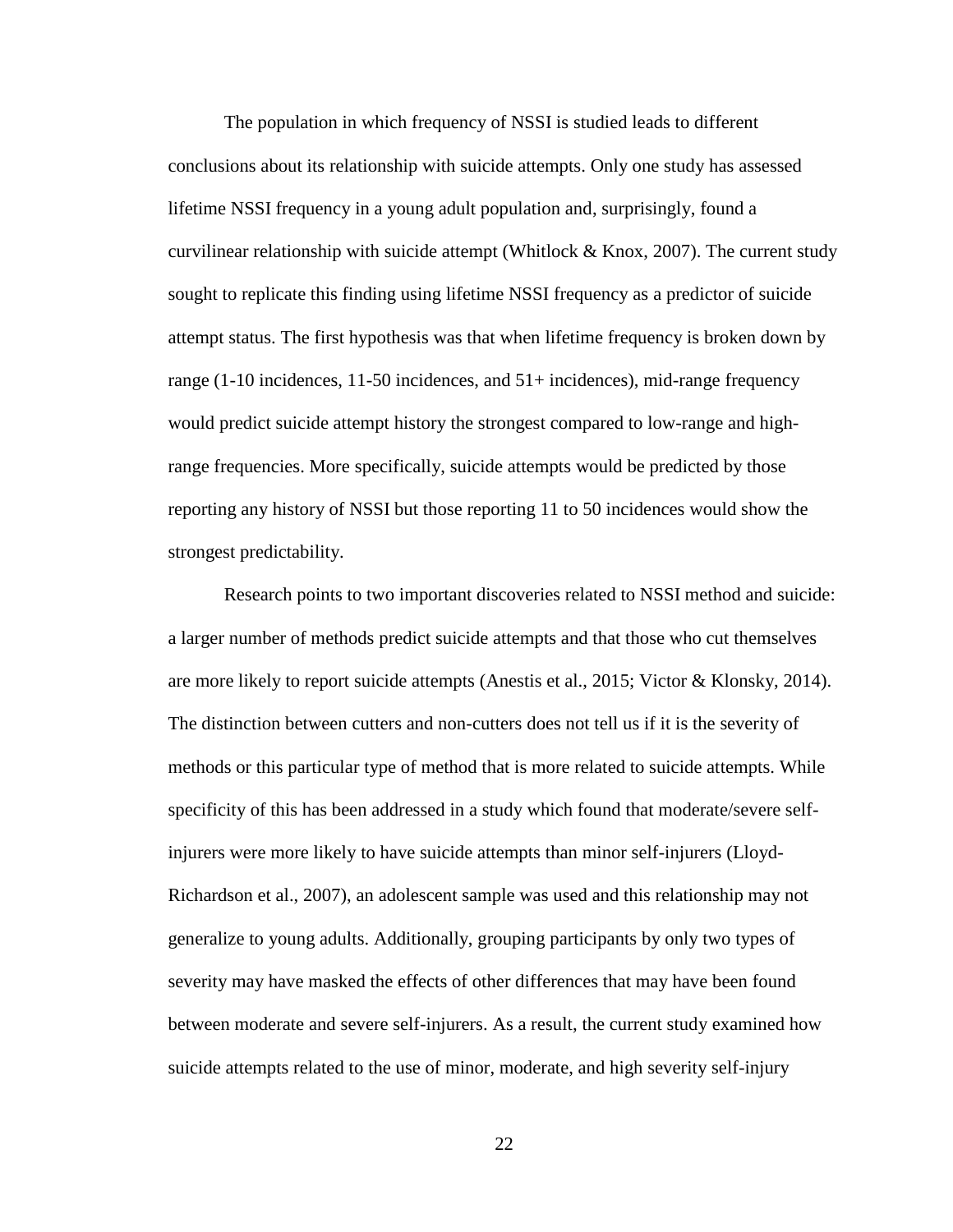The population in which frequency of NSSI is studied leads to different conclusions about its relationship with suicide attempts. Only one study has assessed lifetime NSSI frequency in a young adult population and, surprisingly, found a curvilinear relationship with suicide attempt (Whitlock & Knox, 2007). The current study sought to replicate this finding using lifetime NSSI frequency as a predictor of suicide attempt status. The first hypothesis was that when lifetime frequency is broken down by range (1-10 incidences, 11-50 incidences, and 51+ incidences), mid-range frequency would predict suicide attempt history the strongest compared to low-range and high-range frequencies. More specifically, suicide attempts would be predicted by those reporting any history of NSSI but those reporting 11 to 50 incidences would show the strongest predictability.

Research points to two important discoveries related to NSSI method and suicide: a larger number of methods predict suicide attempts and that those who cut themselves are more likely to report suicide attempts (Anestis et al., 2015; Victor & Klonsky, 2014). The distinction between cutters and non-cutters does not tell us if it is the severity of methods or this particular type of method that is more related to suicide attempts. While specificity of this has been addressed in a study which found that moderate/severe self-injurers were more likely to have suicide attempts than minor self-injurers (Lloyd-Richardson et al., 2007), an adolescent sample was used and this relationship may not generalize to young adults. Additionally, grouping participants by only two types of severity may have masked the effects of other differences that may have been found between moderate and severe self-injurers. As a result, the current study examined how suicide attempts related to the use of minor, moderate, and high severity self-injury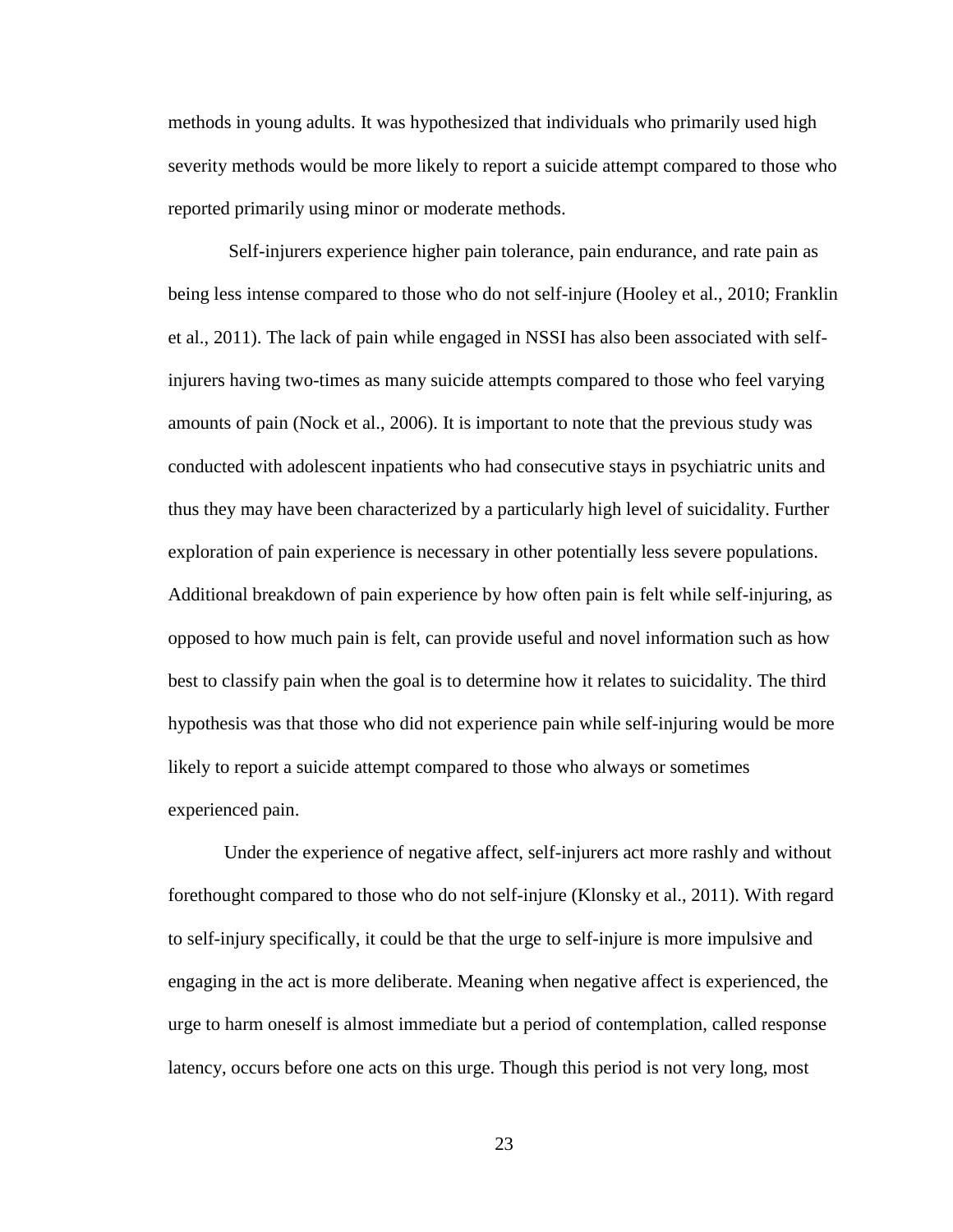methods in young adults. It was hypothesized that individuals who primarily used high severity methods would be more likely to report a suicide attempt compared to those who reported primarily using minor or moderate methods.

Self-injurers experience higher pain tolerance, pain endurance, and rate pain as being less intense compared to those who do not self-injure (Hooley et al., 2010; Franklin et al., 2011). The lack of pain while engaged in NSSI has also been associated with self-injurers having two-times as many suicide attempts compared to those who feel varying amounts of pain (Nock et al., 2006). It is important to note that the previous study was conducted with adolescent inpatients who had consecutive stays in psychiatric units and thus they may have been characterized by a particularly high level of suicidality. Further exploration of pain experience is necessary in other potentially less severe populations. Additional breakdown of pain experience by how often pain is felt while self-injuring, as opposed to how much pain is felt, can provide useful and novel information such as how best to classify pain when the goal is to determine how it relates to suicidality. The third hypothesis was that those who did not experience pain while self-injuring would be more likely to report a suicide attempt compared to those who always or sometimes experienced pain.

Under the experience of negative affect, self-injurers act more rashly and without forethought compared to those who do not self-injure (Klonsky et al., 2011). With regard to self-injury specifically, it could be that the urge to self-injure is more impulsive and engaging in the act is more deliberate. Meaning when negative affect is experienced, the urge to harm oneself is almost immediate but a period of contemplation, called response latency, occurs before one acts on this urge. Though this period is not very long, most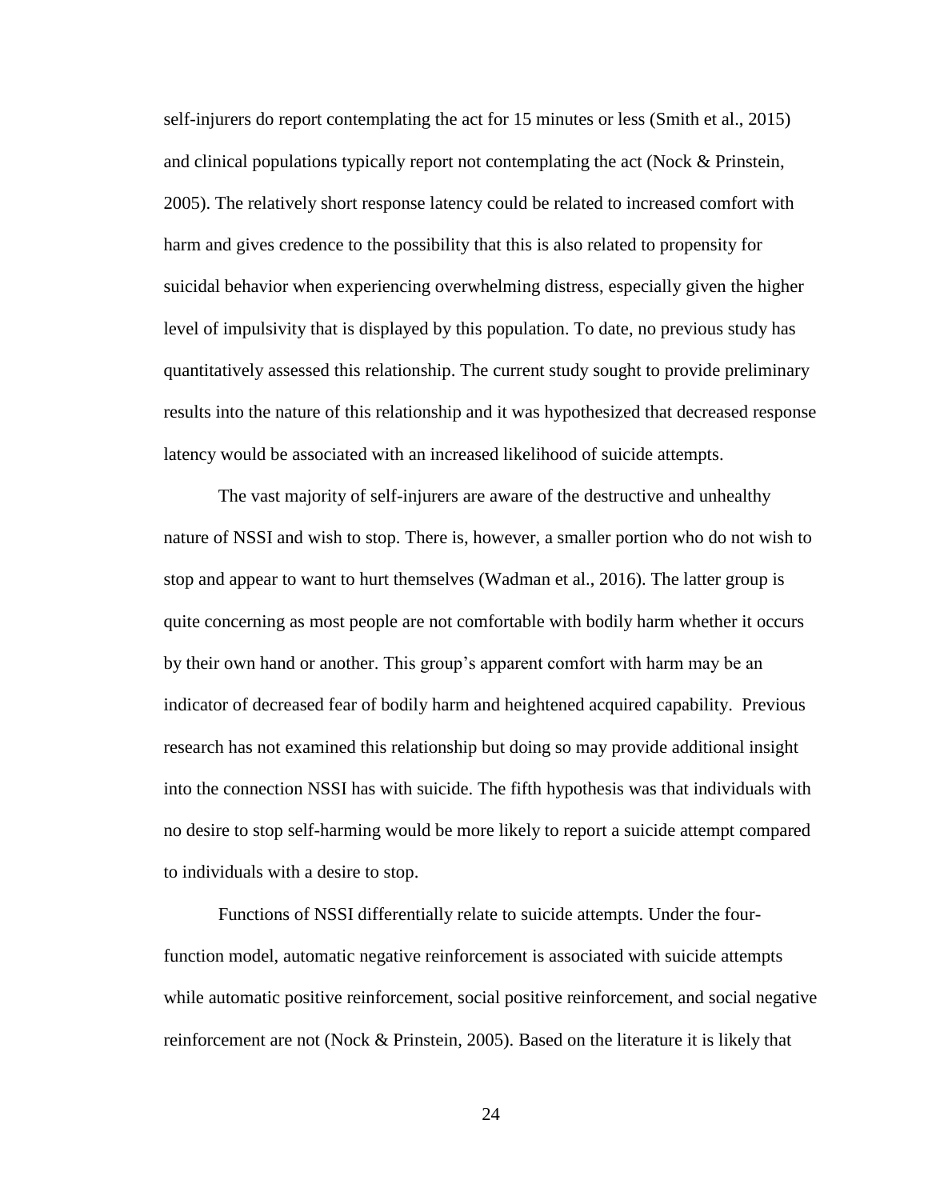self-injurers do report contemplating the act for 15 minutes or less (Smith et al., 2015) and clinical populations typically report not contemplating the act (Nock & Prinstein, 2005). The relatively short response latency could be related to increased comfort with harm and gives credence to the possibility that this is also related to propensity for suicidal behavior when experiencing overwhelming distress, especially given the higher level of impulsivity that is displayed by this population. To date, no previous study has quantitatively assessed this relationship. The current study sought to provide preliminary results into the nature of this relationship and it was hypothesized that decreased response latency would be associated with an increased likelihood of suicide attempts.

The vast majority of self-injurers are aware of the destructive and unhealthy nature of NSSI and wish to stop. There is, however, a smaller portion who do not wish to stop and appear to want to hurt themselves (Wadman et al., 2016). The latter group is quite concerning as most people are not comfortable with bodily harm whether it occurs by their own hand or another. This group's apparent comfort with harm may be an indicator of decreased fear of bodily harm and heightened acquired capability. Previous research has not examined this relationship but doing so may provide additional insight into the connection NSSI has with suicide. The fifth hypothesis was that individuals with no desire to stop self-harming would be more likely to report a suicide attempt compared to individuals with a desire to stop.

Functions of NSSI differentially relate to suicide attempts. Under the four-function model, automatic negative reinforcement is associated with suicide attempts while automatic positive reinforcement, social positive reinforcement, and social negative reinforcement are not (Nock & Prinstein, 2005). Based on the literature it is likely that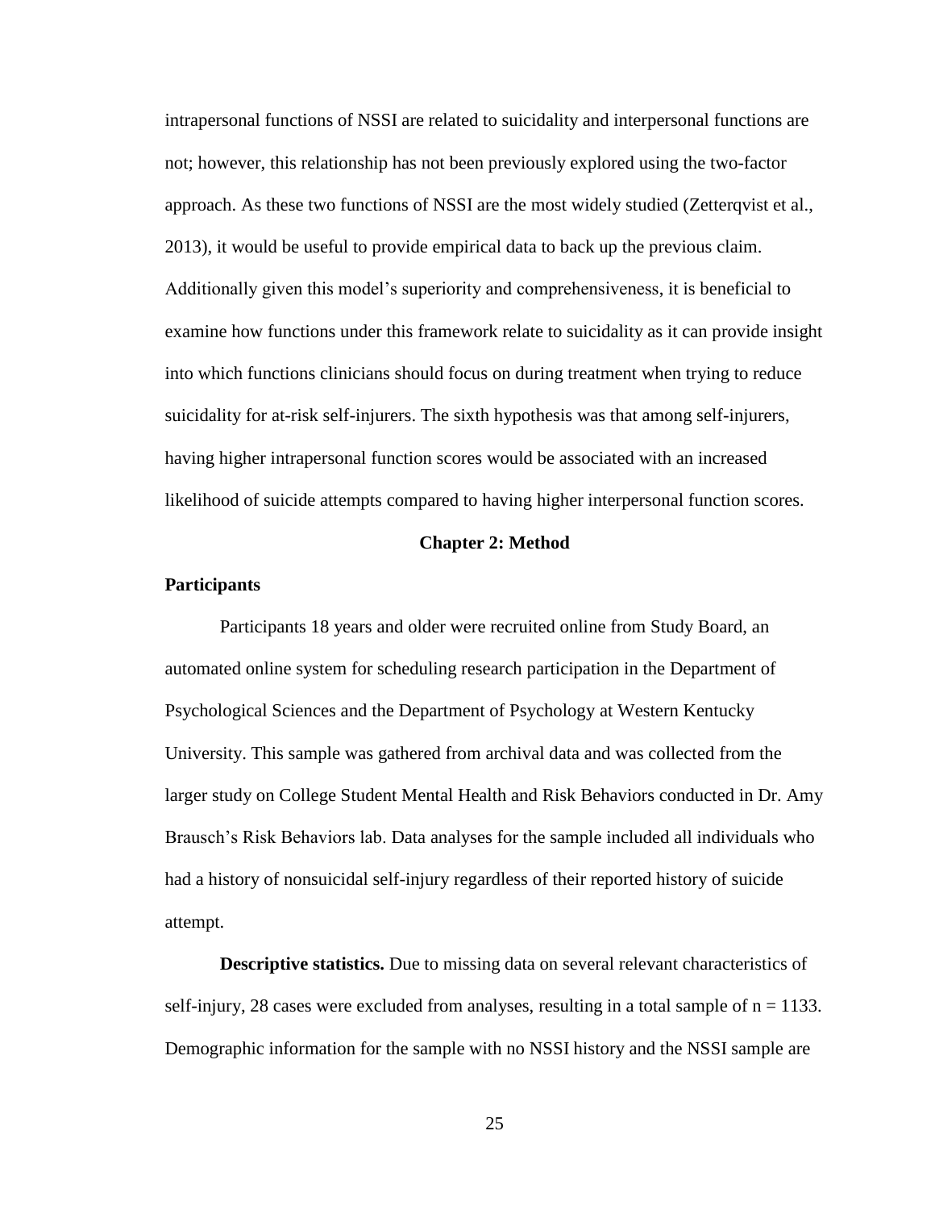intrapersonal functions of NSSI are related to suicidality and interpersonal functions are not; however, this relationship has not been previously explored using the two-factor approach. As these two functions of NSSI are the most widely studied (Zetterqvist et al., 2013), it would be useful to provide empirical data to back up the previous claim. Additionally given this model's superiority and comprehensiveness, it is beneficial to examine how functions under this framework relate to suicidality as it can provide insight into which functions clinicians should focus on during treatment when trying to reduce suicidality for at-risk self-injurers. The sixth hypothesis was that among self-injurers, having higher intrapersonal function scores would be associated with an increased likelihood of suicide attempts compared to having higher interpersonal function scores.

# Chapter 2: Method

## Participants

Participants 18 years and older were recruited online from Study Board, an automated online system for scheduling research participation in the Department of Psychological Sciences and the Department of Psychology at Western Kentucky University. This sample was gathered from archival data and was collected from the larger study on College Student Mental Health and Risk Behaviors conducted in Dr. Amy Brausch's Risk Behaviors lab. Data analyses for the sample included all individuals who had a history of nonsuicidal self-injury regardless of their reported history of suicide attempt.

**Descriptive statistics.** Due to missing data on several relevant characteristics of self-injury, 28 cases were excluded from analyses, resulting in a total sample of $n = 1133$. Demographic information for the sample with no NSSI history and the NSSI sample are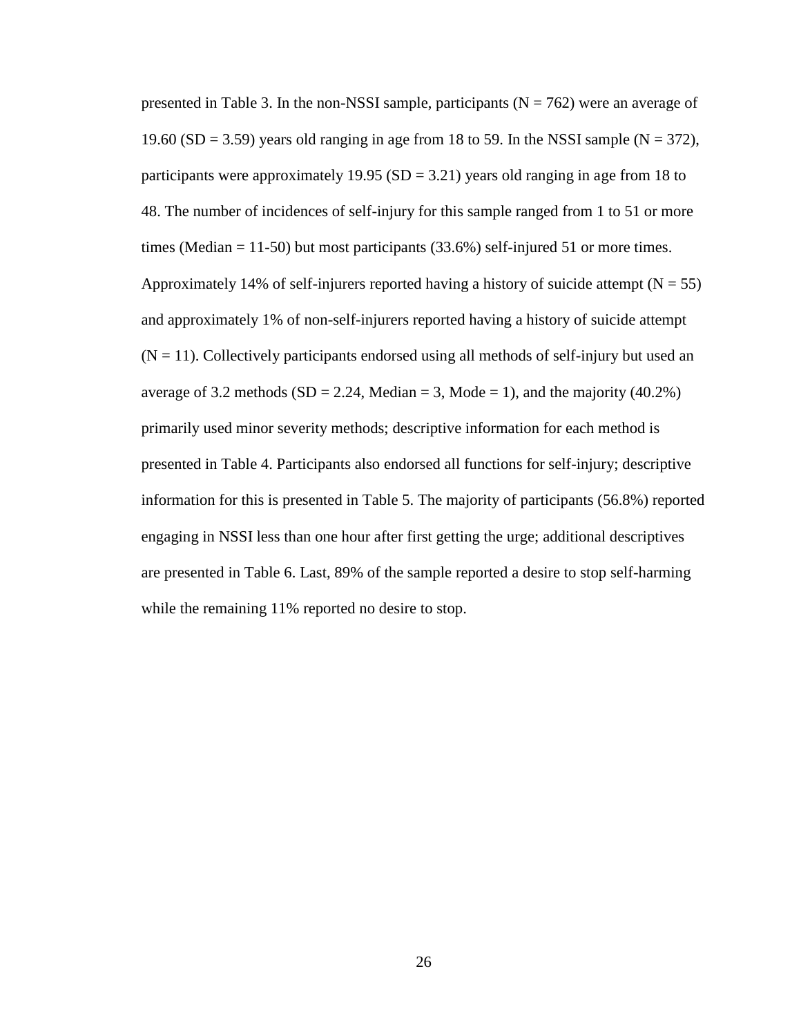presented in Table 3. In the non-NSSI sample, participants (N = 762) were an average of 19.60 (SD = 3.59) years old ranging in age from 18 to 59. In the NSSI sample (N = 372), participants were approximately 19.95 (SD = 3.21) years old ranging in age from 18 to 48. The number of incidences of self-injury for this sample ranged from 1 to 51 or more times (Median = 11-50) but most participants (33.6%) self-injured 51 or more times. Approximately 14% of self-injurers reported having a history of suicide attempt (N = 55) and approximately 1% of non-self-injurers reported having a history of suicide attempt (N = 11). Collectively participants endorsed using all methods of self-injury but used an average of 3.2 methods (SD = 2.24, Median = 3, Mode = 1), and the majority (40.2%) primarily used minor severity methods; descriptive information for each method is presented in Table 4. Participants also endorsed all functions for self-injury; descriptive information for this is presented in Table 5. The majority of participants (56.8%) reported engaging in NSSI less than one hour after first getting the urge; additional descriptives are presented in Table 6. Last, 89% of the sample reported a desire to stop self-harming while the remaining 11% reported no desire to stop.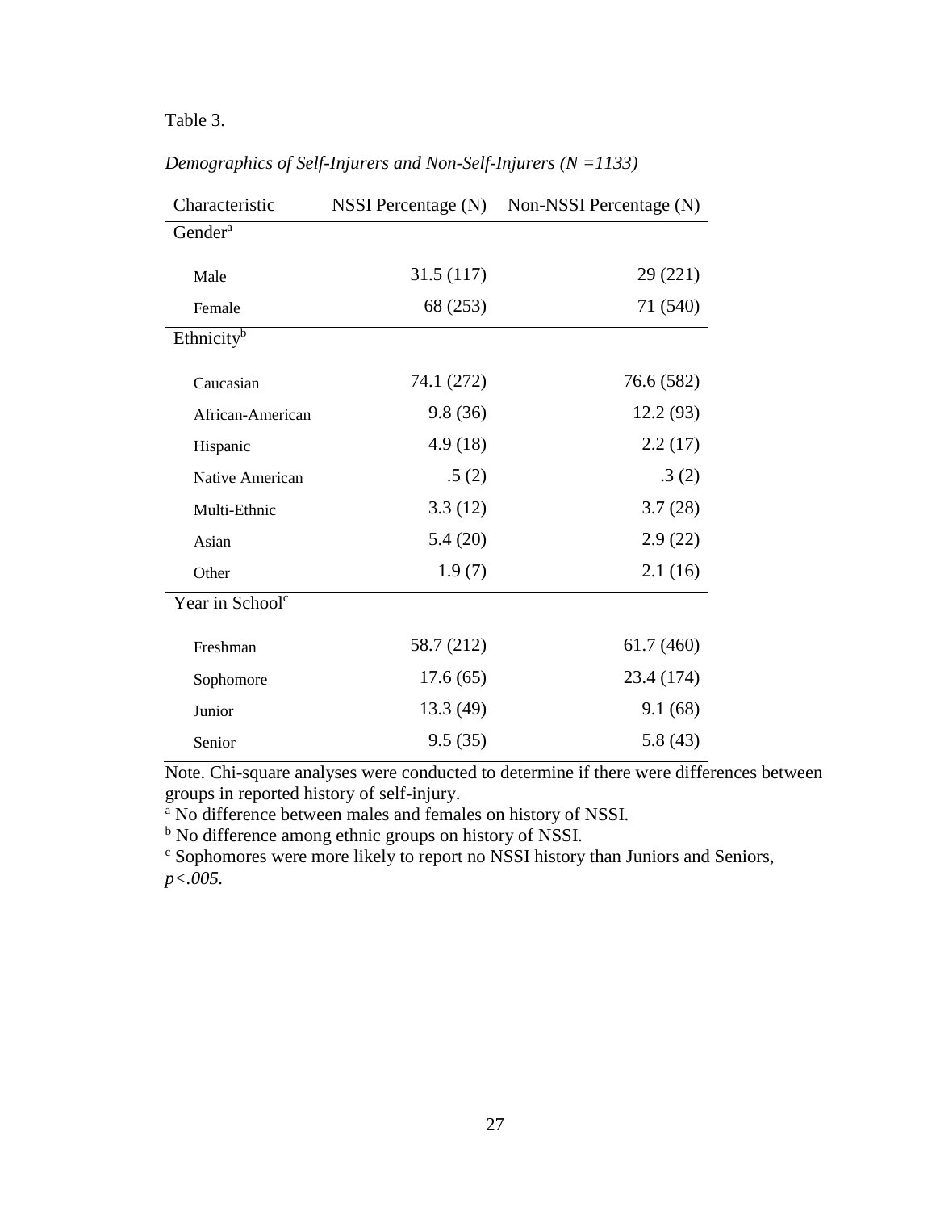Table 3.

*Demographics of Self-Injurers and Non-Self-Injurers (N =1133)*

| Characteristic | NSSI Percentage (N) | Non-NSSI Percentage (N) |
|---|---|---|
| Gender[a] | | |
| Male | 31.5 (117) | 29 (221) |
| Female | 68 (253) | 71 (540) |
| Ethnicity[b] | | |
| Caucasian | 74.1 (272) | 76.6 (582) |
| African-American | 9.8 (36) | 12.2 (93) |
| Hispanic | 4.9 (18) | 2.2 (17) |
| Native American | .5 (2) | .3 (2) |
| Multi-Ethnic | 3.3 (12) | 3.7 (28) |
| Asian | 5.4 (20) | 2.9 (22) |
| Other | 1.9 (7) | 2.1 (16) |
| Year in School[c] | | |
| Freshman | 58.7 (212) | 61.7 (460) |
| Sophomore | 17.6 (65) | 23.4 (174) |
| Junior | 13.3 (49) | 9.1 (68) |
| Senior | 9.5 (35) | 5.8 (43) |

Note. Chi-square analyses were conducted to determine if there were differences between groups in reported history of self-injury.
[a] No difference between males and females on history of NSSI.
[b] No difference among ethnic groups on history of NSSI.
[c] Sophomores were more likely to report no NSSI history than Juniors and Seniors, *p<.005*.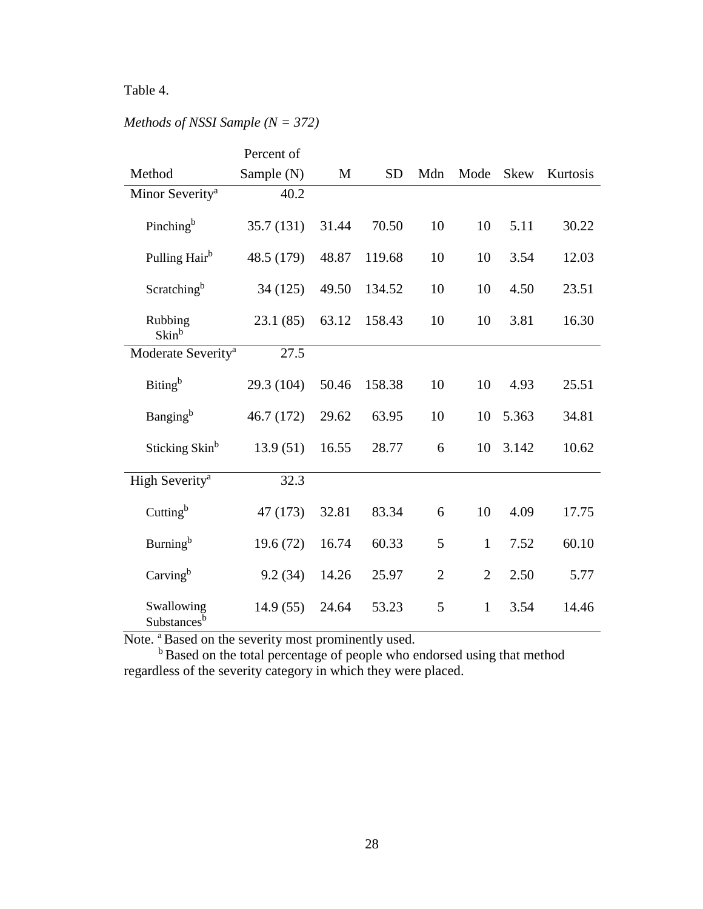Table 4.

*Methods of NSSI Sample (N = 372)*

| Method | Percent of Sample (N) | M | SD | Mdn | Mode | Skew | Kurtosis |
|---|---|---|---|---|---|---|---|
| Minor Severity[a] | 40.2 | | | | | | |
| Pinching[b] | 35.7 (131) | 31.44 | 70.50 | 10 | 10 | 5.11 | 30.22 |
| Pulling Hair[b] | 48.5 (179) | 48.87 | 119.68 | 10 | 10 | 3.54 | 12.03 |
| Scratching[b] | 34 (125) | 49.50 | 134.52 | 10 | 10 | 4.50 | 23.51 |
| Rubbing Skin[b] | 23.1 (85) | 63.12 | 158.43 | 10 | 10 | 3.81 | 16.30 |
| Moderate Severity[a] | 27.5 | | | | | | |
| Biting[b] | 29.3 (104) | 50.46 | 158.38 | 10 | 10 | 4.93 | 25.51 |
| Banging[b] | 46.7 (172) | 29.62 | 63.95 | 10 | 10 | 5.363 | 34.81 |
| Sticking Skin[b] | 13.9 (51) | 16.55 | 28.77 | 6 | 10 | 3.142 | 10.62 |
| High Severity[a] | 32.3 | | | | | | |
| Cutting[b] | 47 (173) | 32.81 | 83.34 | 6 | 10 | 4.09 | 17.75 |
| Burning[b] | 19.6 (72) | 16.74 | 60.33 | 5 | 1 | 7.52 | 60.10 |
| Carving[b] | 9.2 (34) | 14.26 | 25.97 | 2 | 2 | 2.50 | 5.77 |
| Swallowing Substances[b] | 14.9 (55) | 24.64 | 53.23 | 5 | 1 | 3.54 | 14.46 |

Note. [a] Based on the severity most prominently used.
[b] Based on the total percentage of people who endorsed using that method regardless of the severity category in which they were placed.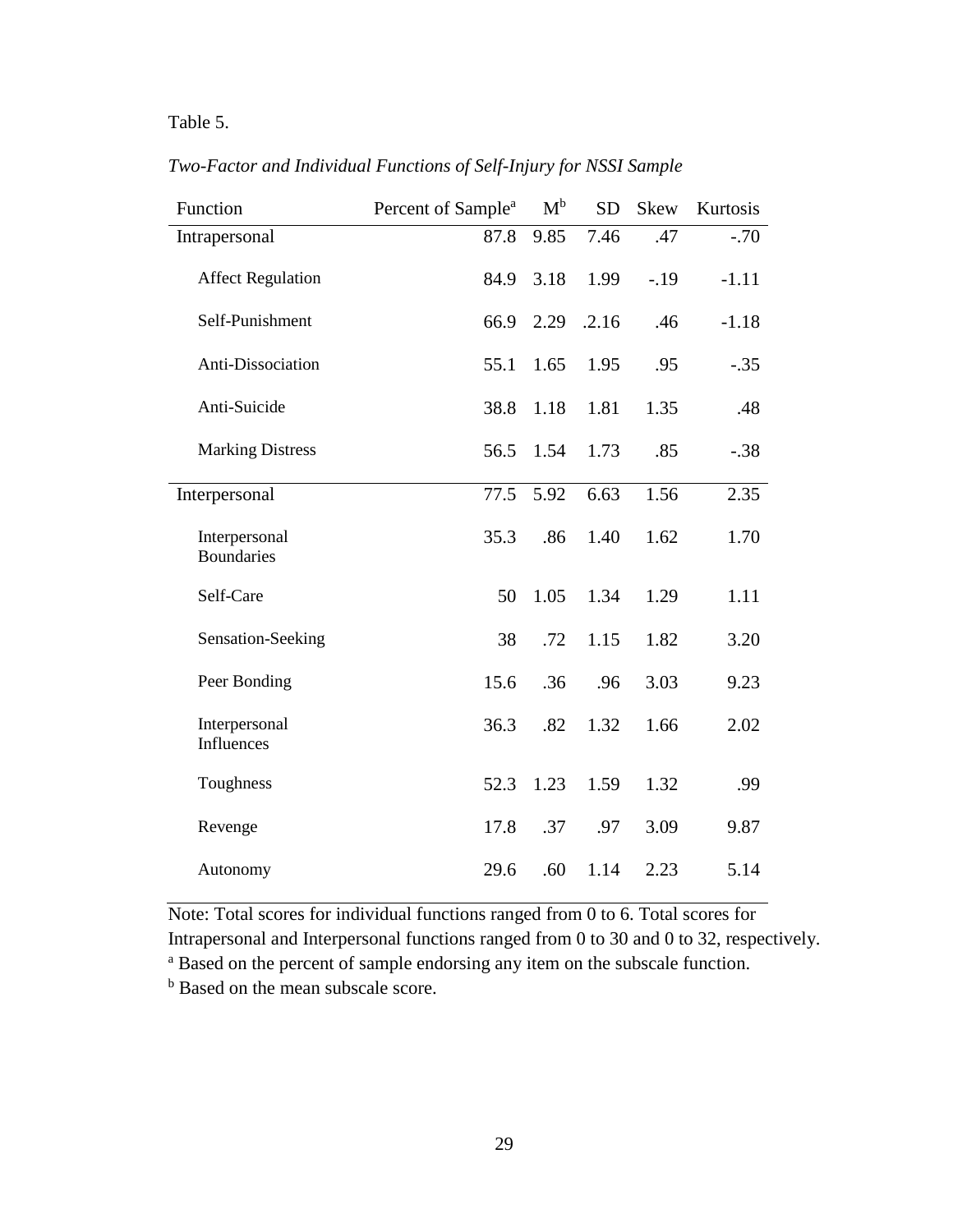Table 5.

*Two-Factor and Individual Functions of Self-Injury for NSSI Sample*

| Function | Percent of Sample[a] | M[b] | SD | Skew | Kurtosis |
|---|---|---|---|---|---|
| Intrapersonal | 87.8 | 9.85 | 7.46 | .47 | -.70 |
| Affect Regulation | 84.9 | 3.18 | 1.99 | -.19 | -1.11 |
| Self-Punishment | 66.9 | 2.29 | .2.16 | .46 | -1.18 |
| Anti-Dissociation | 55.1 | 1.65 | 1.95 | .95 | -.35 |
| Anti-Suicide | 38.8 | 1.18 | 1.81 | 1.35 | .48 |
| Marking Distress | 56.5 | 1.54 | 1.73 | .85 | -.38 |
| Interpersonal | 77.5 | 5.92 | 6.63 | 1.56 | 2.35 |
| Interpersonal Boundaries | 35.3 | .86 | 1.40 | 1.62 | 1.70 |
| Self-Care | 50 | 1.05 | 1.34 | 1.29 | 1.11 |
| Sensation-Seeking | 38 | .72 | 1.15 | 1.82 | 3.20 |
| Peer Bonding | 15.6 | .36 | .96 | 3.03 | 9.23 |
| Interpersonal Influences | 36.3 | .82 | 1.32 | 1.66 | 2.02 |
| Toughness | 52.3 | 1.23 | 1.59 | 1.32 | .99 |
| Revenge | 17.8 | .37 | .97 | 3.09 | 9.87 |
| Autonomy | 29.6 | .60 | 1.14 | 2.23 | 5.14 |

Note: Total scores for individual functions ranged from 0 to 6. Total scores for Intrapersonal and Interpersonal functions ranged from 0 to 30 and 0 to 32, respectively.

[a] Based on the percent of sample endorsing any item on the subscale function.

[b] Based on the mean subscale score.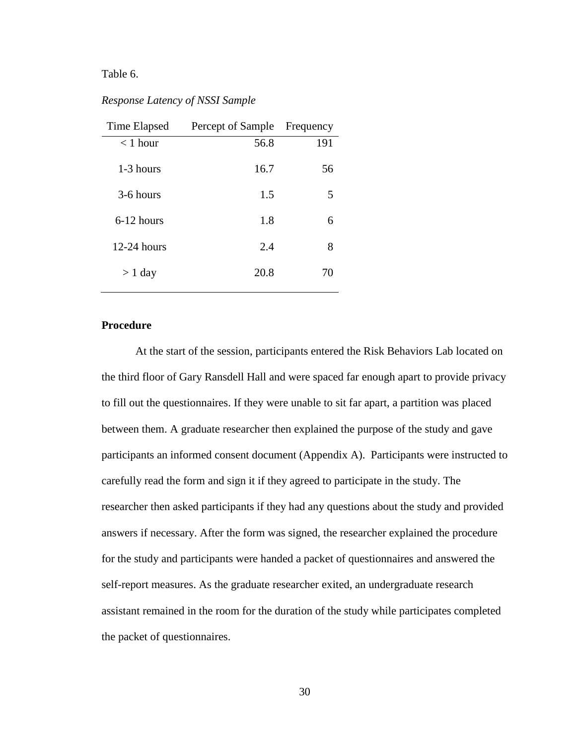Table 6.

*Response Latency of NSSI Sample*

| Time Elapsed | Percept of Sample | Frequency |
|---|---|---|
| < 1 hour | 56.8 | 191 |
| 1-3 hours | 16.7 | 56 |
| 3-6 hours | 1.5 | 5 |
| 6-12 hours | 1.8 | 6 |
| 12-24 hours | 2.4 | 8 |
| > 1 day | 20.8 | 70 |

**Procedure**

At the start of the session, participants entered the Risk Behaviors Lab located on the third floor of Gary Ransdell Hall and were spaced far enough apart to provide privacy to fill out the questionnaires. If they were unable to sit far apart, a partition was placed between them. A graduate researcher then explained the purpose of the study and gave participants an informed consent document (Appendix A). Participants were instructed to carefully read the form and sign it if they agreed to participate in the study. The researcher then asked participants if they had any questions about the study and provided answers if necessary. After the form was signed, the researcher explained the procedure for the study and participants were handed a packet of questionnaires and answered the self-report measures. As the graduate researcher exited, an undergraduate research assistant remained in the room for the duration of the study while participates completed the packet of questionnaires.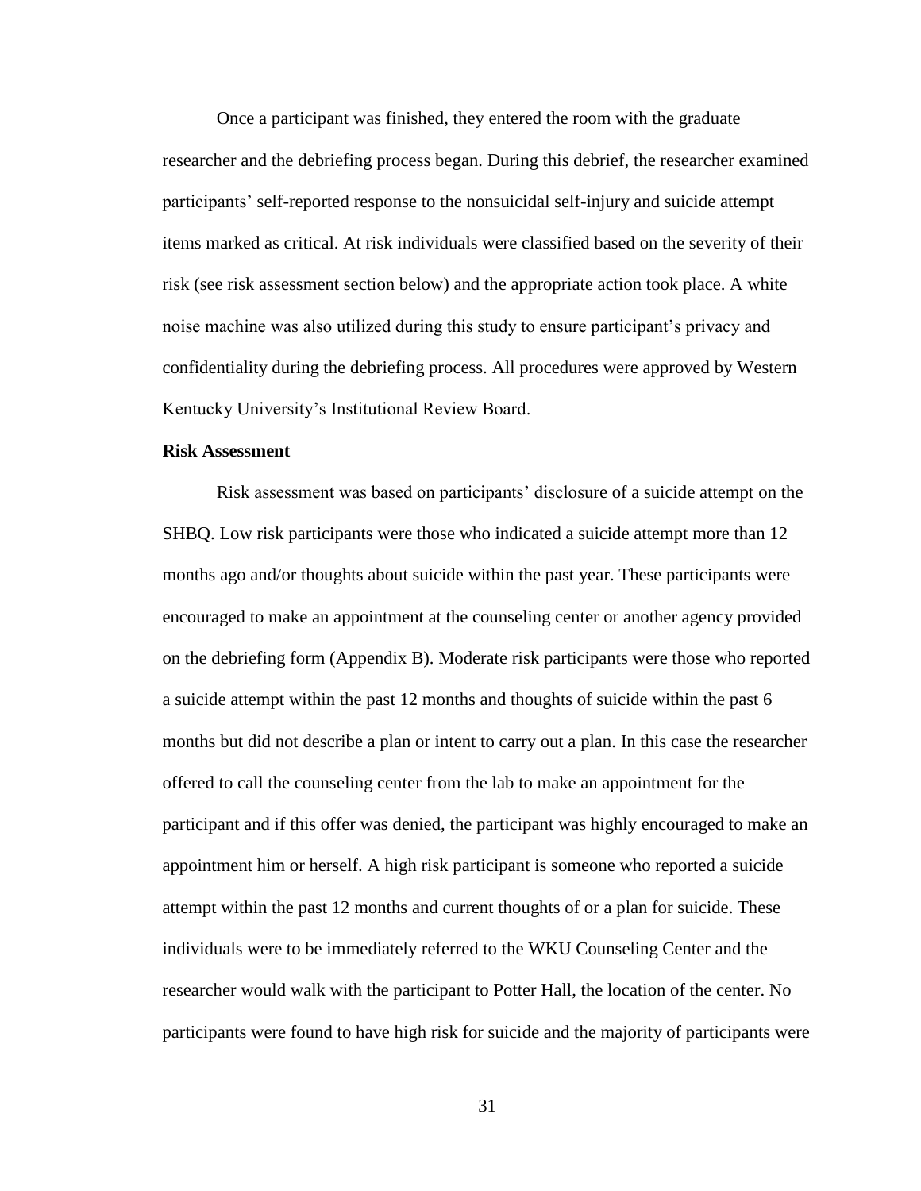Once a participant was finished, they entered the room with the graduate researcher and the debriefing process began. During this debrief, the researcher examined participants' self-reported response to the nonsuicidal self-injury and suicide attempt items marked as critical. At risk individuals were classified based on the severity of their risk (see risk assessment section below) and the appropriate action took place. A white noise machine was also utilized during this study to ensure participant's privacy and confidentiality during the debriefing process. All procedures were approved by Western Kentucky University's Institutional Review Board.

**Risk Assessment**

Risk assessment was based on participants' disclosure of a suicide attempt on the SHBQ. Low risk participants were those who indicated a suicide attempt more than 12 months ago and/or thoughts about suicide within the past year. These participants were encouraged to make an appointment at the counseling center or another agency provided on the debriefing form (Appendix B). Moderate risk participants were those who reported a suicide attempt within the past 12 months and thoughts of suicide within the past 6 months but did not describe a plan or intent to carry out a plan. In this case the researcher offered to call the counseling center from the lab to make an appointment for the participant and if this offer was denied, the participant was highly encouraged to make an appointment him or herself. A high risk participant is someone who reported a suicide attempt within the past 12 months and current thoughts of or a plan for suicide. These individuals were to be immediately referred to the WKU Counseling Center and the researcher would walk with the participant to Potter Hall, the location of the center. No participants were found to have high risk for suicide and the majority of participants were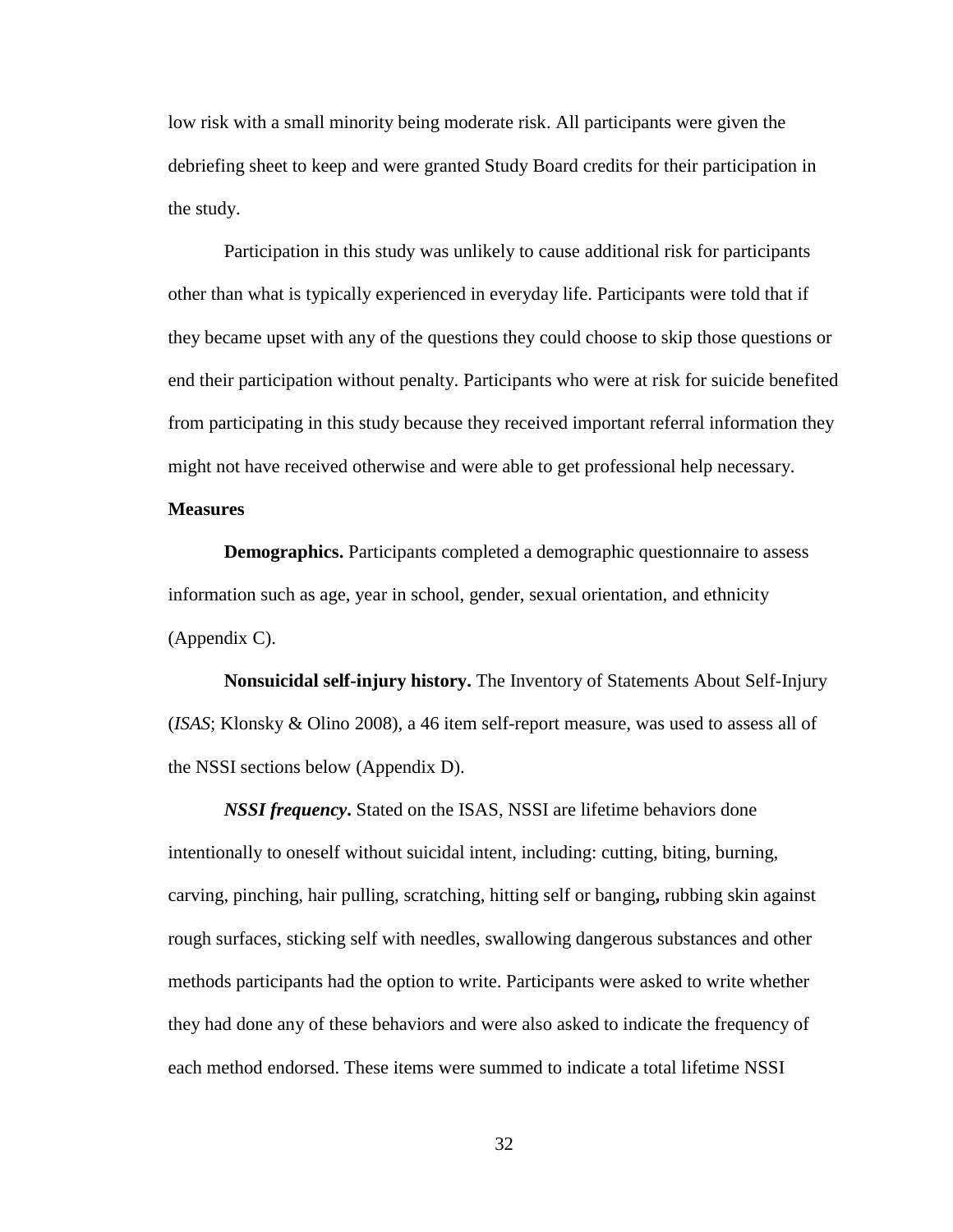low risk with a small minority being moderate risk. All participants were given the debriefing sheet to keep and were granted Study Board credits for their participation in the study.

Participation in this study was unlikely to cause additional risk for participants other than what is typically experienced in everyday life. Participants were told that if they became upset with any of the questions they could choose to skip those questions or end their participation without penalty. Participants who were at risk for suicide benefited from participating in this study because they received important referral information they might not have received otherwise and were able to get professional help necessary.

**Measures**

**Demographics.** Participants completed a demographic questionnaire to assess information such as age, year in school, gender, sexual orientation, and ethnicity (Appendix C).

**Nonsuicidal self-injury history.** The Inventory of Statements About Self-Injury (*ISAS*; Klonsky & Olino 2008), a 46 item self-report measure, was used to assess all of the NSSI sections below (Appendix D).

***NSSI frequency*.** Stated on the ISAS, NSSI are lifetime behaviors done intentionally to oneself without suicidal intent, including: cutting, biting, burning, carving, pinching, hair pulling, scratching, hitting self or banging**,** rubbing skin against rough surfaces, sticking self with needles, swallowing dangerous substances and other methods participants had the option to write. Participants were asked to write whether they had done any of these behaviors and were also asked to indicate the frequency of each method endorsed. These items were summed to indicate a total lifetime NSSI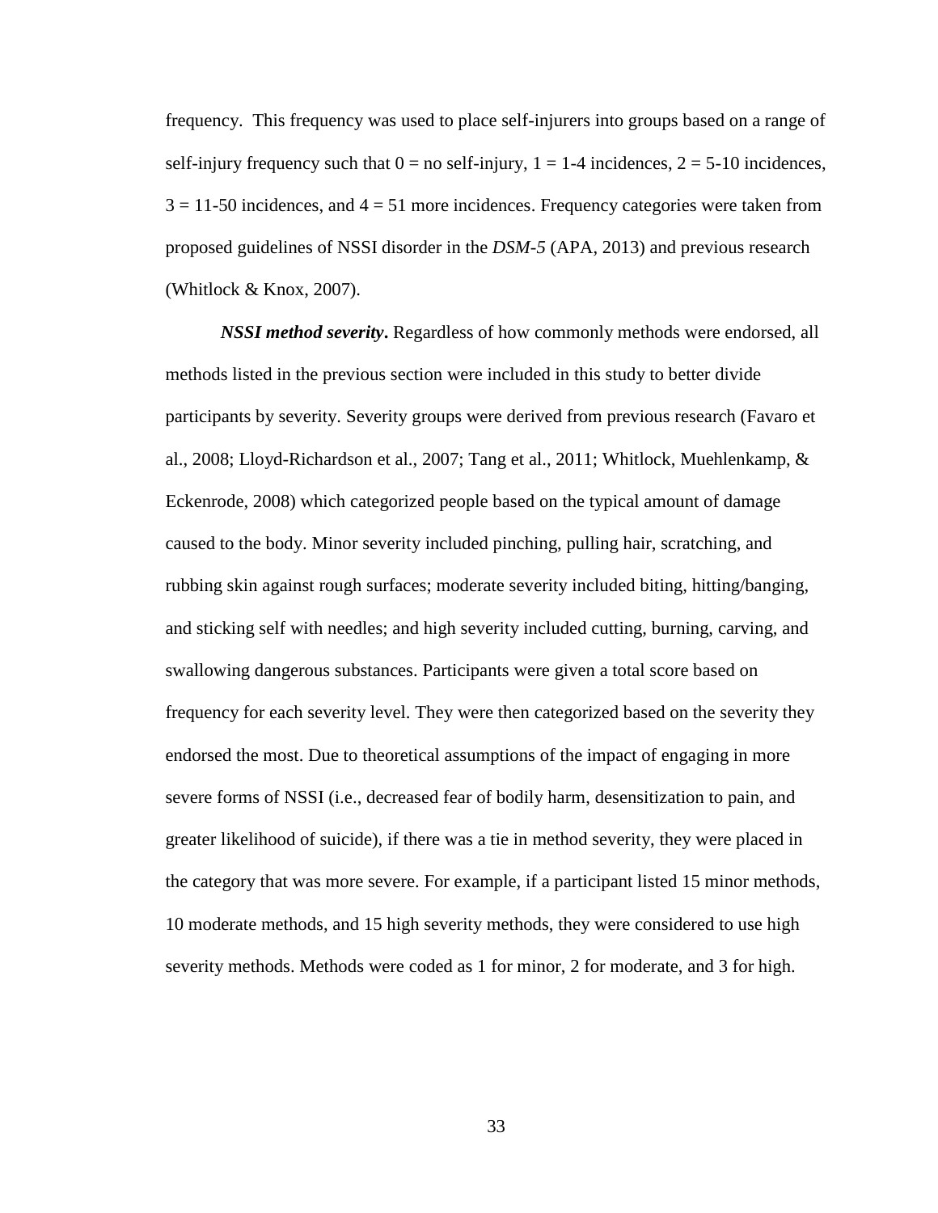frequency. This frequency was used to place self-injurers into groups based on a range of self-injury frequency such that 0 = no self-injury, 1 = 1-4 incidences, 2 = 5-10 incidences, 3 = 11-50 incidences, and 4 = 51 more incidences. Frequency categories were taken from proposed guidelines of NSSI disorder in the *DSM-5* (APA, 2013) and previous research (Whitlock & Knox, 2007).

***NSSI method severity*.** Regardless of how commonly methods were endorsed, all methods listed in the previous section were included in this study to better divide participants by severity. Severity groups were derived from previous research (Favaro et al., 2008; Lloyd-Richardson et al., 2007; Tang et al., 2011; Whitlock, Muehlenkamp, & Eckenrode, 2008) which categorized people based on the typical amount of damage caused to the body. Minor severity included pinching, pulling hair, scratching, and rubbing skin against rough surfaces; moderate severity included biting, hitting/banging, and sticking self with needles; and high severity included cutting, burning, carving, and swallowing dangerous substances. Participants were given a total score based on frequency for each severity level. They were then categorized based on the severity they endorsed the most. Due to theoretical assumptions of the impact of engaging in more severe forms of NSSI (i.e., decreased fear of bodily harm, desensitization to pain, and greater likelihood of suicide), if there was a tie in method severity, they were placed in the category that was more severe. For example, if a participant listed 15 minor methods, 10 moderate methods, and 15 high severity methods, they were considered to use high severity methods. Methods were coded as 1 for minor, 2 for moderate, and 3 for high.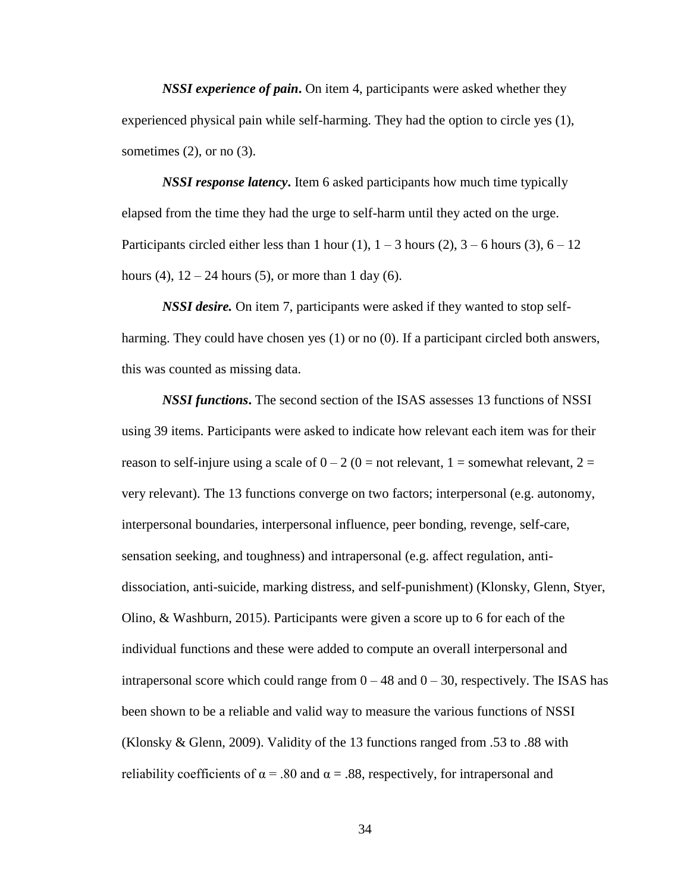***NSSI experience of pain*****.** On item 4, participants were asked whether they experienced physical pain while self-harming. They had the option to circle yes (1), sometimes (2), or no (3).

***NSSI response latency*****.** Item 6 asked participants how much time typically elapsed from the time they had the urge to self-harm until they acted on the urge. Participants circled either less than 1 hour (1), 1 – 3 hours (2), 3 – 6 hours (3), 6 – 12 hours (4), 12 – 24 hours (5), or more than 1 day (6).

***NSSI desire.*** On item 7, participants were asked if they wanted to stop self-harming. They could have chosen yes (1) or no (0). If a participant circled both answers, this was counted as missing data.

***NSSI functions*****.** The second section of the ISAS assesses 13 functions of NSSI using 39 items. Participants were asked to indicate how relevant each item was for their reason to self-injure using a scale of 0 – 2 (0 = not relevant, 1 = somewhat relevant, 2 = very relevant). The 13 functions converge on two factors; interpersonal (e.g. autonomy, interpersonal boundaries, interpersonal influence, peer bonding, revenge, self-care, sensation seeking, and toughness) and intrapersonal (e.g. affect regulation, anti-dissociation, anti-suicide, marking distress, and self-punishment) (Klonsky, Glenn, Styer, Olino, & Washburn, 2015). Participants were given a score up to 6 for each of the individual functions and these were added to compute an overall interpersonal and intrapersonal score which could range from 0 – 48 and 0 – 30, respectively. The ISAS has been shown to be a reliable and valid way to measure the various functions of NSSI (Klonsky & Glenn, 2009). Validity of the 13 functions ranged from .53 to .88 with reliability coefficients of $\alpha = .80$ and $\alpha = .88$, respectively, for intrapersonal and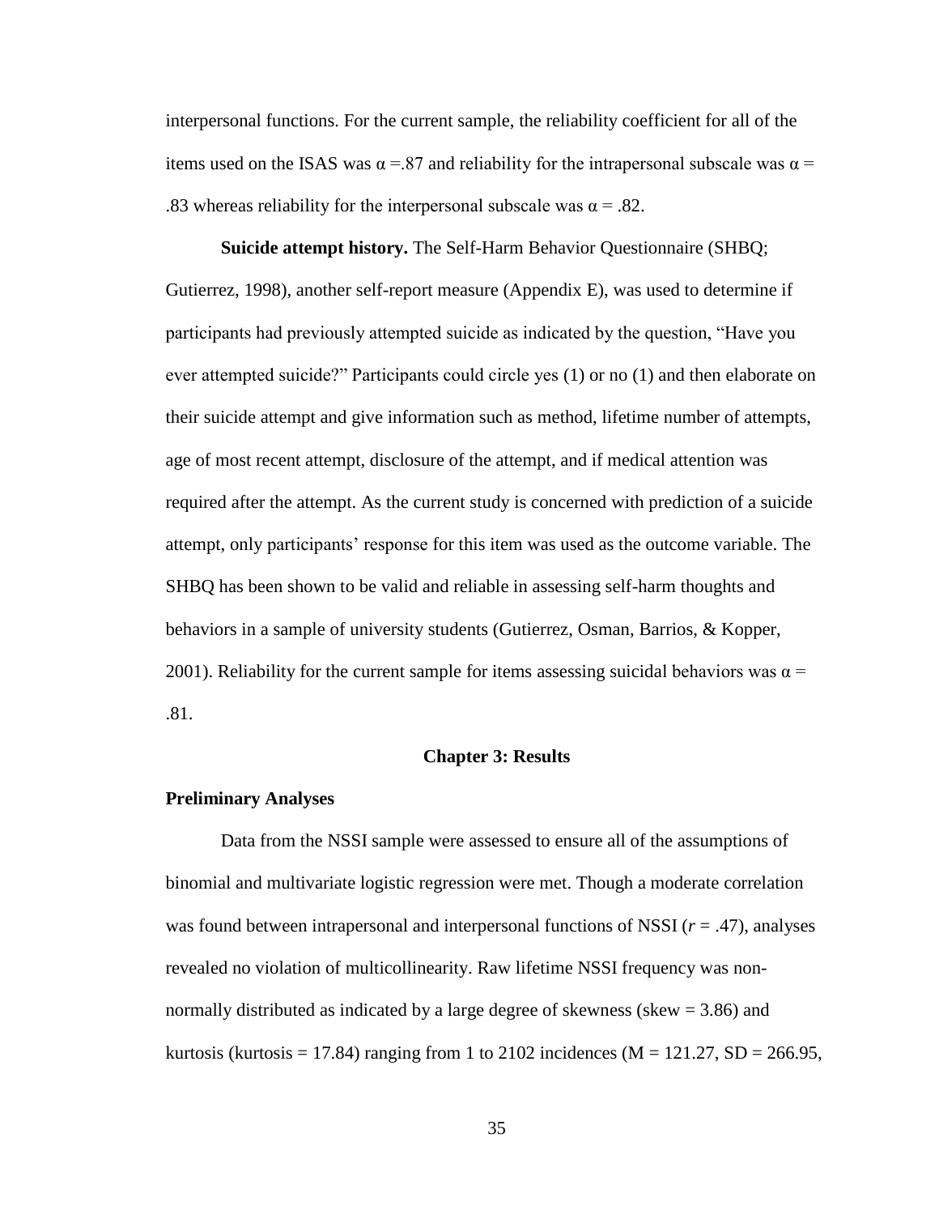interpersonal functions. For the current sample, the reliability coefficient for all of the items used on the ISAS was $\alpha$ =.87 and reliability for the intrapersonal subscale was $\alpha$ = .83 whereas reliability for the interpersonal subscale was $\alpha$ = .82.

**Suicide attempt history.** The Self-Harm Behavior Questionnaire (SHBQ; Gutierrez, 1998), another self-report measure (Appendix E), was used to determine if participants had previously attempted suicide as indicated by the question, "Have you ever attempted suicide?" Participants could circle yes (1) or no (1) and then elaborate on their suicide attempt and give information such as method, lifetime number of attempts, age of most recent attempt, disclosure of the attempt, and if medical attention was required after the attempt. As the current study is concerned with prediction of a suicide attempt, only participants' response for this item was used as the outcome variable. The SHBQ has been shown to be valid and reliable in assessing self-harm thoughts and behaviors in a sample of university students (Gutierrez, Osman, Barrios, & Kopper, 2001). Reliability for the current sample for items assessing suicidal behaviors was $\alpha$ = .81.

## Chapter 3: Results

### Preliminary Analyses

Data from the NSSI sample were assessed to ensure all of the assumptions of binomial and multivariate logistic regression were met. Though a moderate correlation was found between intrapersonal and interpersonal functions of NSSI ($r$ = .47), analyses revealed no violation of multicollinearity. Raw lifetime NSSI frequency was non-normally distributed as indicated by a large degree of skewness (skew = 3.86) and kurtosis (kurtosis = 17.84) ranging from 1 to 2102 incidences (M = 121.27, SD = 266.95,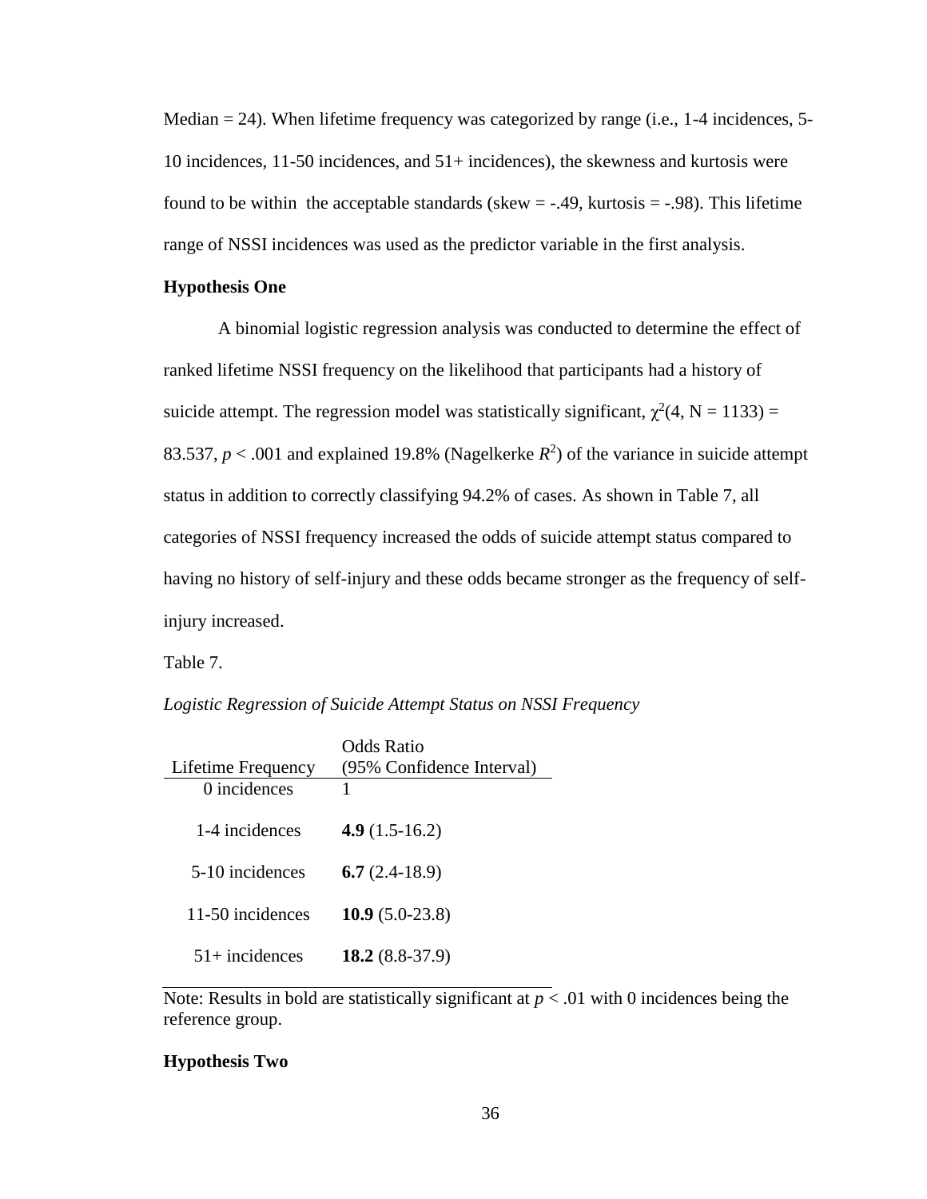Median = 24). When lifetime frequency was categorized by range (i.e., 1-4 incidences, 5-10 incidences, 11-50 incidences, and 51+ incidences), the skewness and kurtosis were found to be within the acceptable standards (skew = -.49, kurtosis = -.98). This lifetime range of NSSI incidences was used as the predictor variable in the first analysis.

**Hypothesis One**

A binomial logistic regression analysis was conducted to determine the effect of ranked lifetime NSSI frequency on the likelihood that participants had a history of suicide attempt. The regression model was statistically significant, $\chi^2(4, N = 1133) = 83.537$, $p < .001$ and explained 19.8% (Nagelkerke $R^2$) of the variance in suicide attempt status in addition to correctly classifying 94.2% of cases. As shown in Table 7, all categories of NSSI frequency increased the odds of suicide attempt status compared to having no history of self-injury and these odds became stronger as the frequency of self-injury increased.

Table 7.

*Logistic Regression of Suicide Attempt Status on NSSI Frequency*

| Lifetime Frequency | Odds Ratio (95% Confidence Interval) |
|---|---|
| 0 incidences | 1 |
| 1-4 incidences | **4.9** (1.5-16.2) |
| 5-10 incidences | **6.7** (2.4-18.9) |
| 11-50 incidences | **10.9** (5.0-23.8) |
| 51+ incidences | **18.2** (8.8-37.9) |

Note: Results in bold are statistically significant at $p < .01$ with 0 incidences being the reference group.

**Hypothesis Two**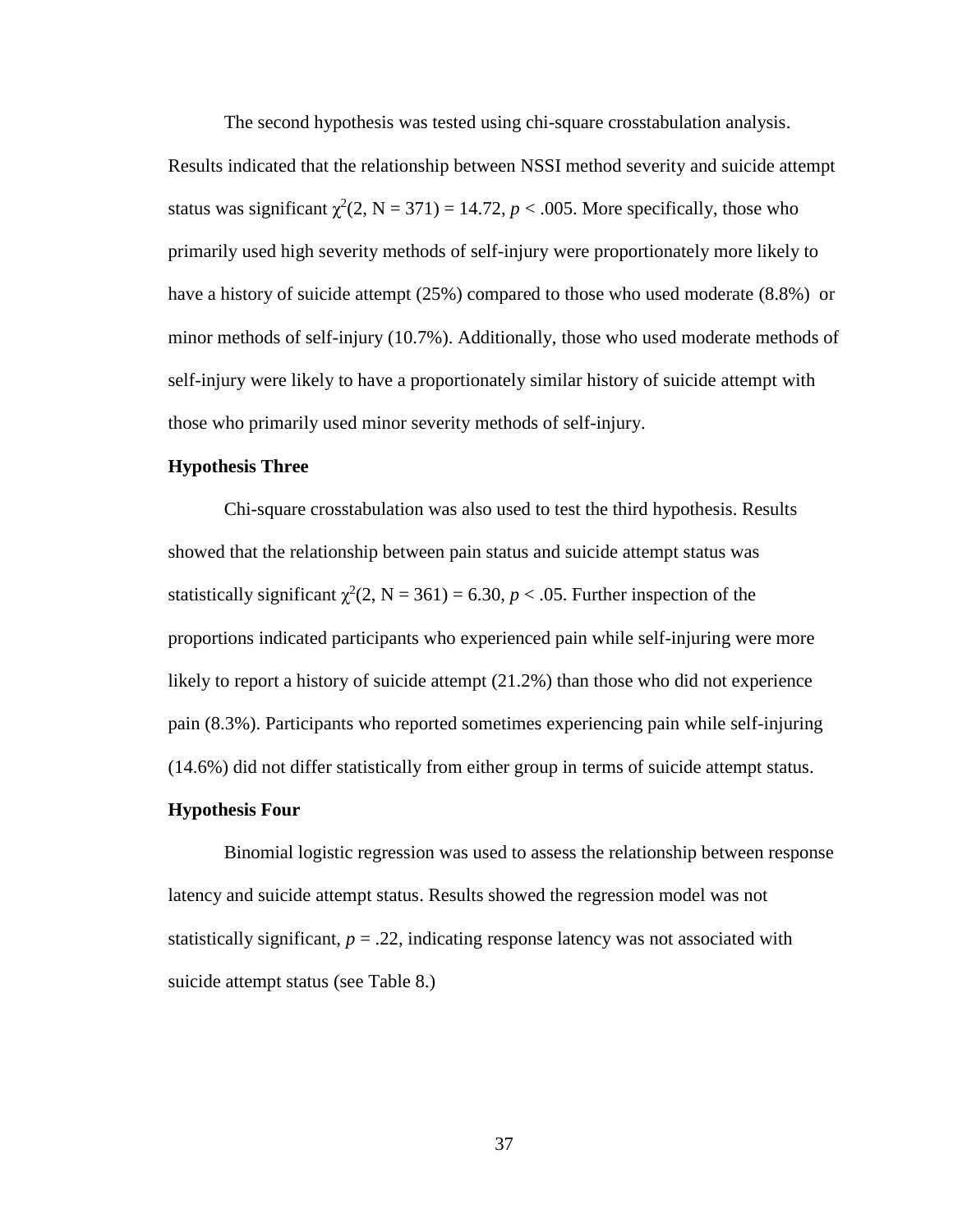The second hypothesis was tested using chi-square crosstabulation analysis. Results indicated that the relationship between NSSI method severity and suicide attempt status was significant $\chi^2(2, N = 371) = 14.72$, $p < .005$. More specifically, those who primarily used high severity methods of self-injury were proportionately more likely to have a history of suicide attempt (25%) compared to those who used moderate (8.8%) or minor methods of self-injury (10.7%). Additionally, those who used moderate methods of self-injury were likely to have a proportionately similar history of suicide attempt with those who primarily used minor severity methods of self-injury.

**Hypothesis Three**

Chi-square crosstabulation was also used to test the third hypothesis. Results showed that the relationship between pain status and suicide attempt status was statistically significant $\chi^2(2, N = 361) = 6.30$, $p < .05$. Further inspection of the proportions indicated participants who experienced pain while self-injuring were more likely to report a history of suicide attempt (21.2%) than those who did not experience pain (8.3%). Participants who reported sometimes experiencing pain while self-injuring (14.6%) did not differ statistically from either group in terms of suicide attempt status.

**Hypothesis Four**

Binomial logistic regression was used to assess the relationship between response latency and suicide attempt status. Results showed the regression model was not statistically significant, $p = .22$, indicating response latency was not associated with suicide attempt status (see Table 8.)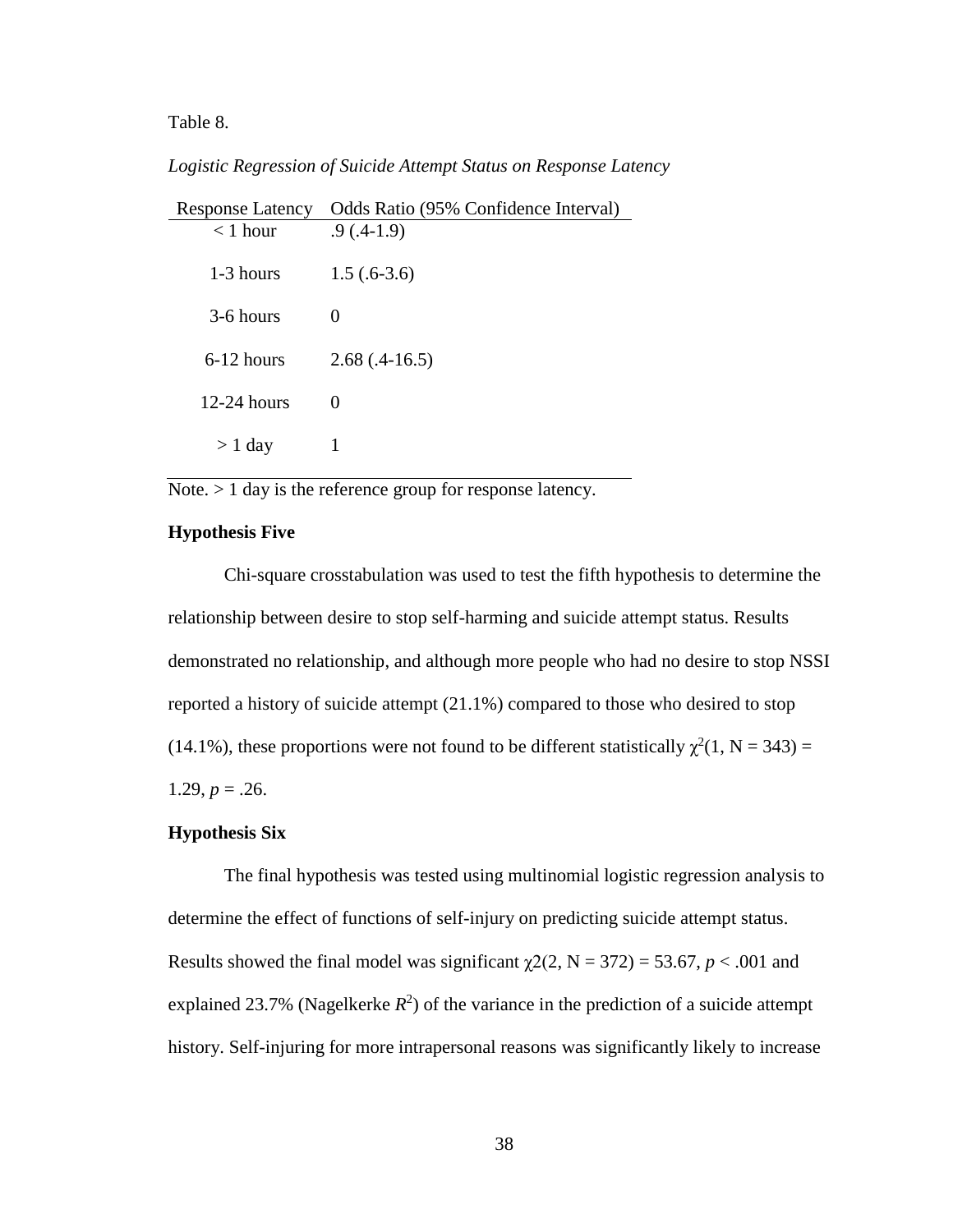Table 8.

*Logistic Regression of Suicide Attempt Status on Response Latency*

| Response Latency | Odds Ratio (95% Confidence Interval) |
|---|---|
| < 1 hour | .9 (.4-1.9) |
| 1-3 hours | 1.5 (.6-3.6) |
| 3-6 hours | 0 |
| 6-12 hours | 2.68 (.4-16.5) |
| 12-24 hours | 0 |
| > 1 day | 1 |

Note. > 1 day is the reference group for response latency.

**Hypothesis Five**

Chi-square crosstabulation was used to test the fifth hypothesis to determine the relationship between desire to stop self-harming and suicide attempt status. Results demonstrated no relationship, and although more people who had no desire to stop NSSI reported a history of suicide attempt (21.1%) compared to those who desired to stop (14.1%), these proportions were not found to be different statistically $\chi^2(1, N = 343) = 1.29$, $p = .26$.

**Hypothesis Six**

The final hypothesis was tested using multinomial logistic regression analysis to determine the effect of functions of self-injury on predicting suicide attempt status. Results showed the final model was significant $\chi2(2, N = 372) = 53.67$, $p < .001$ and explained 23.7% (Nagelkerke $R^2$) of the variance in the prediction of a suicide attempt history. Self-injuring for more intrapersonal reasons was significantly likely to increase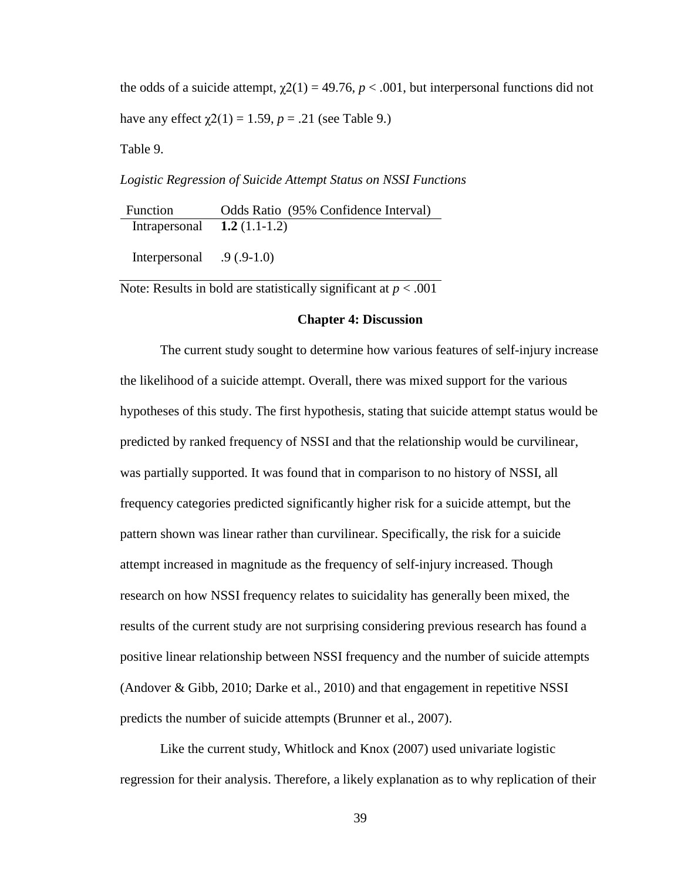the odds of a suicide attempt, $\chi2(1) = 49.76$, $p < .001$, but interpersonal functions did not have any effect $\chi2(1) = 1.59$, $p = .21$ (see Table 9.)

Table 9.

*Logistic Regression of Suicide Attempt Status on NSSI Functions*

| Function | Odds Ratio (95% Confidence Interval) |
|---|---|
| Intrapersonal | **1.2** (1.1-1.2) |
| Interpersonal | .9 (.9-1.0) |

Note: Results in bold are statistically significant at $p < .001$

## Chapter 4: Discussion

The current study sought to determine how various features of self-injury increase the likelihood of a suicide attempt. Overall, there was mixed support for the various hypotheses of this study. The first hypothesis, stating that suicide attempt status would be predicted by ranked frequency of NSSI and that the relationship would be curvilinear, was partially supported. It was found that in comparison to no history of NSSI, all frequency categories predicted significantly higher risk for a suicide attempt, but the pattern shown was linear rather than curvilinear. Specifically, the risk for a suicide attempt increased in magnitude as the frequency of self-injury increased. Though research on how NSSI frequency relates to suicidality has generally been mixed, the results of the current study are not surprising considering previous research has found a positive linear relationship between NSSI frequency and the number of suicide attempts (Andover & Gibb, 2010; Darke et al., 2010) and that engagement in repetitive NSSI predicts the number of suicide attempts (Brunner et al., 2007).

Like the current study, Whitlock and Knox (2007) used univariate logistic regression for their analysis. Therefore, a likely explanation as to why replication of their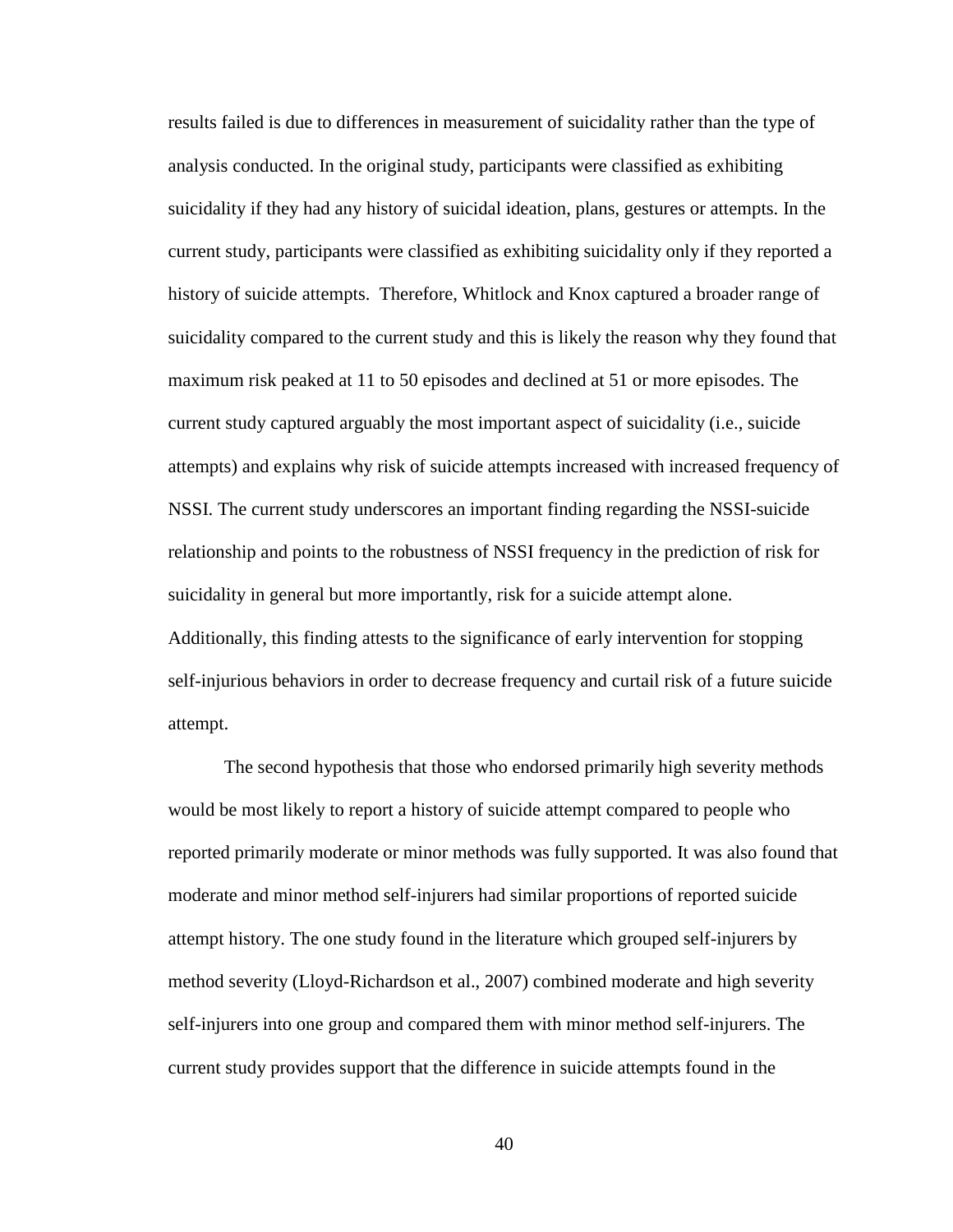results failed is due to differences in measurement of suicidality rather than the type of analysis conducted. In the original study, participants were classified as exhibiting suicidality if they had any history of suicidal ideation, plans, gestures or attempts. In the current study, participants were classified as exhibiting suicidality only if they reported a history of suicide attempts. Therefore, Whitlock and Knox captured a broader range of suicidality compared to the current study and this is likely the reason why they found that maximum risk peaked at 11 to 50 episodes and declined at 51 or more episodes. The current study captured arguably the most important aspect of suicidality (i.e., suicide attempts) and explains why risk of suicide attempts increased with increased frequency of NSSI. The current study underscores an important finding regarding the NSSI-suicide relationship and points to the robustness of NSSI frequency in the prediction of risk for suicidality in general but more importantly, risk for a suicide attempt alone. Additionally, this finding attests to the significance of early intervention for stopping self-injurious behaviors in order to decrease frequency and curtail risk of a future suicide attempt.

The second hypothesis that those who endorsed primarily high severity methods would be most likely to report a history of suicide attempt compared to people who reported primarily moderate or minor methods was fully supported. It was also found that moderate and minor method self-injurers had similar proportions of reported suicide attempt history. The one study found in the literature which grouped self-injurers by method severity (Lloyd-Richardson et al., 2007) combined moderate and high severity self-injurers into one group and compared them with minor method self-injurers. The current study provides support that the difference in suicide attempts found in the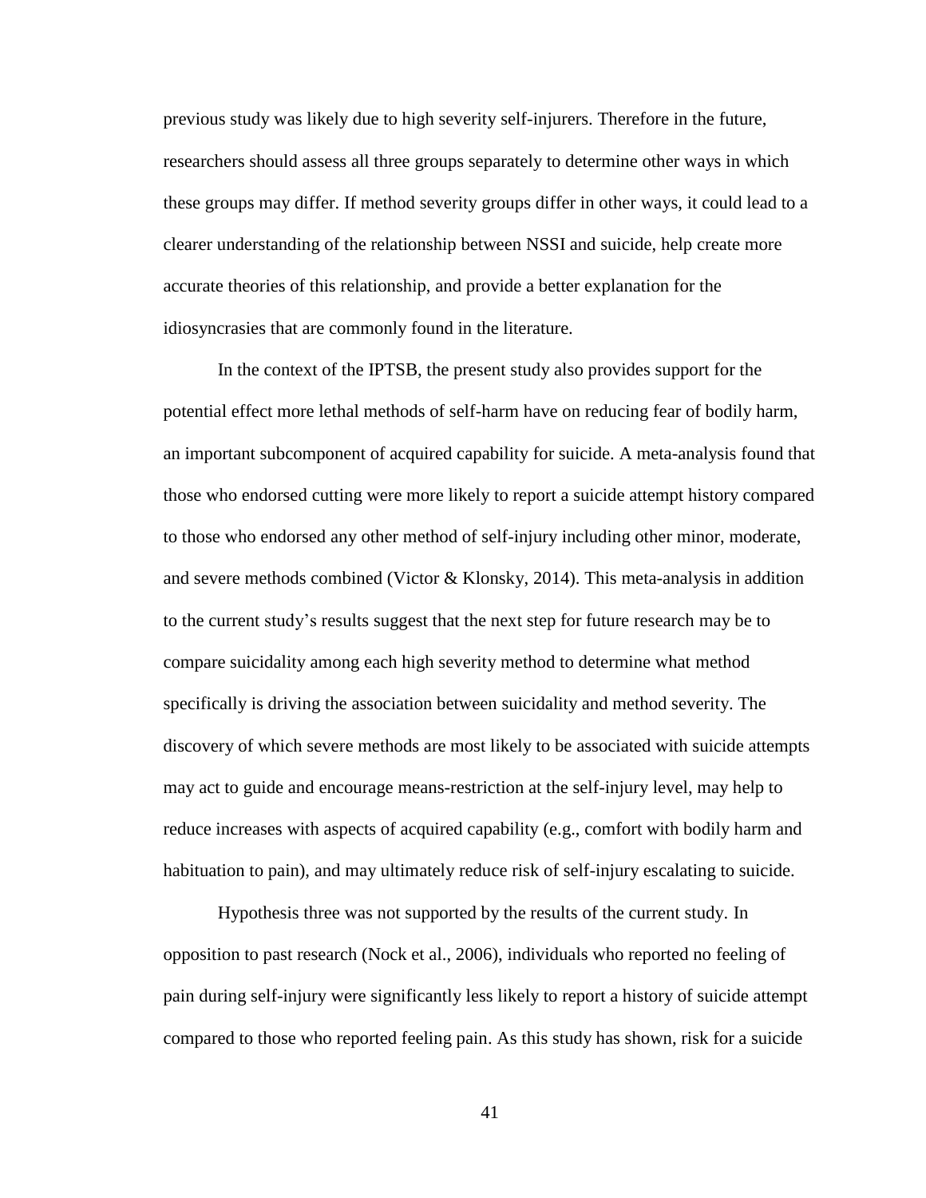previous study was likely due to high severity self-injurers. Therefore in the future, researchers should assess all three groups separately to determine other ways in which these groups may differ. If method severity groups differ in other ways, it could lead to a clearer understanding of the relationship between NSSI and suicide, help create more accurate theories of this relationship, and provide a better explanation for the idiosyncrasies that are commonly found in the literature.

In the context of the IPTSB, the present study also provides support for the potential effect more lethal methods of self-harm have on reducing fear of bodily harm, an important subcomponent of acquired capability for suicide. A meta-analysis found that those who endorsed cutting were more likely to report a suicide attempt history compared to those who endorsed any other method of self-injury including other minor, moderate, and severe methods combined (Victor & Klonsky, 2014). This meta-analysis in addition to the current study's results suggest that the next step for future research may be to compare suicidality among each high severity method to determine what method specifically is driving the association between suicidality and method severity. The discovery of which severe methods are most likely to be associated with suicide attempts may act to guide and encourage means-restriction at the self-injury level, may help to reduce increases with aspects of acquired capability (e.g., comfort with bodily harm and habituation to pain), and may ultimately reduce risk of self-injury escalating to suicide.

Hypothesis three was not supported by the results of the current study. In opposition to past research (Nock et al., 2006), individuals who reported no feeling of pain during self-injury were significantly less likely to report a history of suicide attempt compared to those who reported feeling pain. As this study has shown, risk for a suicide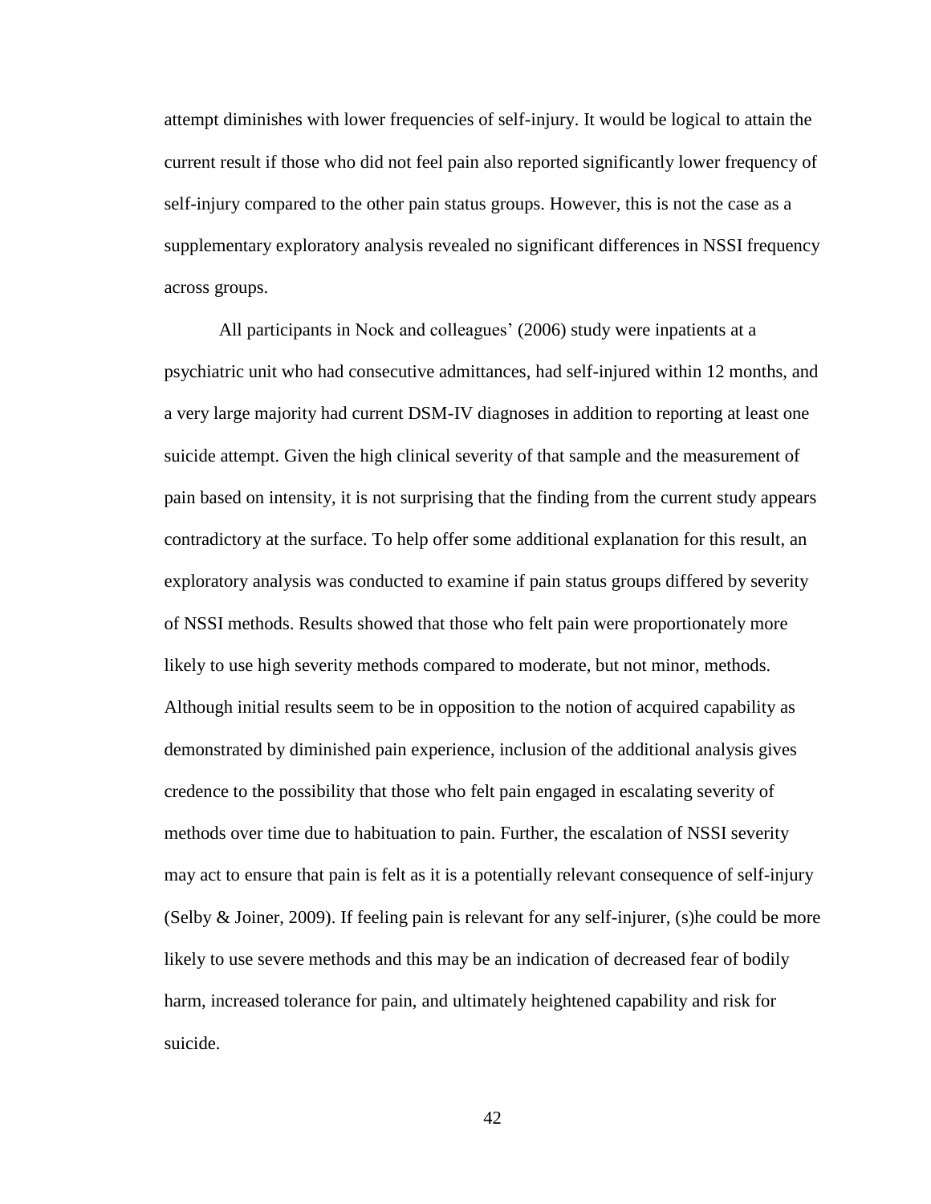attempt diminishes with lower frequencies of self-injury. It would be logical to attain the current result if those who did not feel pain also reported significantly lower frequency of self-injury compared to the other pain status groups. However, this is not the case as a supplementary exploratory analysis revealed no significant differences in NSSI frequency across groups.

All participants in Nock and colleagues' (2006) study were inpatients at a psychiatric unit who had consecutive admittances, had self-injured within 12 months, and a very large majority had current DSM-IV diagnoses in addition to reporting at least one suicide attempt. Given the high clinical severity of that sample and the measurement of pain based on intensity, it is not surprising that the finding from the current study appears contradictory at the surface. To help offer some additional explanation for this result, an exploratory analysis was conducted to examine if pain status groups differed by severity of NSSI methods. Results showed that those who felt pain were proportionately more likely to use high severity methods compared to moderate, but not minor, methods. Although initial results seem to be in opposition to the notion of acquired capability as demonstrated by diminished pain experience, inclusion of the additional analysis gives credence to the possibility that those who felt pain engaged in escalating severity of methods over time due to habituation to pain. Further, the escalation of NSSI severity may act to ensure that pain is felt as it is a potentially relevant consequence of self-injury (Selby & Joiner, 2009). If feeling pain is relevant for any self-injurer, (s)he could be more likely to use severe methods and this may be an indication of decreased fear of bodily harm, increased tolerance for pain, and ultimately heightened capability and risk for suicide.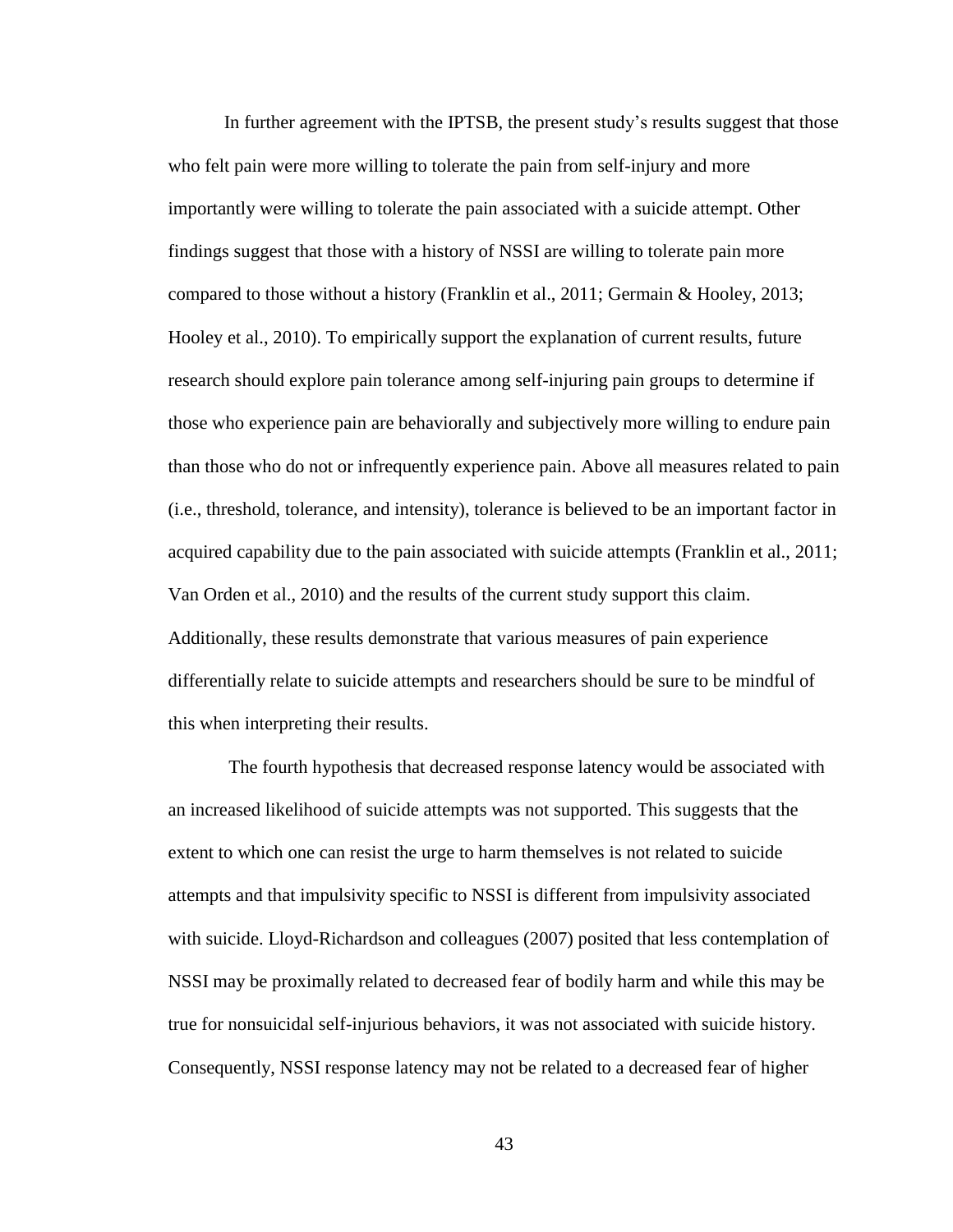In further agreement with the IPTSB, the present study's results suggest that those who felt pain were more willing to tolerate the pain from self-injury and more importantly were willing to tolerate the pain associated with a suicide attempt. Other findings suggest that those with a history of NSSI are willing to tolerate pain more compared to those without a history (Franklin et al., 2011; Germain & Hooley, 2013; Hooley et al., 2010). To empirically support the explanation of current results, future research should explore pain tolerance among self-injuring pain groups to determine if those who experience pain are behaviorally and subjectively more willing to endure pain than those who do not or infrequently experience pain. Above all measures related to pain (i.e., threshold, tolerance, and intensity), tolerance is believed to be an important factor in acquired capability due to the pain associated with suicide attempts (Franklin et al., 2011; Van Orden et al., 2010) and the results of the current study support this claim. Additionally, these results demonstrate that various measures of pain experience differentially relate to suicide attempts and researchers should be sure to be mindful of this when interpreting their results.

The fourth hypothesis that decreased response latency would be associated with an increased likelihood of suicide attempts was not supported. This suggests that the extent to which one can resist the urge to harm themselves is not related to suicide attempts and that impulsivity specific to NSSI is different from impulsivity associated with suicide. Lloyd-Richardson and colleagues (2007) posited that less contemplation of NSSI may be proximally related to decreased fear of bodily harm and while this may be true for nonsuicidal self-injurious behaviors, it was not associated with suicide history. Consequently, NSSI response latency may not be related to a decreased fear of higher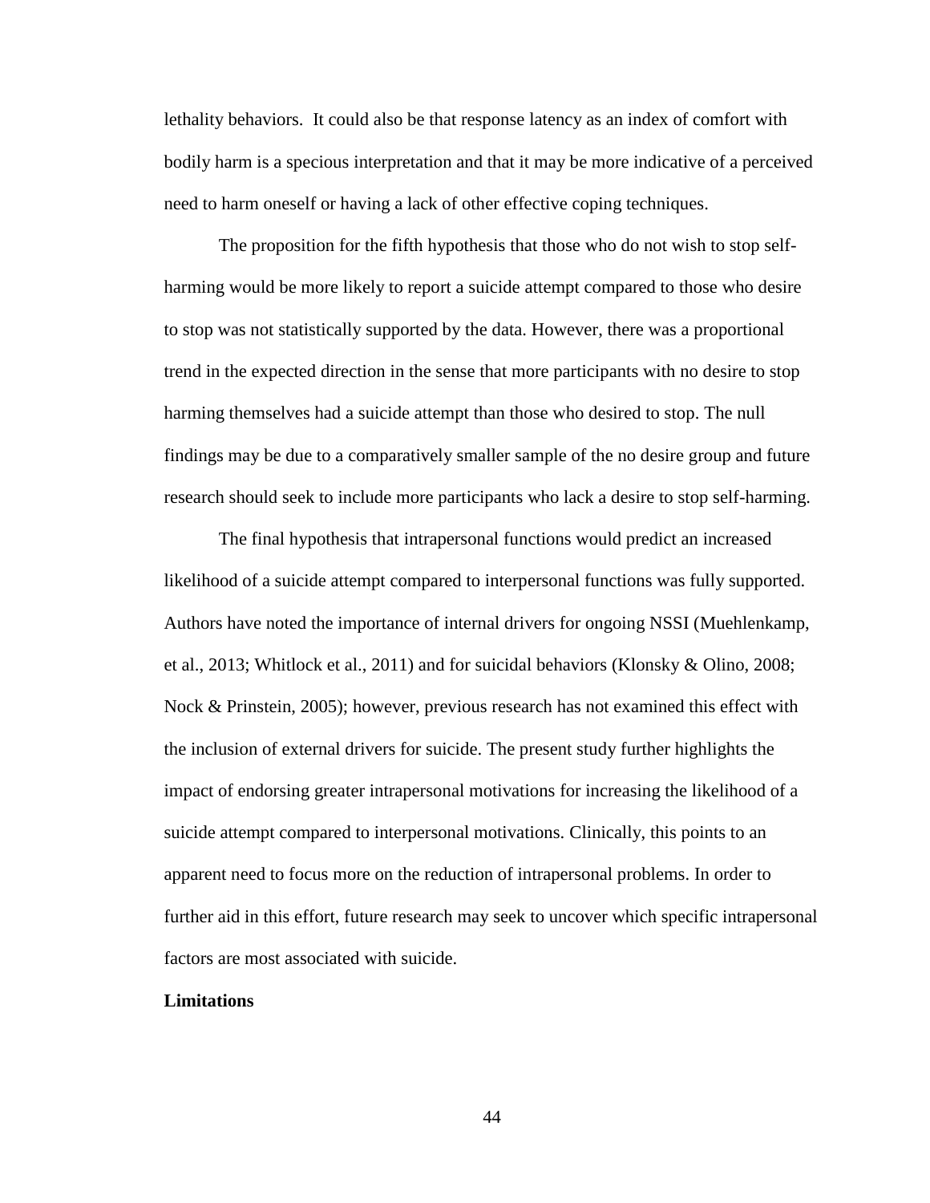lethality behaviors. It could also be that response latency as an index of comfort with bodily harm is a specious interpretation and that it may be more indicative of a perceived need to harm oneself or having a lack of other effective coping techniques.

The proposition for the fifth hypothesis that those who do not wish to stop self-harming would be more likely to report a suicide attempt compared to those who desire to stop was not statistically supported by the data. However, there was a proportional trend in the expected direction in the sense that more participants with no desire to stop harming themselves had a suicide attempt than those who desired to stop. The null findings may be due to a comparatively smaller sample of the no desire group and future research should seek to include more participants who lack a desire to stop self-harming.

The final hypothesis that intrapersonal functions would predict an increased likelihood of a suicide attempt compared to interpersonal functions was fully supported. Authors have noted the importance of internal drivers for ongoing NSSI (Muehlenkamp, et al., 2013; Whitlock et al., 2011) and for suicidal behaviors (Klonsky & Olino, 2008; Nock & Prinstein, 2005); however, previous research has not examined this effect with the inclusion of external drivers for suicide. The present study further highlights the impact of endorsing greater intrapersonal motivations for increasing the likelihood of a suicide attempt compared to interpersonal motivations. Clinically, this points to an apparent need to focus more on the reduction of intrapersonal problems. In order to further aid in this effort, future research may seek to uncover which specific intrapersonal factors are most associated with suicide.

**Limitations**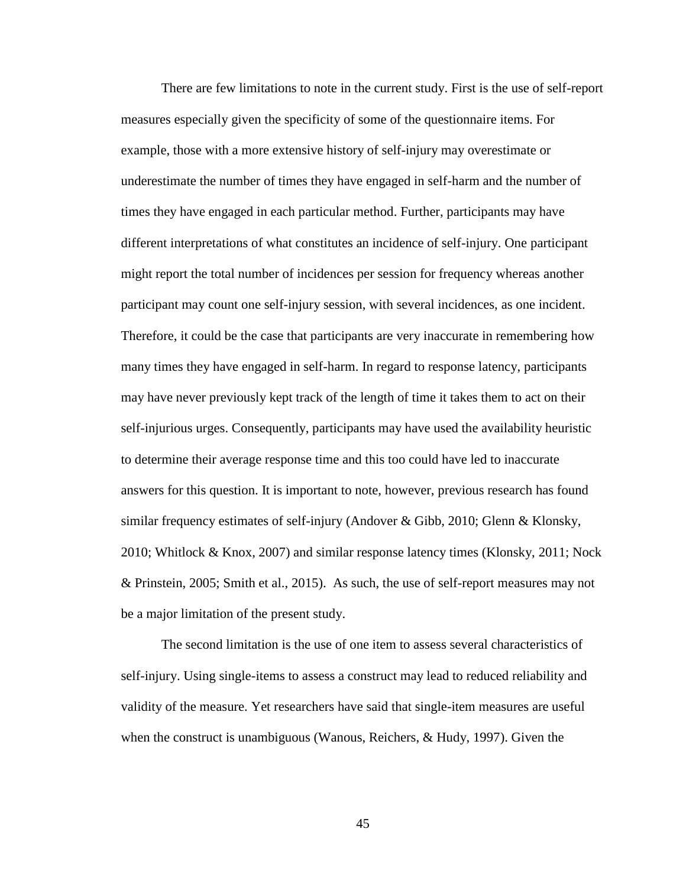There are few limitations to note in the current study. First is the use of self-report measures especially given the specificity of some of the questionnaire items. For example, those with a more extensive history of self-injury may overestimate or underestimate the number of times they have engaged in self-harm and the number of times they have engaged in each particular method. Further, participants may have different interpretations of what constitutes an incidence of self-injury. One participant might report the total number of incidences per session for frequency whereas another participant may count one self-injury session, with several incidences, as one incident. Therefore, it could be the case that participants are very inaccurate in remembering how many times they have engaged in self-harm. In regard to response latency, participants may have never previously kept track of the length of time it takes them to act on their self-injurious urges. Consequently, participants may have used the availability heuristic to determine their average response time and this too could have led to inaccurate answers for this question. It is important to note, however, previous research has found similar frequency estimates of self-injury (Andover & Gibb, 2010; Glenn & Klonsky, 2010; Whitlock & Knox, 2007) and similar response latency times (Klonsky, 2011; Nock & Prinstein, 2005; Smith et al., 2015). As such, the use of self-report measures may not be a major limitation of the present study.

The second limitation is the use of one item to assess several characteristics of self-injury. Using single-items to assess a construct may lead to reduced reliability and validity of the measure. Yet researchers have said that single-item measures are useful when the construct is unambiguous (Wanous, Reichers, & Hudy, 1997). Given the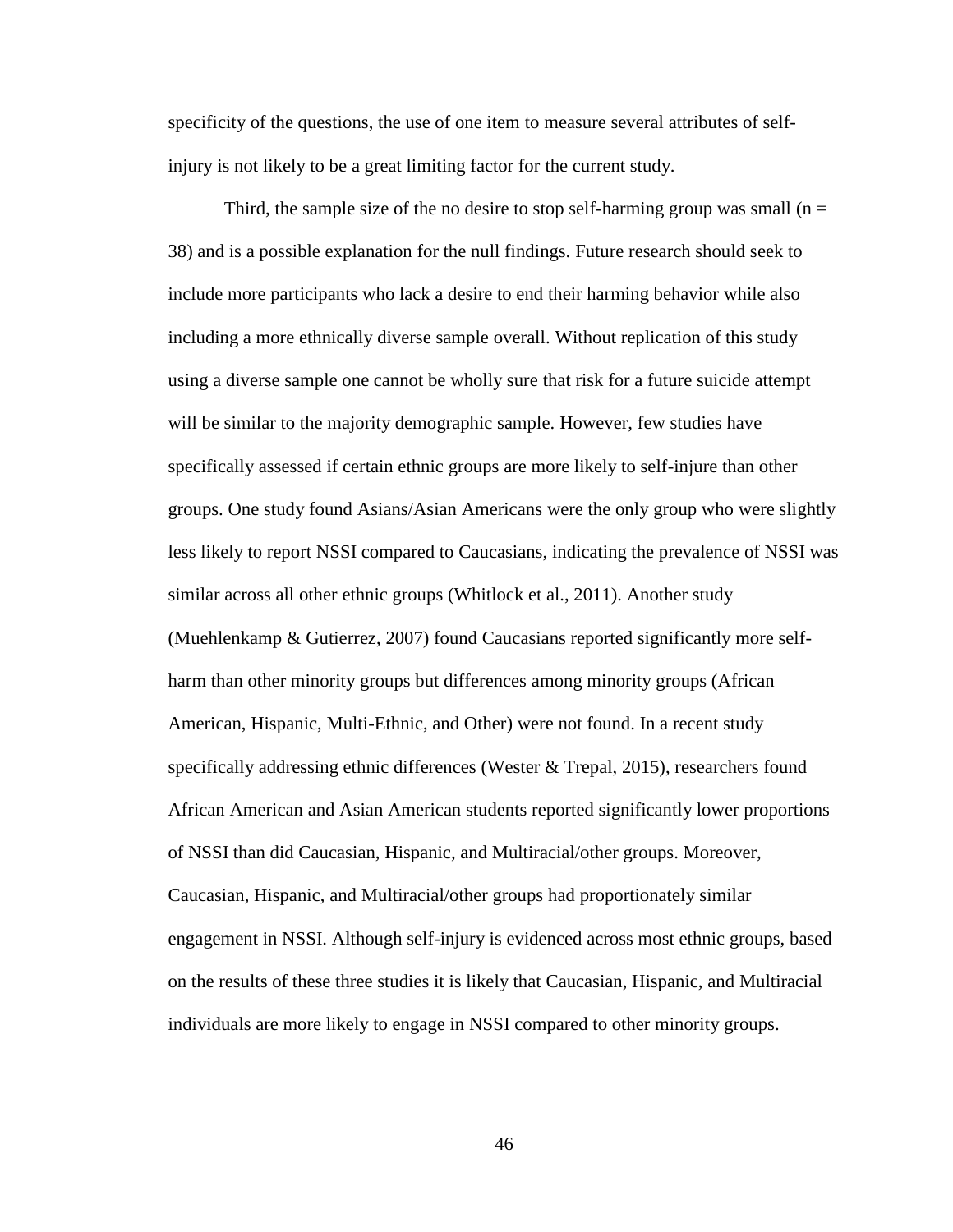specificity of the questions, the use of one item to measure several attributes of self-injury is not likely to be a great limiting factor for the current study.

Third, the sample size of the no desire to stop self-harming group was small (n = 38) and is a possible explanation for the null findings. Future research should seek to include more participants who lack a desire to end their harming behavior while also including a more ethnically diverse sample overall. Without replication of this study using a diverse sample one cannot be wholly sure that risk for a future suicide attempt will be similar to the majority demographic sample. However, few studies have specifically assessed if certain ethnic groups are more likely to self-injure than other groups. One study found Asians/Asian Americans were the only group who were slightly less likely to report NSSI compared to Caucasians, indicating the prevalence of NSSI was similar across all other ethnic groups (Whitlock et al., 2011). Another study (Muehlenkamp & Gutierrez, 2007) found Caucasians reported significantly more self-harm than other minority groups but differences among minority groups (African American, Hispanic, Multi-Ethnic, and Other) were not found. In a recent study specifically addressing ethnic differences (Wester & Trepal, 2015), researchers found African American and Asian American students reported significantly lower proportions of NSSI than did Caucasian, Hispanic, and Multiracial/other groups. Moreover, Caucasian, Hispanic, and Multiracial/other groups had proportionately similar engagement in NSSI. Although self-injury is evidenced across most ethnic groups, based on the results of these three studies it is likely that Caucasian, Hispanic, and Multiracial individuals are more likely to engage in NSSI compared to other minority groups.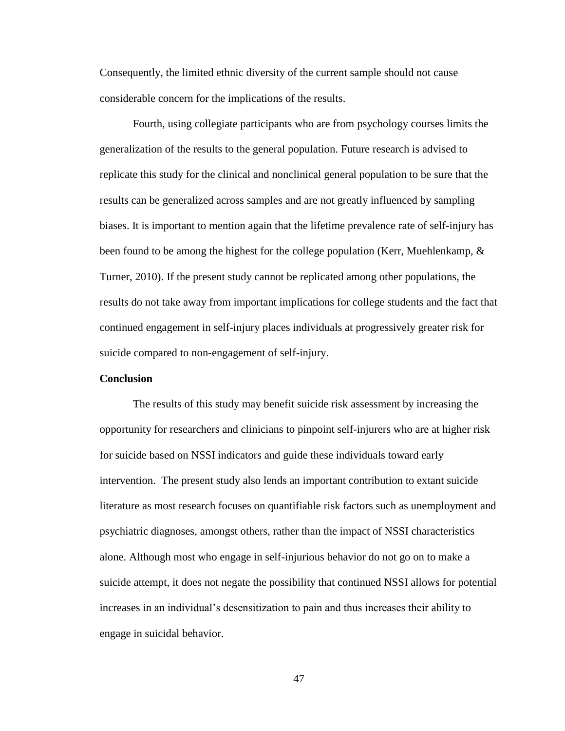Consequently, the limited ethnic diversity of the current sample should not cause considerable concern for the implications of the results.

Fourth, using collegiate participants who are from psychology courses limits the generalization of the results to the general population. Future research is advised to replicate this study for the clinical and nonclinical general population to be sure that the results can be generalized across samples and are not greatly influenced by sampling biases. It is important to mention again that the lifetime prevalence rate of self-injury has been found to be among the highest for the college population (Kerr, Muehlenkamp, & Turner, 2010). If the present study cannot be replicated among other populations, the results do not take away from important implications for college students and the fact that continued engagement in self-injury places individuals at progressively greater risk for suicide compared to non-engagement of self-injury.

**Conclusion**

The results of this study may benefit suicide risk assessment by increasing the opportunity for researchers and clinicians to pinpoint self-injurers who are at higher risk for suicide based on NSSI indicators and guide these individuals toward early intervention. The present study also lends an important contribution to extant suicide literature as most research focuses on quantifiable risk factors such as unemployment and psychiatric diagnoses, amongst others, rather than the impact of NSSI characteristics alone. Although most who engage in self-injurious behavior do not go on to make a suicide attempt, it does not negate the possibility that continued NSSI allows for potential increases in an individual's desensitization to pain and thus increases their ability to engage in suicidal behavior.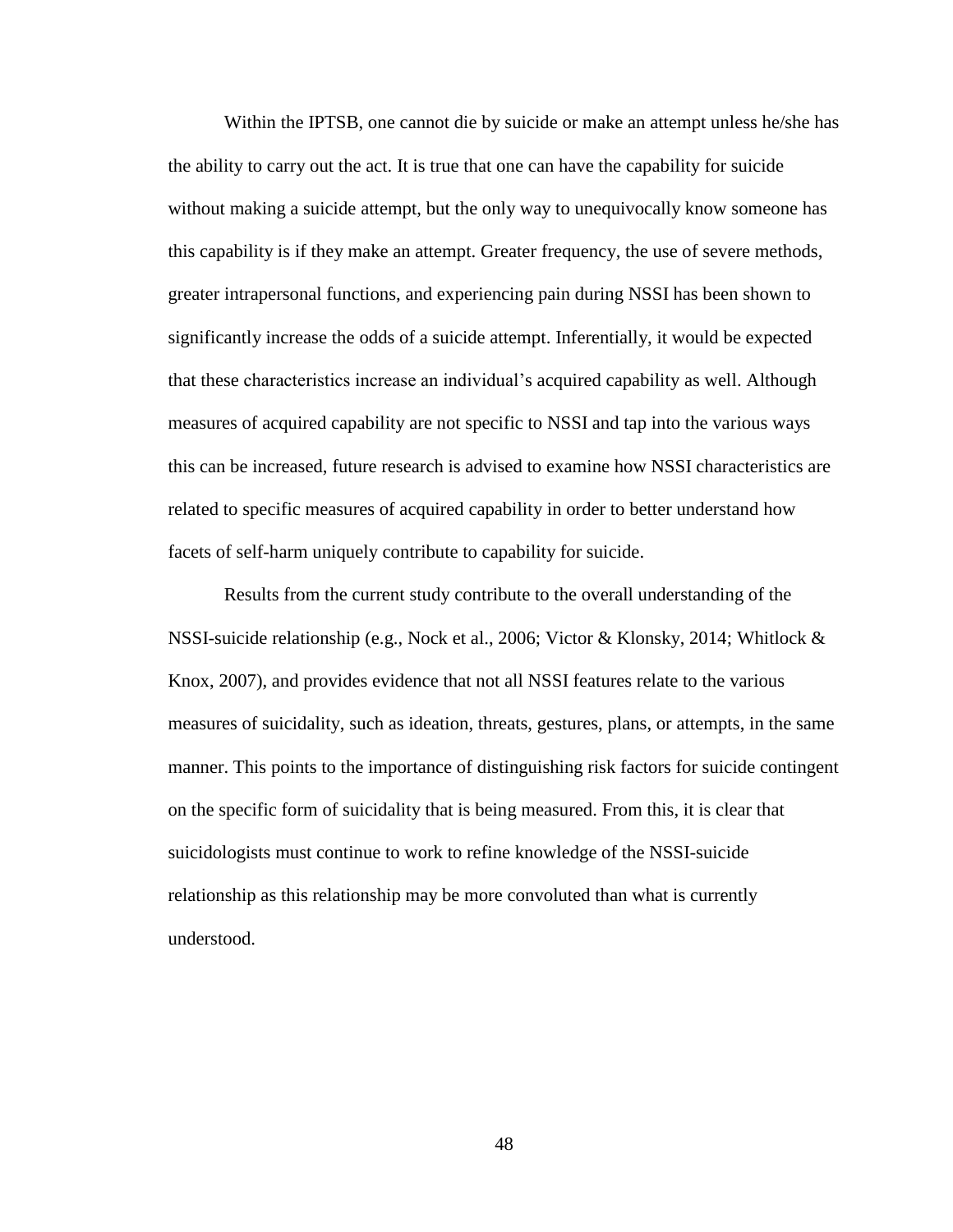Within the IPTSB, one cannot die by suicide or make an attempt unless he/she has the ability to carry out the act. It is true that one can have the capability for suicide without making a suicide attempt, but the only way to unequivocally know someone has this capability is if they make an attempt. Greater frequency, the use of severe methods, greater intrapersonal functions, and experiencing pain during NSSI has been shown to significantly increase the odds of a suicide attempt. Inferentially, it would be expected that these characteristics increase an individual's acquired capability as well. Although measures of acquired capability are not specific to NSSI and tap into the various ways this can be increased, future research is advised to examine how NSSI characteristics are related to specific measures of acquired capability in order to better understand how facets of self-harm uniquely contribute to capability for suicide.

Results from the current study contribute to the overall understanding of the NSSI-suicide relationship (e.g., Nock et al., 2006; Victor & Klonsky, 2014; Whitlock & Knox, 2007), and provides evidence that not all NSSI features relate to the various measures of suicidality, such as ideation, threats, gestures, plans, or attempts, in the same manner. This points to the importance of distinguishing risk factors for suicide contingent on the specific form of suicidality that is being measured. From this, it is clear that suicidologists must continue to work to refine knowledge of the NSSI-suicide relationship as this relationship may be more convoluted than what is currently understood.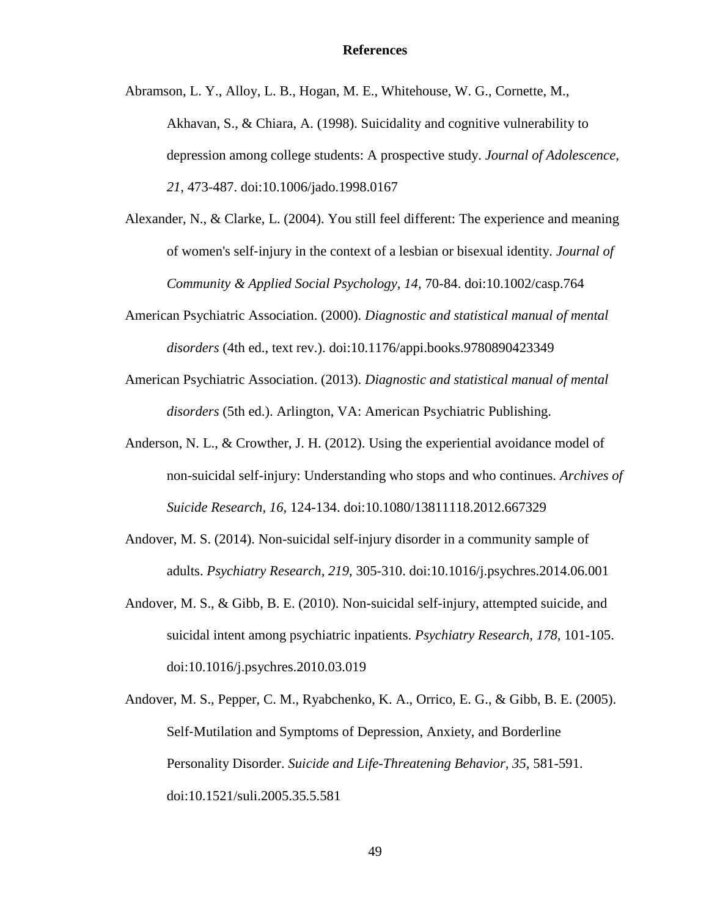## References

Abramson, L. Y., Alloy, L. B., Hogan, M. E., Whitehouse, W. G., Cornette, M., Akhavan, S., & Chiara, A. (1998). Suicidality and cognitive vulnerability to depression among college students: A prospective study. *Journal of Adolescence, 21*, 473-487. doi:10.1006/jado.1998.0167

Alexander, N., & Clarke, L. (2004). You still feel different: The experience and meaning of women's self-injury in the context of a lesbian or bisexual identity. *Journal of Community & Applied Social Psychology, 14,* 70-84. doi:10.1002/casp.764

American Psychiatric Association. (2000). *Diagnostic and statistical manual of mental disorders* (4th ed., text rev.). doi:10.1176/appi.books.9780890423349

American Psychiatric Association. (2013). *Diagnostic and statistical manual of mental disorders* (5th ed.). Arlington, VA: American Psychiatric Publishing.

Anderson, N. L., & Crowther, J. H. (2012). Using the experiential avoidance model of non-suicidal self-injury: Understanding who stops and who continues. *Archives of Suicide Research, 16,* 124-134. doi:10.1080/13811118.2012.667329

Andover, M. S. (2014). Non-suicidal self-injury disorder in a community sample of adults. *Psychiatry Research, 219,* 305-310. doi:10.1016/j.psychres.2014.06.001

Andover, M. S., & Gibb, B. E. (2010). Non-suicidal self-injury, attempted suicide, and suicidal intent among psychiatric inpatients. *Psychiatry Research, 178,* 101-105. doi:10.1016/j.psychres.2010.03.019

Andover, M. S., Pepper, C. M., Ryabchenko, K. A., Orrico, E. G., & Gibb, B. E. (2005). Self-Mutilation and Symptoms of Depression, Anxiety, and Borderline Personality Disorder. *Suicide and Life-Threatening Behavior, 35,* 581-591. doi:10.1521/suli.2005.35.5.581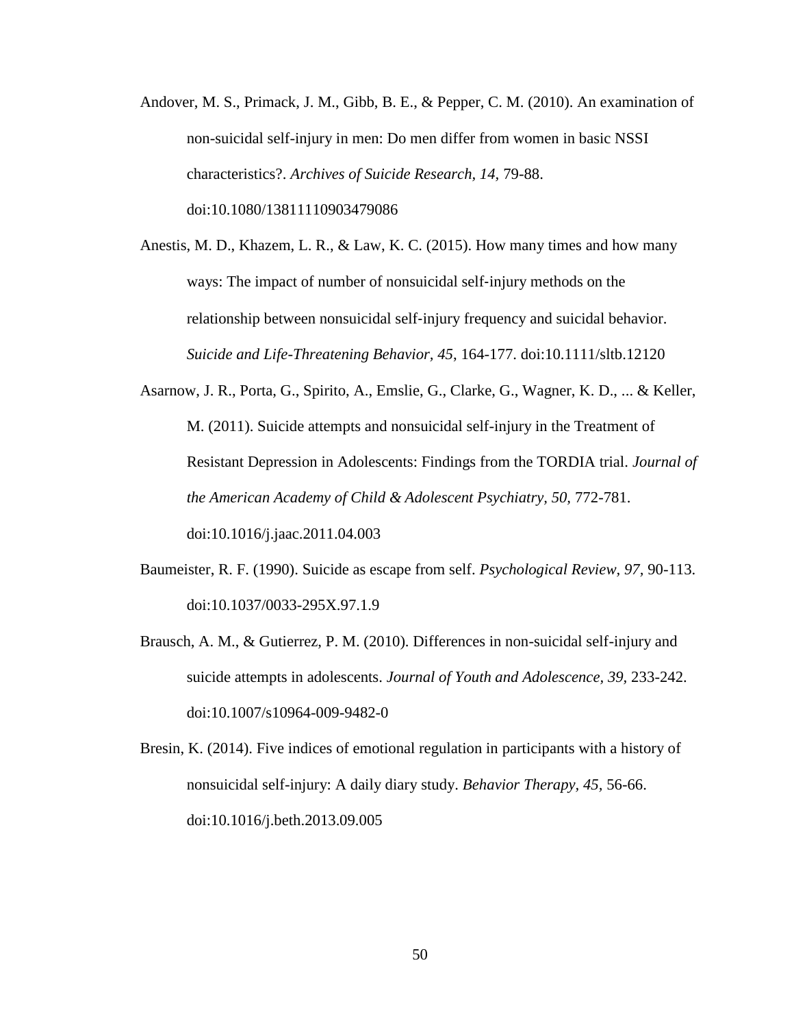Andover, M. S., Primack, J. M., Gibb, B. E., & Pepper, C. M. (2010). An examination of non-suicidal self-injury in men: Do men differ from women in basic NSSI characteristics?. *Archives of Suicide Research, 14,* 79-88. doi:10.1080/13811110903479086

Anestis, M. D., Khazem, L. R., & Law, K. C. (2015). How many times and how many ways: The impact of number of nonsuicidal self‐injury methods on the relationship between nonsuicidal self‐injury frequency and suicidal behavior. *Suicide and Life-Threatening Behavior, 45*, 164-177. doi:10.1111/sltb.12120

Asarnow, J. R., Porta, G., Spirito, A., Emslie, G., Clarke, G., Wagner, K. D., ... & Keller, M. (2011). Suicide attempts and nonsuicidal self-injury in the Treatment of Resistant Depression in Adolescents: Findings from the TORDIA trial. *Journal of the American Academy of Child & Adolescent Psychiatry, 50,* 772-781. doi:10.1016/j.jaac.2011.04.003

Baumeister, R. F. (1990). Suicide as escape from self. *Psychological Review, 97,* 90-113. doi:10.1037/0033-295X.97.1.9

Brausch, A. M., & Gutierrez, P. M. (2010). Differences in non-suicidal self-injury and suicide attempts in adolescents. *Journal of Youth and Adolescence, 39,* 233-242. doi:10.1007/s10964-009-9482-0

Bresin, K. (2014). Five indices of emotional regulation in participants with a history of nonsuicidal self-injury: A daily diary study. *Behavior Therapy, 45,* 56-66. doi:10.1016/j.beth.2013.09.005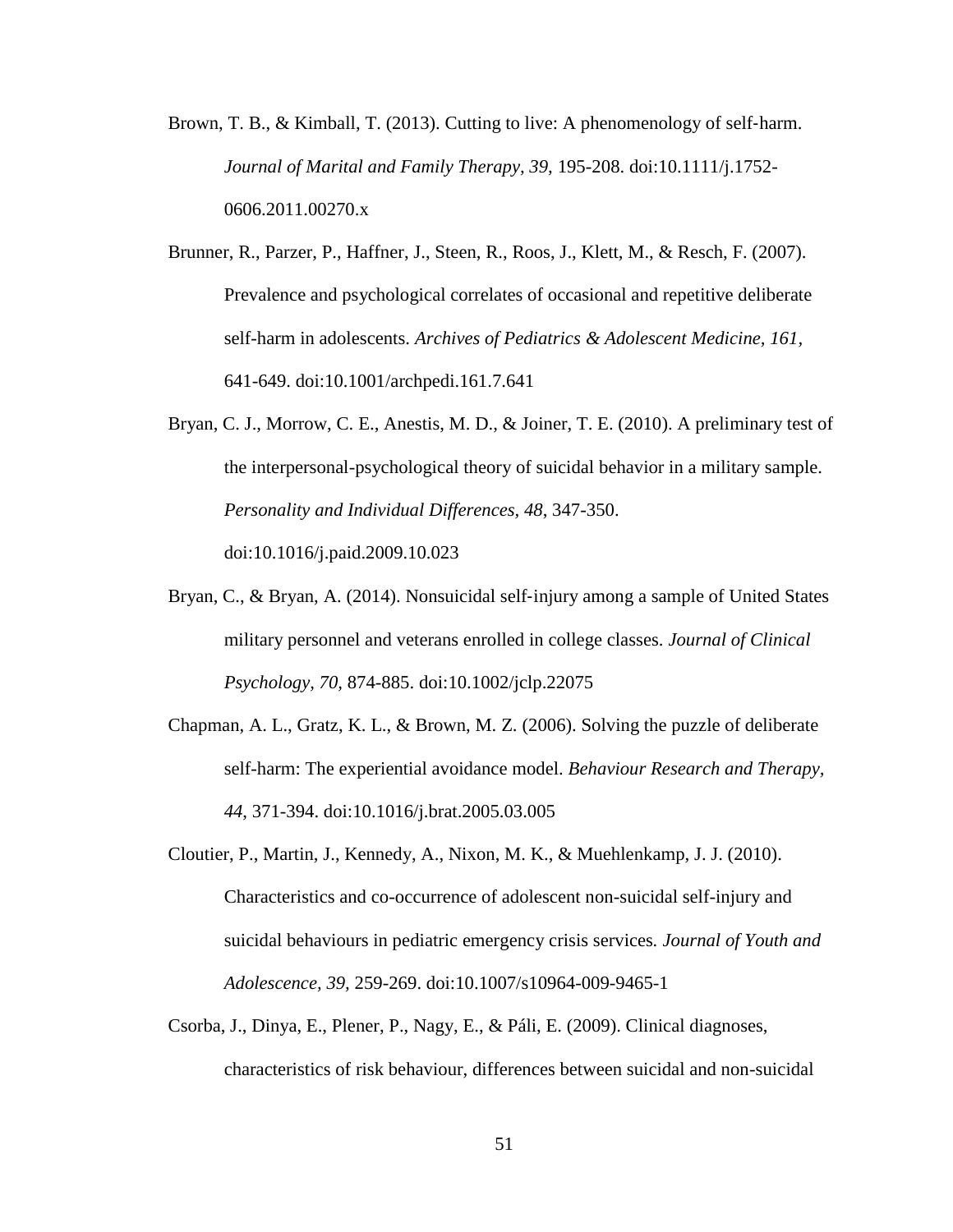Brown, T. B., & Kimball, T. (2013). Cutting to live: A phenomenology of self-harm. *Journal of Marital and Family Therapy, 39,* 195-208. doi:10.1111/j.1752-0606.2011.00270.x

Brunner, R., Parzer, P., Haffner, J., Steen, R., Roos, J., Klett, M., & Resch, F. (2007). Prevalence and psychological correlates of occasional and repetitive deliberate self-harm in adolescents. *Archives of Pediatrics & Adolescent Medicine, 161,* 641-649. doi:10.1001/archpedi.161.7.641

Bryan, C. J., Morrow, C. E., Anestis, M. D., & Joiner, T. E. (2010). A preliminary test of the interpersonal-psychological theory of suicidal behavior in a military sample. *Personality and Individual Differences, 48*, 347-350. doi:10.1016/j.paid.2009.10.023

Bryan, C., & Bryan, A. (2014). Nonsuicidal self-injury among a sample of United States military personnel and veterans enrolled in college classes. *Journal of Clinical Psychology, 70,* 874-885. doi:10.1002/jclp.22075

Chapman, A. L., Gratz, K. L., & Brown, M. Z. (2006). Solving the puzzle of deliberate self-harm: The experiential avoidance model. *Behaviour Research and Therapy, 44*, 371-394. doi:10.1016/j.brat.2005.03.005

Cloutier, P., Martin, J., Kennedy, A., Nixon, M. K., & Muehlenkamp, J. J. (2010). Characteristics and co-occurrence of adolescent non-suicidal self-injury and suicidal behaviours in pediatric emergency crisis services*. Journal of Youth and Adolescence, 39,* 259-269. doi:10.1007/s10964-009-9465-1

Csorba, J., Dinya, E., Plener, P., Nagy, E., & Páli, E. (2009). Clinical diagnoses, characteristics of risk behaviour, differences between suicidal and non-suicidal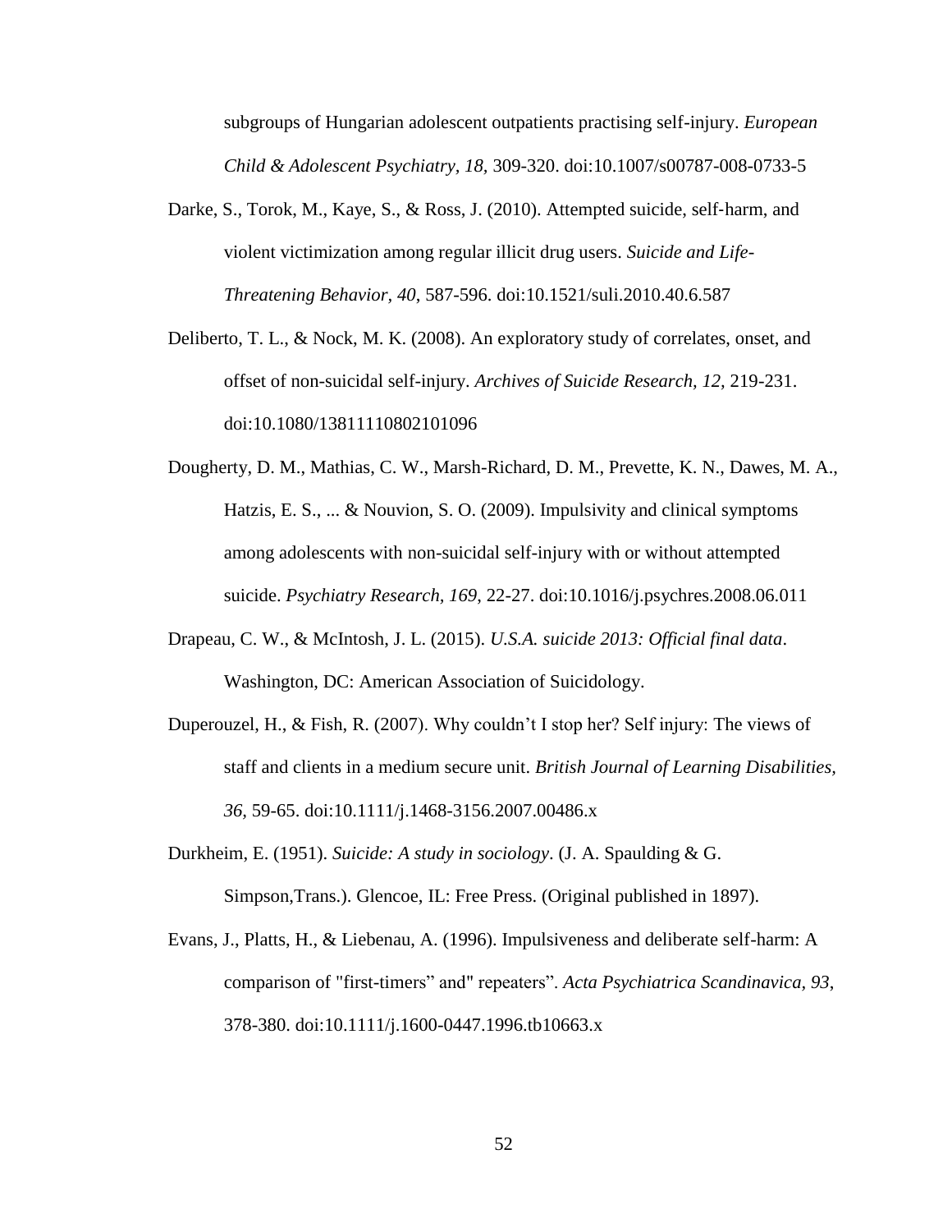subgroups of Hungarian adolescent outpatients practising self-injury. *European Child & Adolescent Psychiatry, 18,* 309-320. doi:10.1007/s00787-008-0733-5

Darke, S., Torok, M., Kaye, S., & Ross, J. (2010). Attempted suicide, self-harm, and violent victimization among regular illicit drug users. *Suicide and Life-Threatening Behavior, 40*, 587-596. doi:10.1521/suli.2010.40.6.587

Deliberto, T. L., & Nock, M. K. (2008). An exploratory study of correlates, onset, and offset of non-suicidal self-injury. *Archives of Suicide Research, 12*, 219-231. doi:10.1080/13811110802101096

Dougherty, D. M., Mathias, C. W., Marsh-Richard, D. M., Prevette, K. N., Dawes, M. A., Hatzis, E. S., ... & Nouvion, S. O. (2009). Impulsivity and clinical symptoms among adolescents with non-suicidal self-injury with or without attempted suicide. *Psychiatry Research, 169*, 22-27. doi:10.1016/j.psychres.2008.06.011

Drapeau, C. W., & McIntosh, J. L. (2015). *U.S.A. suicide 2013: Official final data*. Washington, DC: American Association of Suicidology.

Duperouzel, H., & Fish, R. (2007). Why couldn't I stop her? Self injury: The views of staff and clients in a medium secure unit. *British Journal of Learning Disabilities, 36,* 59-65. doi:10.1111/j.1468-3156.2007.00486.x

Durkheim, E. (1951). *Suicide: A study in sociology*. (J. A. Spaulding & G. Simpson,Trans.). Glencoe, IL: Free Press. (Original published in 1897).

Evans, J., Platts, H., & Liebenau, A. (1996). Impulsiveness and deliberate self-harm: A comparison of "first-timers" and" repeaters". *Acta Psychiatrica Scandinavica, 93*, 378-380. doi:10.1111/j.1600-0447.1996.tb10663.x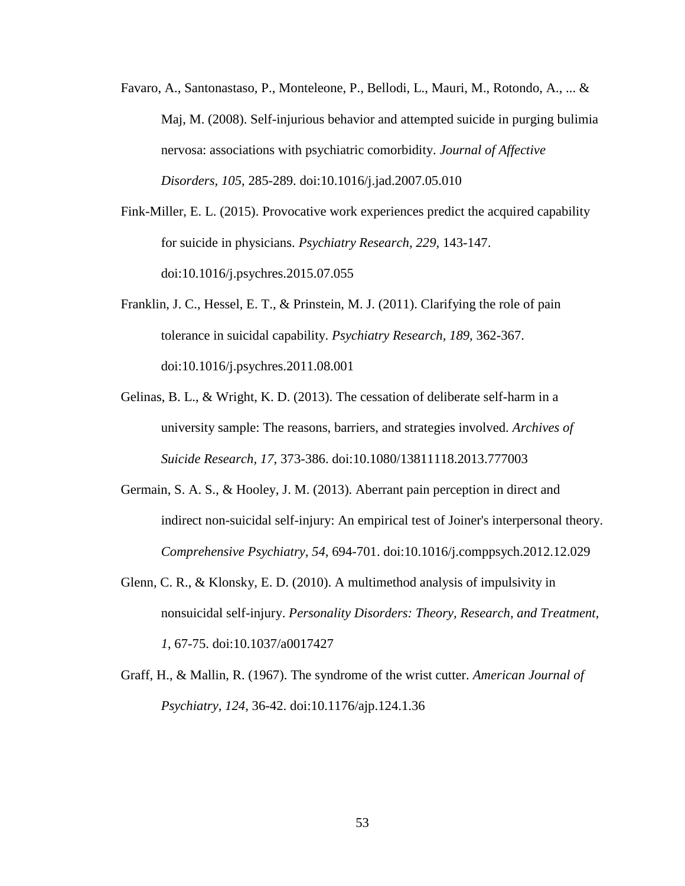Favaro, A., Santonastaso, P., Monteleone, P., Bellodi, L., Mauri, M., Rotondo, A., ... & Maj, M. (2008). Self-injurious behavior and attempted suicide in purging bulimia nervosa: associations with psychiatric comorbidity. *Journal of Affective Disorders, 105*, 285-289. doi:10.1016/j.jad.2007.05.010

Fink-Miller, E. L. (2015). Provocative work experiences predict the acquired capability for suicide in physicians. *Psychiatry Research, 229,* 143-147. doi:10.1016/j.psychres.2015.07.055

Franklin, J. C., Hessel, E. T., & Prinstein, M. J. (2011). Clarifying the role of pain tolerance in suicidal capability. *Psychiatry Research, 189,* 362-367. doi:10.1016/j.psychres.2011.08.001

Gelinas, B. L., & Wright, K. D. (2013). The cessation of deliberate self-harm in a university sample: The reasons, barriers, and strategies involved. *Archives of Suicide Research, 17,* 373-386. doi:10.1080/13811118.2013.777003

Germain, S. A. S., & Hooley, J. M. (2013). Aberrant pain perception in direct and indirect non-suicidal self-injury: An empirical test of Joiner's interpersonal theory. *Comprehensive Psychiatry, 54,* 694-701. doi:10.1016/j.comppsych.2012.12.029

Glenn, C. R., & Klonsky, E. D. (2010). A multimethod analysis of impulsivity in nonsuicidal self-injury. *Personality Disorders: Theory, Research, and Treatment, 1,* 67-75. doi:10.1037/a0017427

Graff, H., & Mallin, R. (1967). The syndrome of the wrist cutter. *American Journal of Psychiatry, 124,* 36-42. doi:10.1176/ajp.124.1.36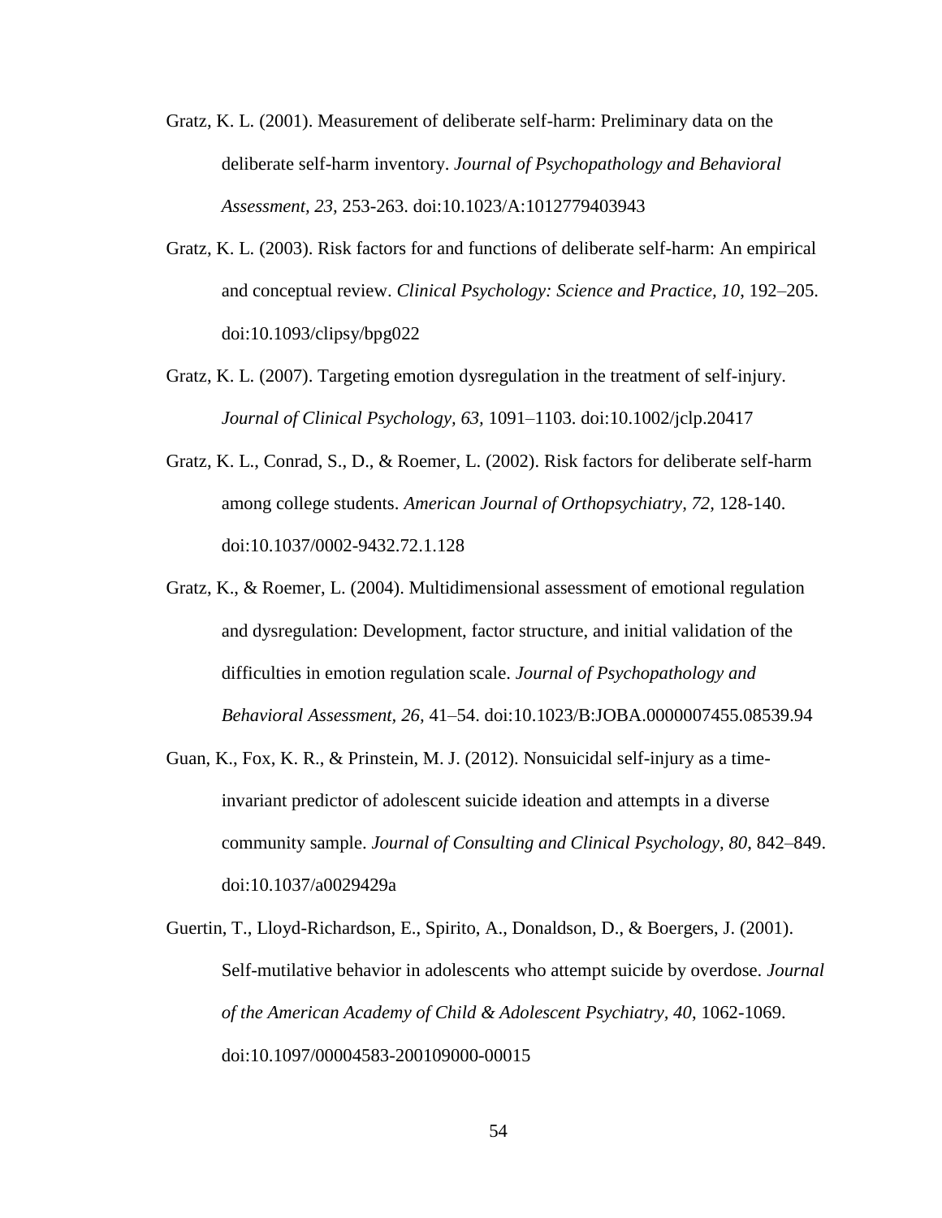Gratz, K. L. (2001). Measurement of deliberate self-harm: Preliminary data on the deliberate self-harm inventory. *Journal of Psychopathology and Behavioral Assessment, 23,* 253-263. doi:10.1023/A:1012779403943

Gratz, K. L. (2003). Risk factors for and functions of deliberate self-harm: An empirical and conceptual review. *Clinical Psychology: Science and Practice, 10*, 192–205. doi:10.1093/clipsy/bpg022

Gratz, K. L. (2007). Targeting emotion dysregulation in the treatment of self-injury. *Journal of Clinical Psychology, 63,* 1091–1103. doi:10.1002/jclp.20417

Gratz, K. L., Conrad, S., D., & Roemer, L. (2002). Risk factors for deliberate self-harm among college students. *American Journal of Orthopsychiatry, 72,* 128-140. doi:10.1037/0002-9432.72.1.128

Gratz, K., & Roemer, L. (2004). Multidimensional assessment of emotional regulation and dysregulation: Development, factor structure, and initial validation of the difficulties in emotion regulation scale. *Journal of Psychopathology and Behavioral Assessment, 26,* 41–54. doi:10.1023/B:JOBA.0000007455.08539.94

Guan, K., Fox, K. R., & Prinstein, M. J. (2012). Nonsuicidal self-injury as a time-invariant predictor of adolescent suicide ideation and attempts in a diverse community sample. *Journal of Consulting and Clinical Psychology, 80*, 842–849. doi:10.1037/a0029429a

Guertin, T., Lloyd-Richardson, E., Spirito, A., Donaldson, D., & Boergers, J. (2001). Self-mutilative behavior in adolescents who attempt suicide by overdose. *Journal of the American Academy of Child & Adolescent Psychiatry, 40*, 1062-1069. doi:10.1097/00004583-200109000-00015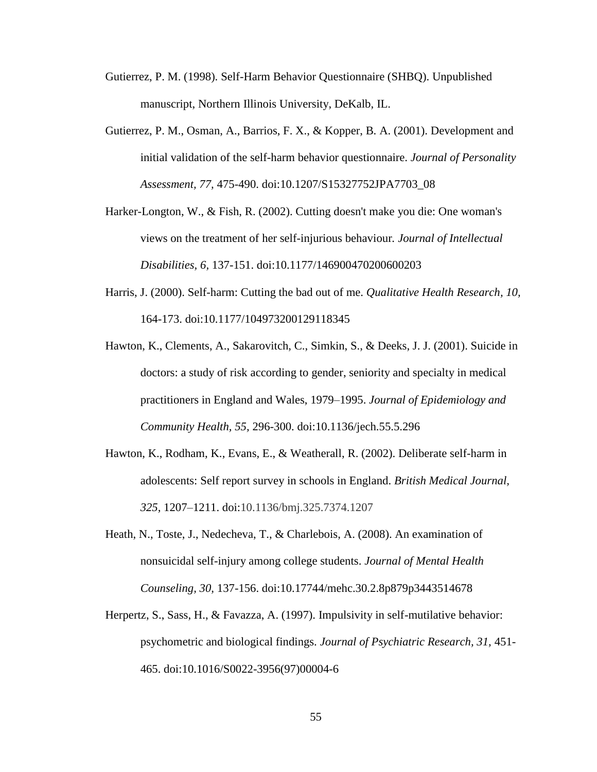Gutierrez, P. M. (1998). Self-Harm Behavior Questionnaire (SHBQ). Unpublished manuscript, Northern Illinois University, DeKalb, IL.

Gutierrez, P. M., Osman, A., Barrios, F. X., & Kopper, B. A. (2001). Development and initial validation of the self-harm behavior questionnaire. *Journal of Personality Assessment, 77,* 475-490. doi:10.1207/S15327752JPA7703_08

Harker-Longton, W., & Fish, R. (2002). Cutting doesn't make you die: One woman's views on the treatment of her self-injurious behaviour. *Journal of Intellectual Disabilities, 6,* 137-151. doi:10.1177/146900470200600203

Harris, J. (2000). Self-harm: Cutting the bad out of me. *Qualitative Health Research, 10,* 164-173. doi:10.1177/104973200129118345

Hawton, K., Clements, A., Sakarovitch, C., Simkin, S., & Deeks, J. J. (2001). Suicide in doctors: a study of risk according to gender, seniority and specialty in medical practitioners in England and Wales, 1979–1995. *Journal of Epidemiology and Community Health, 55,* 296-300. doi:10.1136/jech.55.5.296

Hawton, K., Rodham, K., Evans, E., & Weatherall, R. (2002). Deliberate self-harm in adolescents: Self report survey in schools in England. *British Medical Journal, 325,* 1207–1211. doi:10.1136/bmj.325.7374.1207

Heath, N., Toste, J., Nedecheva, T., & Charlebois, A. (2008). An examination of nonsuicidal self-injury among college students. *Journal of Mental Health Counseling, 30,* 137-156. doi:10.17744/mehc.30.2.8p879p3443514678

Herpertz, S., Sass, H., & Favazza, A. (1997). Impulsivity in self-mutilative behavior: psychometric and biological findings. *Journal of Psychiatric Research, 31,* 451-465. doi:10.1016/S0022-3956(97)00004-6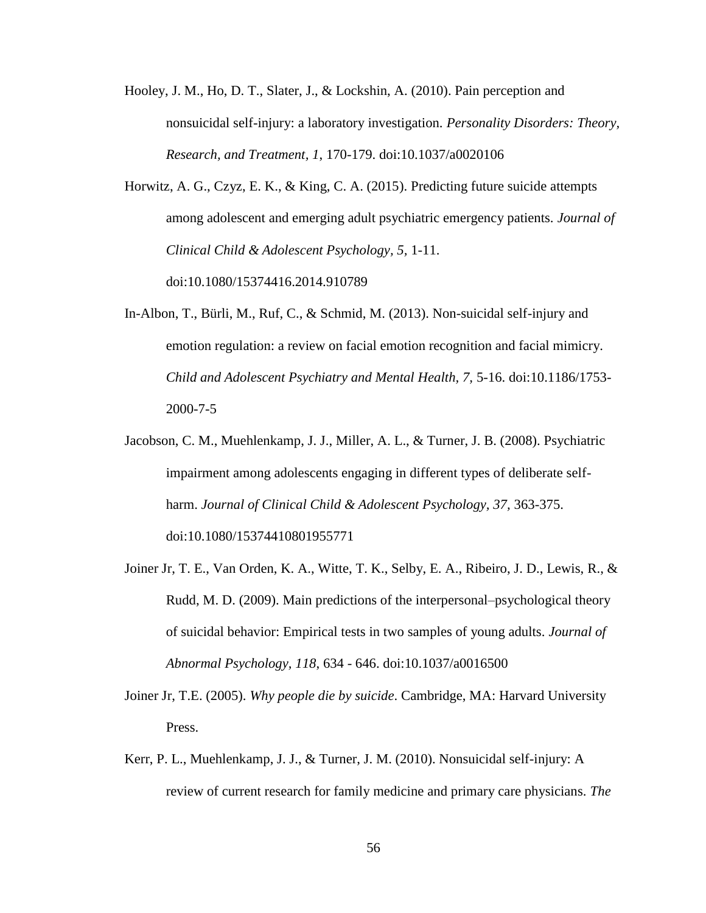Hooley, J. M., Ho, D. T., Slater, J., & Lockshin, A. (2010). Pain perception and nonsuicidal self-injury: a laboratory investigation. *Personality Disorders: Theory, Research, and Treatment, 1*, 170-179. doi:10.1037/a0020106

Horwitz, A. G., Czyz, E. K., & King, C. A. (2015). Predicting future suicide attempts among adolescent and emerging adult psychiatric emergency patients. *Journal of Clinical Child & Adolescent Psychology, 5*, 1-11. doi:10.1080/15374416.2014.910789

In-Albon, T., Bürli, M., Ruf, C., & Schmid, M. (2013). Non-suicidal self-injury and emotion regulation: a review on facial emotion recognition and facial mimicry. *Child and Adolescent Psychiatry and Mental Health, 7*, 5-16. doi:10.1186/1753-2000-7-5

Jacobson, C. M., Muehlenkamp, J. J., Miller, A. L., & Turner, J. B. (2008). Psychiatric impairment among adolescents engaging in different types of deliberate self-harm. *Journal of Clinical Child & Adolescent Psychology, 37*, 363-375. doi:10.1080/15374410801955771

Joiner Jr, T. E., Van Orden, K. A., Witte, T. K., Selby, E. A., Ribeiro, J. D., Lewis, R., & Rudd, M. D. (2009). Main predictions of the interpersonal–psychological theory of suicidal behavior: Empirical tests in two samples of young adults. *Journal of Abnormal Psychology, 118*, 634 - 646. doi:10.1037/a0016500

Joiner Jr, T.E. (2005). *Why people die by suicide*. Cambridge, MA: Harvard University Press.

Kerr, P. L., Muehlenkamp, J. J., & Turner, J. M. (2010). Nonsuicidal self-injury: A review of current research for family medicine and primary care physicians. *The*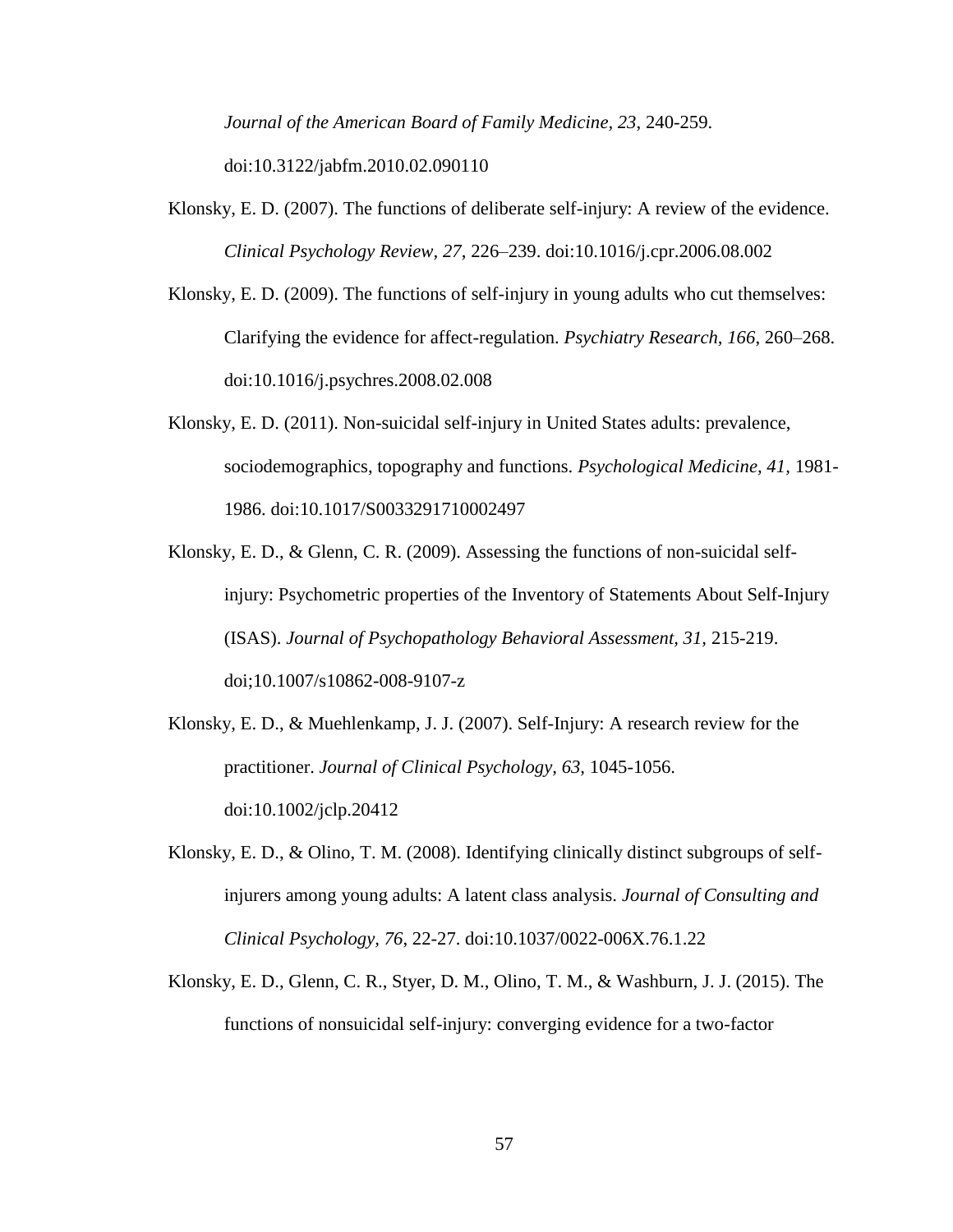*Journal of the American Board of Family Medicine*, *23*, 240-259. doi:10.3122/jabfm.2010.02.090110

Klonsky, E. D. (2007). The functions of deliberate self-injury: A review of the evidence. *Clinical Psychology Review*, *27*, 226–239. doi:10.1016/j.cpr.2006.08.002

Klonsky, E. D. (2009). The functions of self-injury in young adults who cut themselves: Clarifying the evidence for affect-regulation. *Psychiatry Research, 166*, 260–268. doi:10.1016/j.psychres.2008.02.008

Klonsky, E. D. (2011). Non-suicidal self-injury in United States adults: prevalence, sociodemographics, topography and functions. *Psychological Medicine, 41,* 1981-1986. doi:10.1017/S0033291710002497

Klonsky, E. D., & Glenn, C. R. (2009). Assessing the functions of non-suicidal self-injury: Psychometric properties of the Inventory of Statements About Self-Injury (ISAS). *Journal of Psychopathology Behavioral Assessment, 31,* 215-219. doi;10.1007/s10862-008-9107-z

Klonsky, E. D., & Muehlenkamp, J. J. (2007). Self-Injury: A research review for the practitioner. *Journal of Clinical Psychology, 63,* 1045-1056. doi:10.1002/jclp.20412

Klonsky, E. D., & Olino, T. M. (2008). Identifying clinically distinct subgroups of self-injurers among young adults: A latent class analysis. *Journal of Consulting and Clinical Psychology*, *76*, 22-27. doi:10.1037/0022-006X.76.1.22

Klonsky, E. D., Glenn, C. R., Styer, D. M., Olino, T. M., & Washburn, J. J. (2015). The functions of nonsuicidal self-injury: converging evidence for a two-factor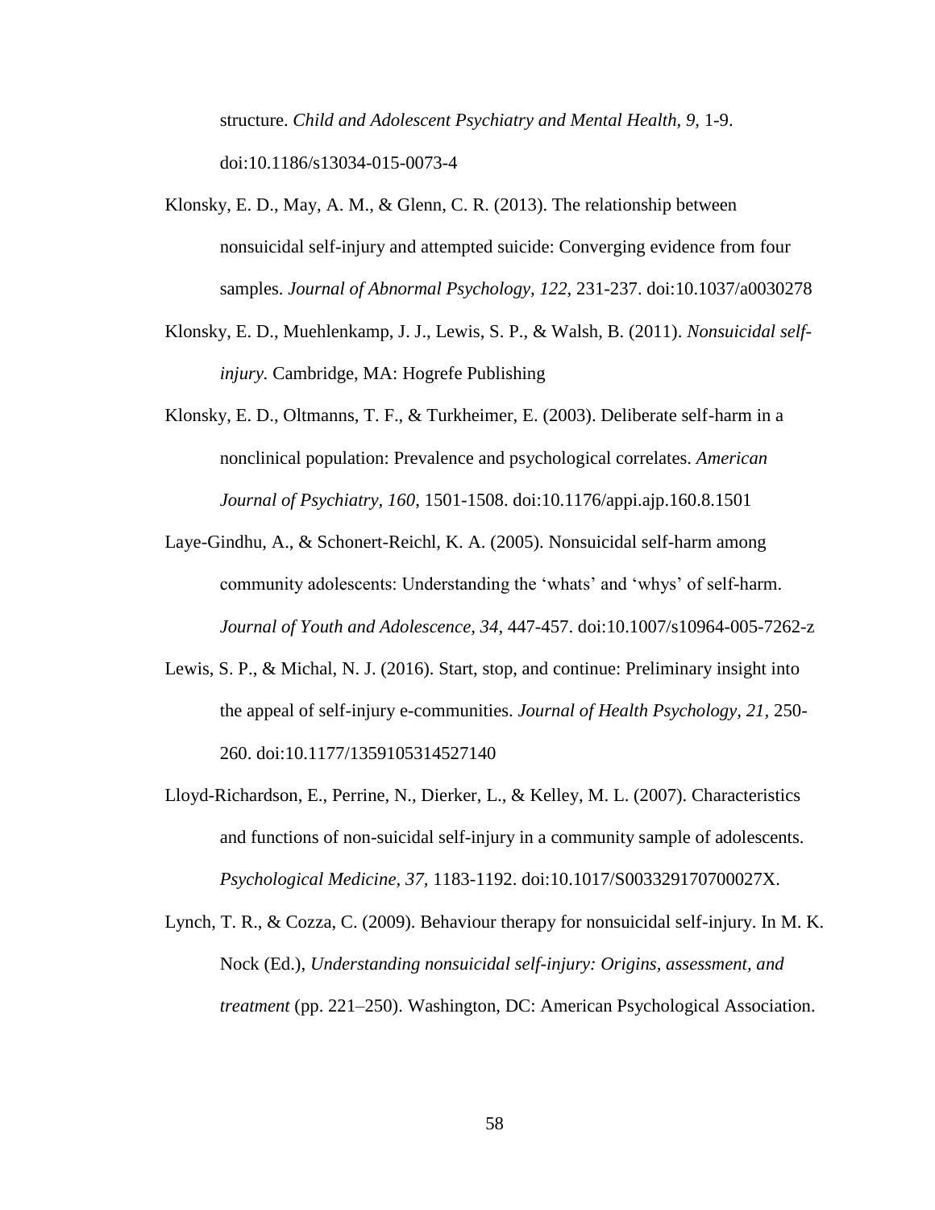structure. *Child and Adolescent Psychiatry and Mental Health, 9,* 1-9. doi:10.1186/s13034-015-0073-4

Klonsky, E. D., May, A. M., & Glenn, C. R. (2013). The relationship between nonsuicidal self-injury and attempted suicide: Converging evidence from four samples. *Journal of Abnormal Psychology, 122,* 231-237. doi:10.1037/a0030278

Klonsky, E. D., Muehlenkamp, J. J., Lewis, S. P., & Walsh, B. (2011). *Nonsuicidal self-injury.* Cambridge, MA: Hogrefe Publishing

Klonsky, E. D., Oltmanns, T. F., & Turkheimer, E. (2003). Deliberate self-harm in a nonclinical population: Prevalence and psychological correlates. *American Journal of Psychiatry, 160,* 1501-1508. doi:10.1176/appi.ajp.160.8.1501

Laye-Gindhu, A., & Schonert-Reichl, K. A. (2005). Nonsuicidal self-harm among community adolescents: Understanding the 'whats' and 'whys' of self-harm. *Journal of Youth and Adolescence, 34,* 447-457. doi:10.1007/s10964-005-7262-z

Lewis, S. P., & Michal, N. J. (2016). Start, stop, and continue: Preliminary insight into the appeal of self-injury e-communities. *Journal of Health Psychology, 21,* 250-260. doi:10.1177/1359105314527140

Lloyd-Richardson, E., Perrine, N., Dierker, L., & Kelley, M. L. (2007). Characteristics and functions of non-suicidal self-injury in a community sample of adolescents. *Psychological Medicine, 37,* 1183-1192. doi:10.1017/S003329170700027X.

Lynch, T. R., & Cozza, C. (2009). Behaviour therapy for nonsuicidal self-injury. In M. K. Nock (Ed.), *Understanding nonsuicidal self-injury: Origins, assessment, and treatment* (pp. 221–250). Washington, DC: American Psychological Association.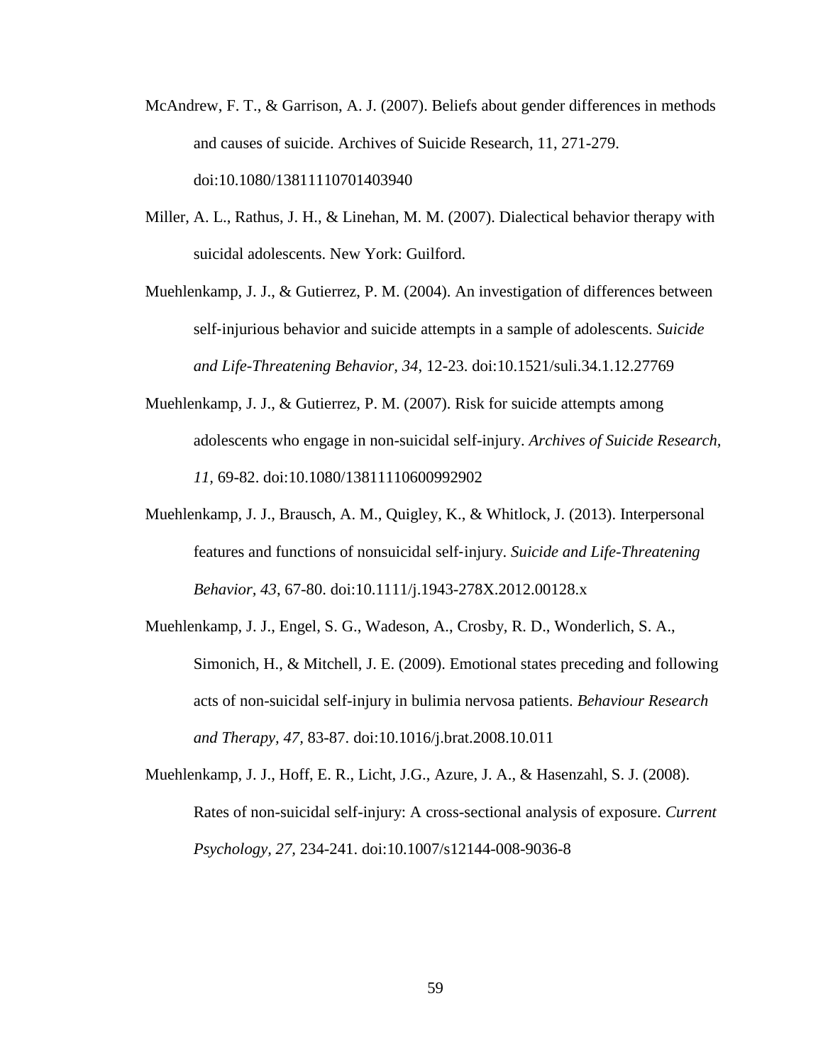McAndrew, F. T., & Garrison, A. J. (2007). Beliefs about gender differences in methods and causes of suicide. Archives of Suicide Research, 11, 271-279. doi:10.1080/13811110701403940

Miller, A. L., Rathus, J. H., & Linehan, M. M. (2007). Dialectical behavior therapy with suicidal adolescents. New York: Guilford.

Muehlenkamp, J. J., & Gutierrez, P. M. (2004). An investigation of differences between self-injurious behavior and suicide attempts in a sample of adolescents. *Suicide and Life-Threatening Behavior, 34*, 12-23. doi:10.1521/suli.34.1.12.27769

Muehlenkamp, J. J., & Gutierrez, P. M. (2007). Risk for suicide attempts among adolescents who engage in non-suicidal self-injury. *Archives of Suicide Research, 11,* 69-82. doi:10.1080/13811110600992902

Muehlenkamp, J. J., Brausch, A. M., Quigley, K., & Whitlock, J. (2013). Interpersonal features and functions of nonsuicidal self-injury. *Suicide and Life-Threatening Behavior, 43*, 67-80. doi:10.1111/j.1943-278X.2012.00128.x

Muehlenkamp, J. J., Engel, S. G., Wadeson, A., Crosby, R. D., Wonderlich, S. A., Simonich, H., & Mitchell, J. E. (2009). Emotional states preceding and following acts of non-suicidal self-injury in bulimia nervosa patients. *Behaviour Research and Therapy, 47,* 83-87. doi:10.1016/j.brat.2008.10.011

Muehlenkamp, J. J., Hoff, E. R., Licht, J.G., Azure, J. A., & Hasenzahl, S. J. (2008). Rates of non-suicidal self-injury: A cross-sectional analysis of exposure. *Current Psychology, 27,* 234-241. doi:10.1007/s12144-008-9036-8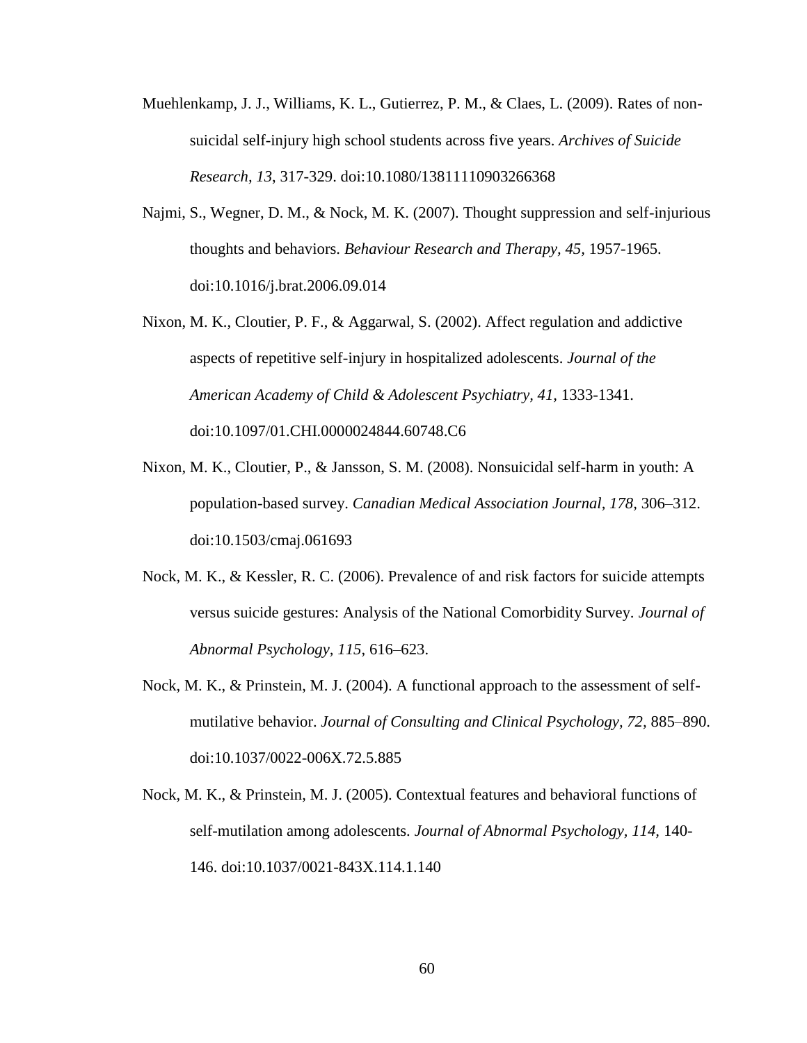Muehlenkamp, J. J., Williams, K. L., Gutierrez, P. M., & Claes, L. (2009). Rates of non-suicidal self-injury high school students across five years. *Archives of Suicide Research, 13*, 317-329. doi:10.1080/13811110903266368

Najmi, S., Wegner, D. M., & Nock, M. K. (2007). Thought suppression and self-injurious thoughts and behaviors. *Behaviour Research and Therapy, 45*, 1957-1965. doi:10.1016/j.brat.2006.09.014

Nixon, M. K., Cloutier, P. F., & Aggarwal, S. (2002). Affect regulation and addictive aspects of repetitive self-injury in hospitalized adolescents. *Journal of the American Academy of Child & Adolescent Psychiatry, 41*, 1333-1341. doi:10.1097/01.CHI.0000024844.60748.C6

Nixon, M. K., Cloutier, P., & Jansson, S. M. (2008). Nonsuicidal self-harm in youth: A population-based survey. *Canadian Medical Association Journal, 178*, 306–312. doi:10.1503/cmaj.061693

Nock, M. K., & Kessler, R. C. (2006). Prevalence of and risk factors for suicide attempts versus suicide gestures: Analysis of the National Comorbidity Survey. *Journal of Abnormal Psychology, 115*, 616–623.

Nock, M. K., & Prinstein, M. J. (2004). A functional approach to the assessment of self-mutilative behavior. *Journal of Consulting and Clinical Psychology, 72*, 885–890. doi:10.1037/0022-006X.72.5.885

Nock, M. K., & Prinstein, M. J. (2005). Contextual features and behavioral functions of self-mutilation among adolescents. *Journal of Abnormal Psychology, 114*, 140-146. doi:10.1037/0021-843X.114.1.140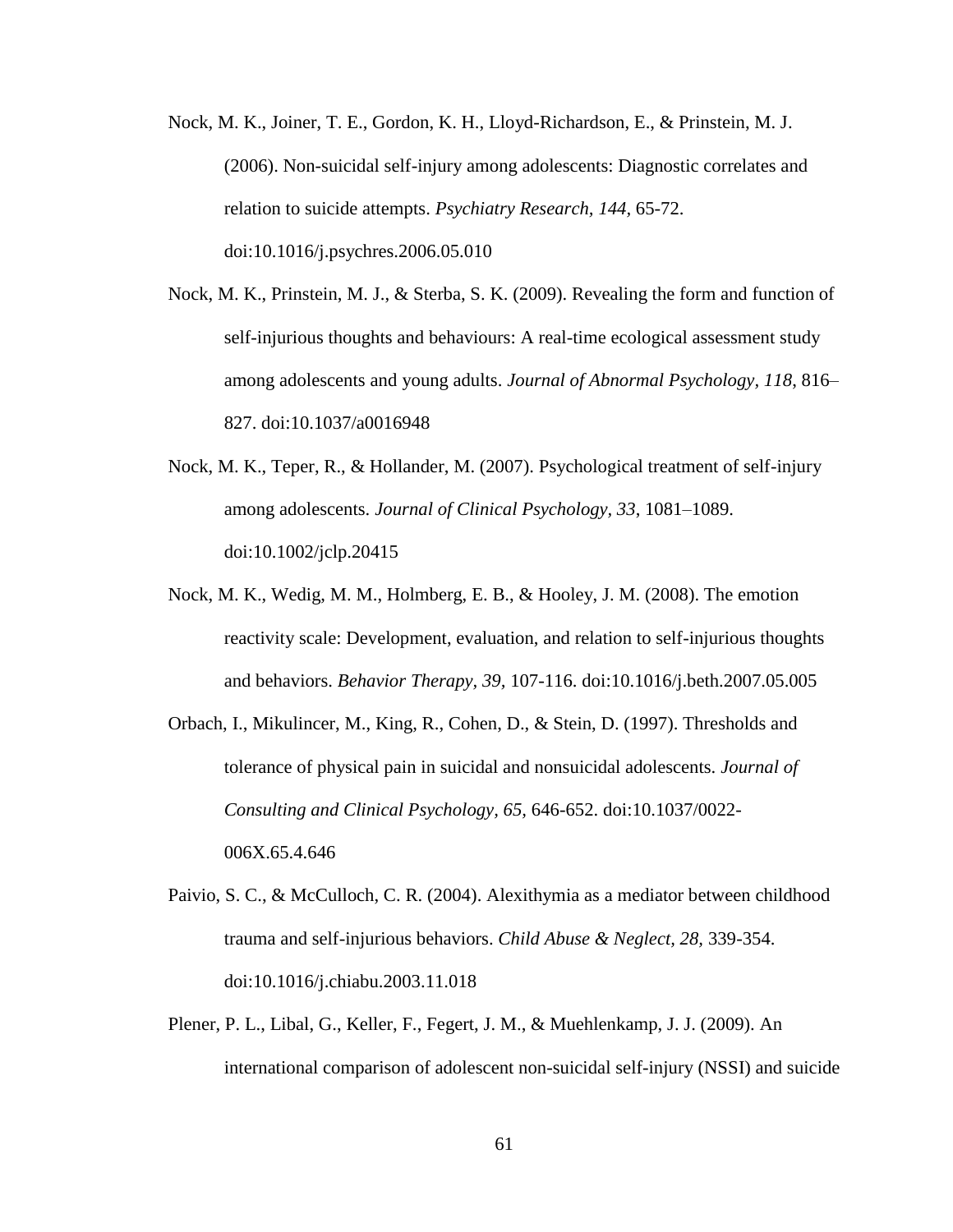Nock, M. K., Joiner, T. E., Gordon, K. H., Lloyd-Richardson, E., & Prinstein, M. J. (2006). Non-suicidal self-injury among adolescents: Diagnostic correlates and relation to suicide attempts. *Psychiatry Research, 144*, 65-72. doi:10.1016/j.psychres.2006.05.010

Nock, M. K., Prinstein, M. J., & Sterba, S. K. (2009). Revealing the form and function of self-injurious thoughts and behaviours: A real-time ecological assessment study among adolescents and young adults. *Journal of Abnormal Psychology, 118*, 816–827. doi:10.1037/a0016948

Nock, M. K., Teper, R., & Hollander, M. (2007). Psychological treatment of self-injury among adolescents. *Journal of Clinical Psychology, 33*, 1081–1089. doi:10.1002/jclp.20415

Nock, M. K., Wedig, M. M., Holmberg, E. B., & Hooley, J. M. (2008). The emotion reactivity scale: Development, evaluation, and relation to self-injurious thoughts and behaviors. *Behavior Therapy, 39*, 107-116. doi:10.1016/j.beth.2007.05.005

Orbach, I., Mikulincer, M., King, R., Cohen, D., & Stein, D. (1997). Thresholds and tolerance of physical pain in suicidal and nonsuicidal adolescents. *Journal of Consulting and Clinical Psychology, 65*, 646-652. doi:10.1037/0022-006X.65.4.646

Paivio, S. C., & McCulloch, C. R. (2004). Alexithymia as a mediator between childhood trauma and self-injurious behaviors. *Child Abuse & Neglect, 28*, 339-354. doi:10.1016/j.chiabu.2003.11.018

Plener, P. L., Libal, G., Keller, F., Fegert, J. M., & Muehlenkamp, J. J. (2009). An international comparison of adolescent non-suicidal self-injury (NSSI) and suicide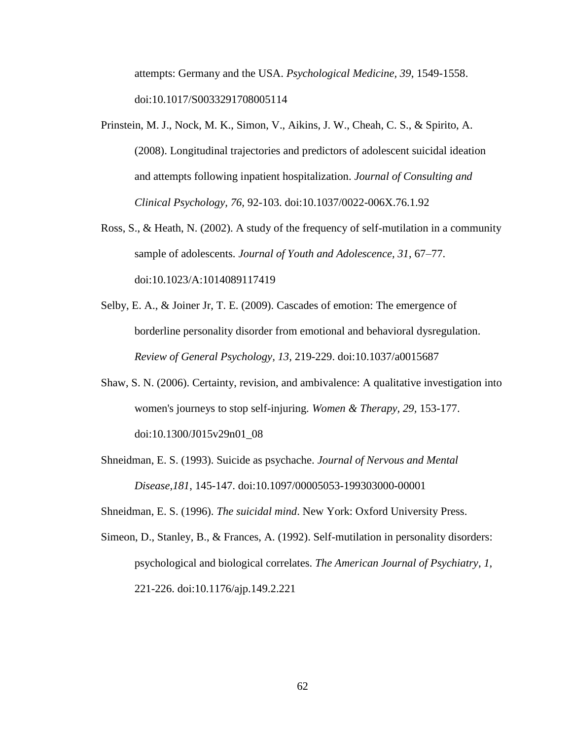attempts: Germany and the USA. *Psychological Medicine, 39*, 1549-1558. doi:10.1017/S0033291708005114

Prinstein, M. J., Nock, M. K., Simon, V., Aikins, J. W., Cheah, C. S., & Spirito, A. (2008). Longitudinal trajectories and predictors of adolescent suicidal ideation and attempts following inpatient hospitalization. *Journal of Consulting and Clinical Psychology, 76*, 92-103. doi:10.1037/0022-006X.76.1.92

Ross, S., & Heath, N. (2002). A study of the frequency of self-mutilation in a community sample of adolescents. *Journal of Youth and Adolescence, 31*, 67–77. doi:10.1023/A:1014089117419

Selby, E. A., & Joiner Jr, T. E. (2009). Cascades of emotion: The emergence of borderline personality disorder from emotional and behavioral dysregulation. *Review of General Psychology, 13*, 219-229. doi:10.1037/a0015687

Shaw, S. N. (2006). Certainty, revision, and ambivalence: A qualitative investigation into women's journeys to stop self-injuring. *Women & Therapy, 29*, 153-177. doi:10.1300/J015v29n01_08

Shneidman, E. S. (1993). Suicide as psychache. *Journal of Nervous and Mental Disease,181*, 145-147. doi:10.1097/00005053-199303000-00001

Shneidman, E. S. (1996). *The suicidal mind*. New York: Oxford University Press.

Simeon, D., Stanley, B., & Frances, A. (1992). Self-mutilation in personality disorders: psychological and biological correlates. *The American Journal of Psychiatry, 1*, 221-226. doi:10.1176/ajp.149.2.221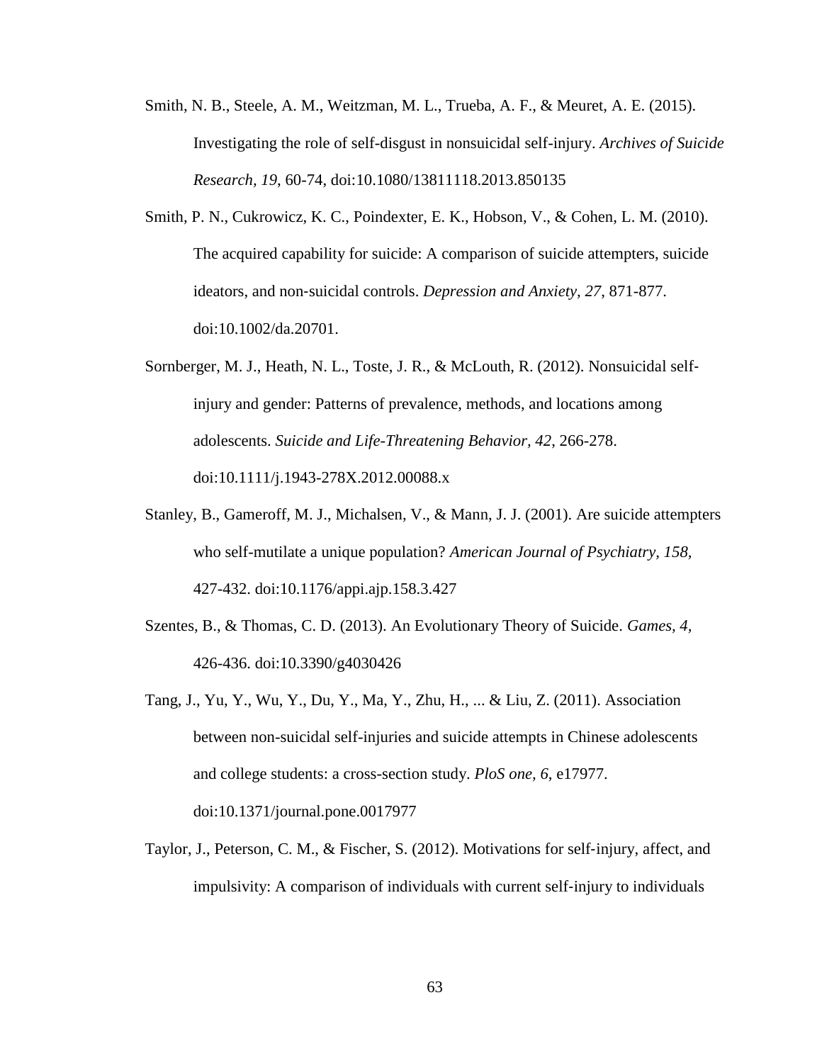Smith, N. B., Steele, A. M., Weitzman, M. L., Trueba, A. F., & Meuret, A. E. (2015). Investigating the role of self-disgust in nonsuicidal self-injury. *Archives of Suicide Research, 19*, 60-74, doi:10.1080/13811118.2013.850135

Smith, P. N., Cukrowicz, K. C., Poindexter, E. K., Hobson, V., & Cohen, L. M. (2010). The acquired capability for suicide: A comparison of suicide attempters, suicide ideators, and non-suicidal controls. *Depression and Anxiety, 27*, 871-877. doi:10.1002/da.20701.

Sornberger, M. J., Heath, N. L., Toste, J. R., & McLouth, R. (2012). Nonsuicidal self-injury and gender: Patterns of prevalence, methods, and locations among adolescents. *Suicide and Life-Threatening Behavior, 42*, 266-278. doi:10.1111/j.1943-278X.2012.00088.x

Stanley, B., Gameroff, M. J., Michalsen, V., & Mann, J. J. (2001). Are suicide attempters who self-mutilate a unique population? *American Journal of Psychiatry, 158,* 427-432. doi:10.1176/appi.ajp.158.3.427

Szentes, B., & Thomas, C. D. (2013). An Evolutionary Theory of Suicide. *Games, 4*, 426-436. doi:10.3390/g4030426

Tang, J., Yu, Y., Wu, Y., Du, Y., Ma, Y., Zhu, H., ... & Liu, Z. (2011). Association between non-suicidal self-injuries and suicide attempts in Chinese adolescents and college students: a cross-section study. *PloS one, 6*, e17977. doi:10.1371/journal.pone.0017977

Taylor, J., Peterson, C. M., & Fischer, S. (2012). Motivations for self-injury, affect, and impulsivity: A comparison of individuals with current self-injury to individuals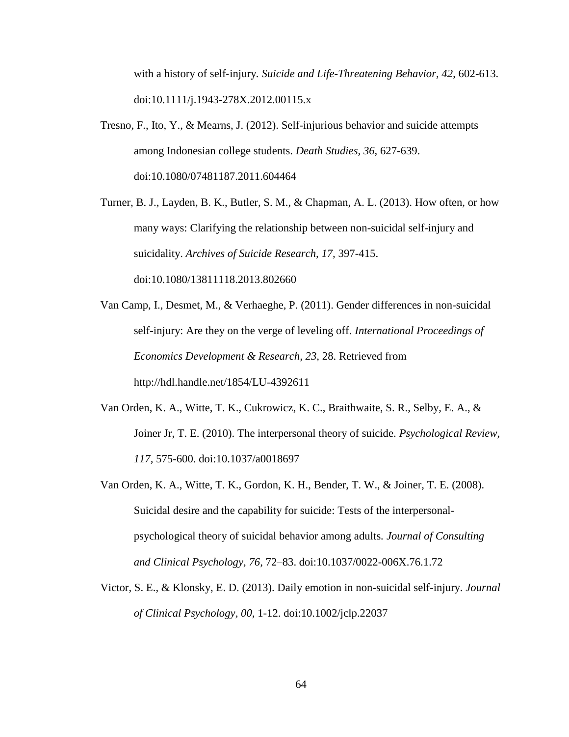with a history of self-injury. *Suicide and Life-Threatening Behavior, 42*, 602-613. doi:10.1111/j.1943-278X.2012.00115.x

Tresno, F., Ito, Y., & Mearns, J. (2012). Self-injurious behavior and suicide attempts among Indonesian college students. *Death Studies, 36*, 627-639. doi:10.1080/07481187.2011.604464

Turner, B. J., Layden, B. K., Butler, S. M., & Chapman, A. L. (2013). How often, or how many ways: Clarifying the relationship between non-suicidal self-injury and suicidality. *Archives of Suicide Research, 17*, 397-415. doi:10.1080/13811118.2013.802660

Van Camp, I., Desmet, M., & Verhaeghe, P. (2011). Gender differences in non-suicidal self-injury: Are they on the verge of leveling off. *International Proceedings of Economics Development & Research, 23*, 28. Retrieved from http://hdl.handle.net/1854/LU-4392611

Van Orden, K. A., Witte, T. K., Cukrowicz, K. C., Braithwaite, S. R., Selby, E. A., & Joiner Jr, T. E. (2010). The interpersonal theory of suicide. *Psychological Review, 117*, 575-600. doi:10.1037/a0018697

Van Orden, K. A., Witte, T. K., Gordon, K. H., Bender, T. W., & Joiner, T. E. (2008). Suicidal desire and the capability for suicide: Tests of the interpersonal-psychological theory of suicidal behavior among adults. *Journal of Consulting and Clinical Psychology, 76*, 72–83. doi:10.1037/0022-006X.76.1.72

Victor, S. E., & Klonsky, E. D. (2013). Daily emotion in non-suicidal self-injury. *Journal of Clinical Psychology, 00*, 1-12. doi:10.1002/jclp.22037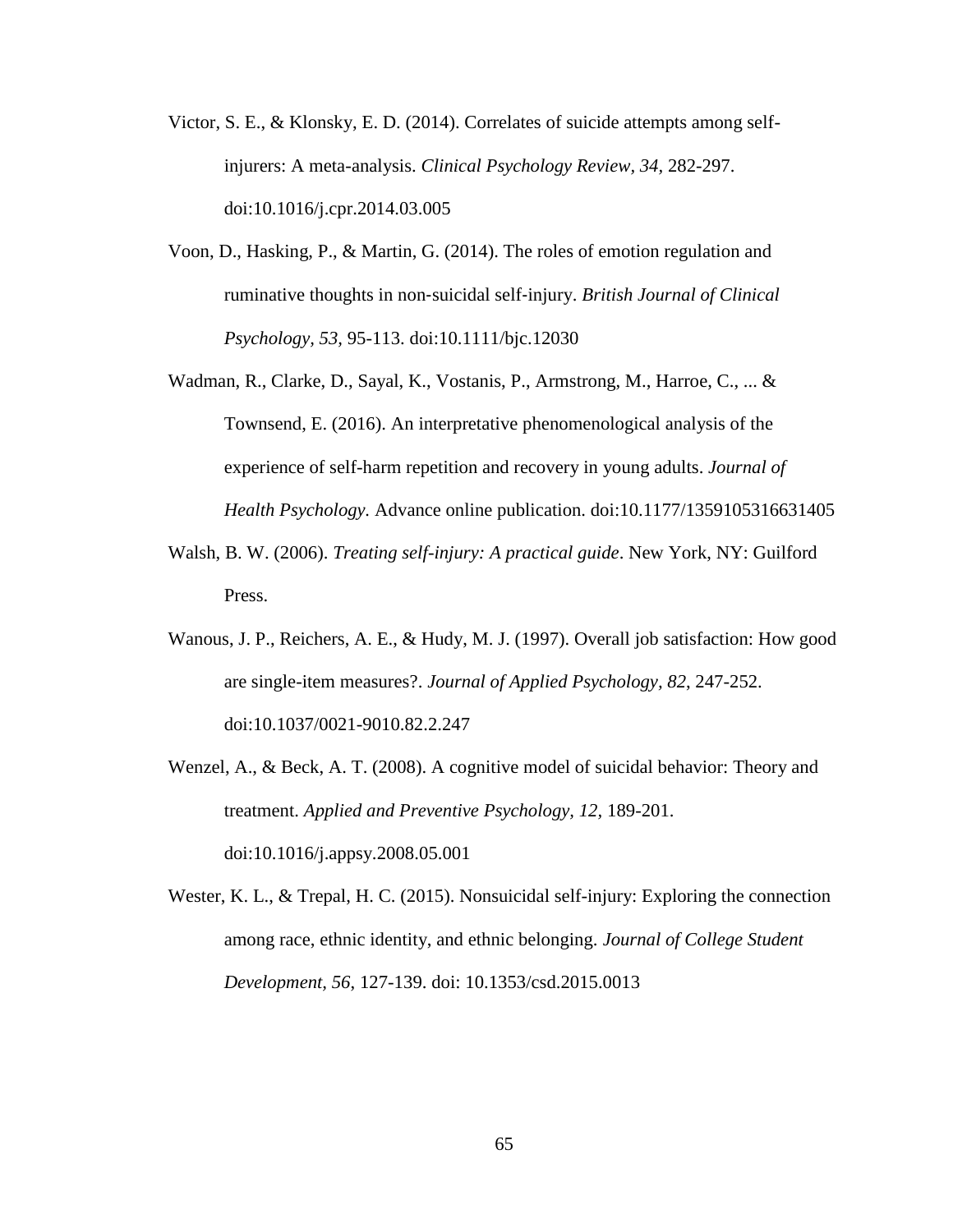Victor, S. E., & Klonsky, E. D. (2014). Correlates of suicide attempts among self-injurers: A meta-analysis. *Clinical Psychology Review, 34,* 282-297. doi:10.1016/j.cpr.2014.03.005

Voon, D., Hasking, P., & Martin, G. (2014). The roles of emotion regulation and ruminative thoughts in non-suicidal self-injury. *British Journal of Clinical Psychology, 53,* 95-113. doi:10.1111/bjc.12030

Wadman, R., Clarke, D., Sayal, K., Vostanis, P., Armstrong, M., Harroe, C., ... & Townsend, E. (2016). An interpretative phenomenological analysis of the experience of self-harm repetition and recovery in young adults. *Journal of Health Psychology.* Advance online publication. doi:10.1177/1359105316631405

Walsh, B. W. (2006). *Treating self-injury: A practical guide*. New York, NY: Guilford Press.

Wanous, J. P., Reichers, A. E., & Hudy, M. J. (1997). Overall job satisfaction: How good are single-item measures?. *Journal of Applied Psychology, 82*, 247-252. doi:10.1037/0021-9010.82.2.247

Wenzel, A., & Beck, A. T. (2008). A cognitive model of suicidal behavior: Theory and treatment. *Applied and Preventive Psychology, 12,* 189-201. doi:10.1016/j.appsy.2008.05.001

Wester, K. L., & Trepal, H. C. (2015). Nonsuicidal self-injury: Exploring the connection among race, ethnic identity, and ethnic belonging. *Journal of College Student Development, 56*, 127-139. doi: 10.1353/csd.2015.0013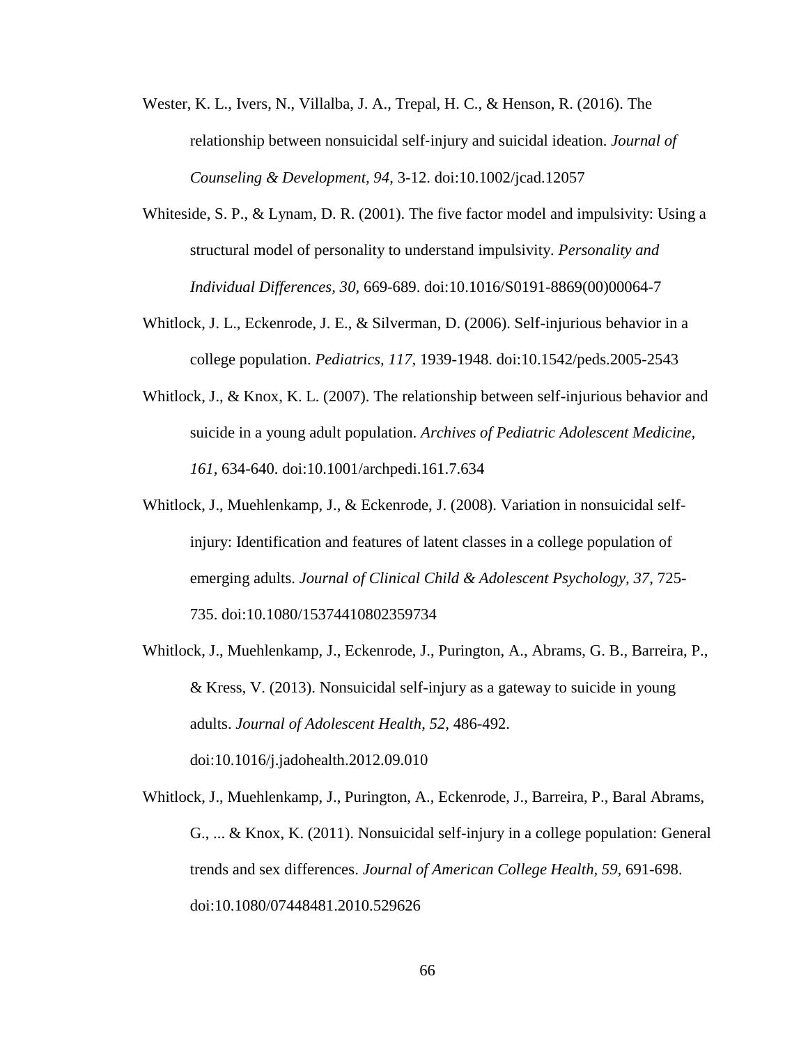Wester, K. L., Ivers, N., Villalba, J. A., Trepal, H. C., & Henson, R. (2016). The relationship between nonsuicidal self-injury and suicidal ideation. *Journal of Counseling & Development, 94*, 3-12. doi:10.1002/jcad.12057

Whiteside, S. P., & Lynam, D. R. (2001). The five factor model and impulsivity: Using a structural model of personality to understand impulsivity. *Personality and Individual Differences*, *30*, 669-689. doi:10.1016/S0191-8869(00)00064-7

Whitlock, J. L., Eckenrode, J. E., & Silverman, D. (2006). Self-injurious behavior in a college population. *Pediatrics, 117,* 1939-1948. doi:10.1542/peds.2005-2543

Whitlock, J., & Knox, K. L. (2007). The relationship between self-injurious behavior and suicide in a young adult population. *Archives of Pediatric Adolescent Medicine*, *161,* 634-640. doi:10.1001/archpedi.161.7.634

Whitlock, J., Muehlenkamp, J., & Eckenrode, J. (2008). Variation in nonsuicidal self-injury: Identification and features of latent classes in a college population of emerging adults. *Journal of Clinical Child & Adolescent Psychology, 37*, 725-735. doi:10.1080/15374410802359734

Whitlock, J., Muehlenkamp, J., Eckenrode, J., Purington, A., Abrams, G. B., Barreira, P., & Kress, V. (2013). Nonsuicidal self-injury as a gateway to suicide in young adults. *Journal of Adolescent Health*, *52*, 486-492. doi:10.1016/j.jadohealth.2012.09.010

Whitlock, J., Muehlenkamp, J., Purington, A., Eckenrode, J., Barreira, P., Baral Abrams, G., ... & Knox, K. (2011). Nonsuicidal self-injury in a college population: General trends and sex differences. *Journal of American College Health, 59,* 691-698. doi:10.1080/07448481.2010.529626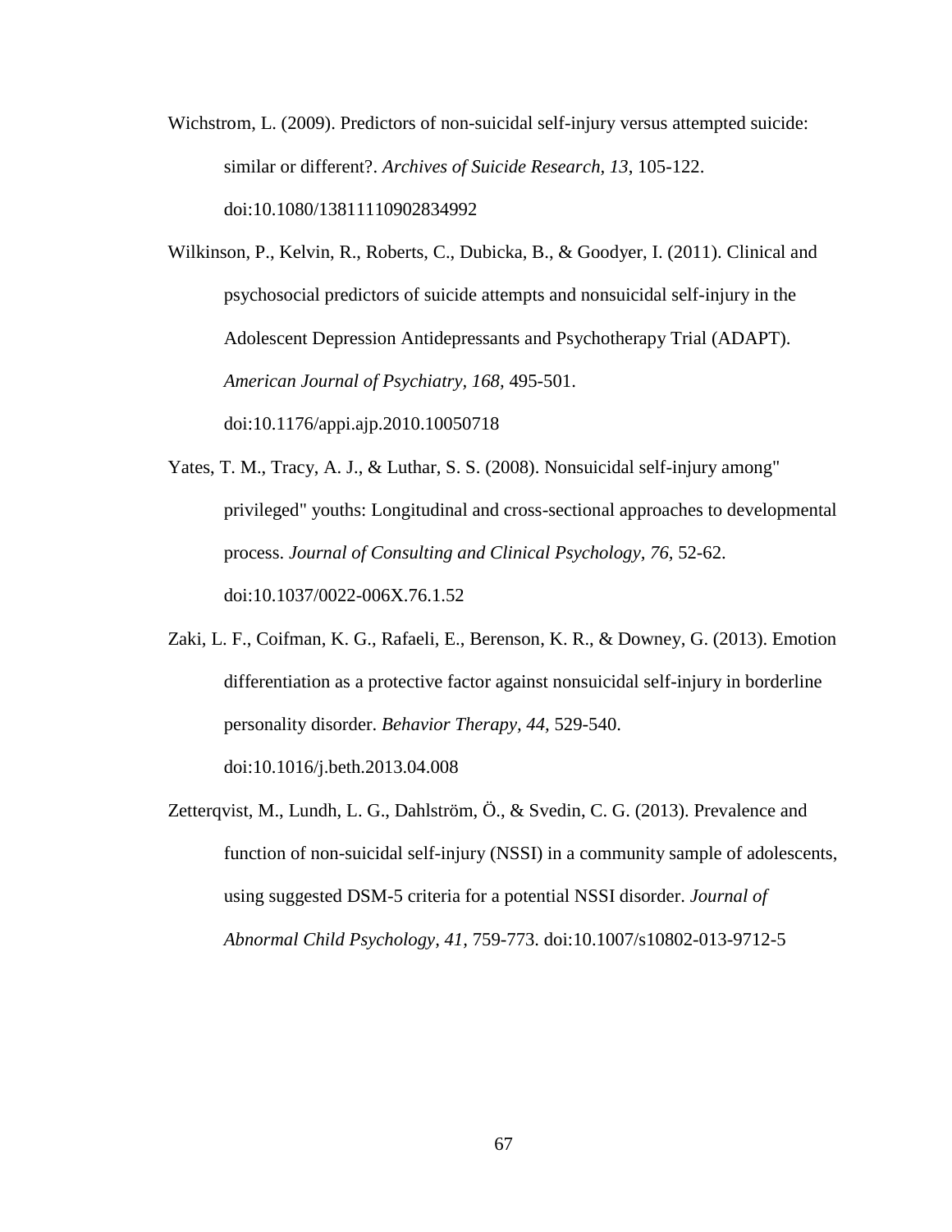Wichstrom, L. (2009). Predictors of non-suicidal self-injury versus attempted suicide: similar or different?. *Archives of Suicide Research, 13*, 105-122. doi:10.1080/13811110902834992

Wilkinson, P., Kelvin, R., Roberts, C., Dubicka, B., & Goodyer, I. (2011). Clinical and psychosocial predictors of suicide attempts and nonsuicidal self-injury in the Adolescent Depression Antidepressants and Psychotherapy Trial (ADAPT). *American Journal of Psychiatry, 168,* 495-501. doi:10.1176/appi.ajp.2010.10050718

Yates, T. M., Tracy, A. J., & Luthar, S. S. (2008). Nonsuicidal self-injury among" privileged" youths: Longitudinal and cross-sectional approaches to developmental process. *Journal of Consulting and Clinical Psychology, 76,* 52-62. doi:10.1037/0022-006X.76.1.52

Zaki, L. F., Coifman, K. G., Rafaeli, E., Berenson, K. R., & Downey, G. (2013). Emotion differentiation as a protective factor against nonsuicidal self-injury in borderline personality disorder. *Behavior Therapy, 44,* 529-540. doi:10.1016/j.beth.2013.04.008

Zetterqvist, M., Lundh, L. G., Dahlström, Ö., & Svedin, C. G. (2013). Prevalence and function of non-suicidal self-injury (NSSI) in a community sample of adolescents, using suggested DSM-5 criteria for a potential NSSI disorder. *Journal of Abnormal Child Psychology, 41,* 759-773. doi:10.1007/s10802-013-9712-5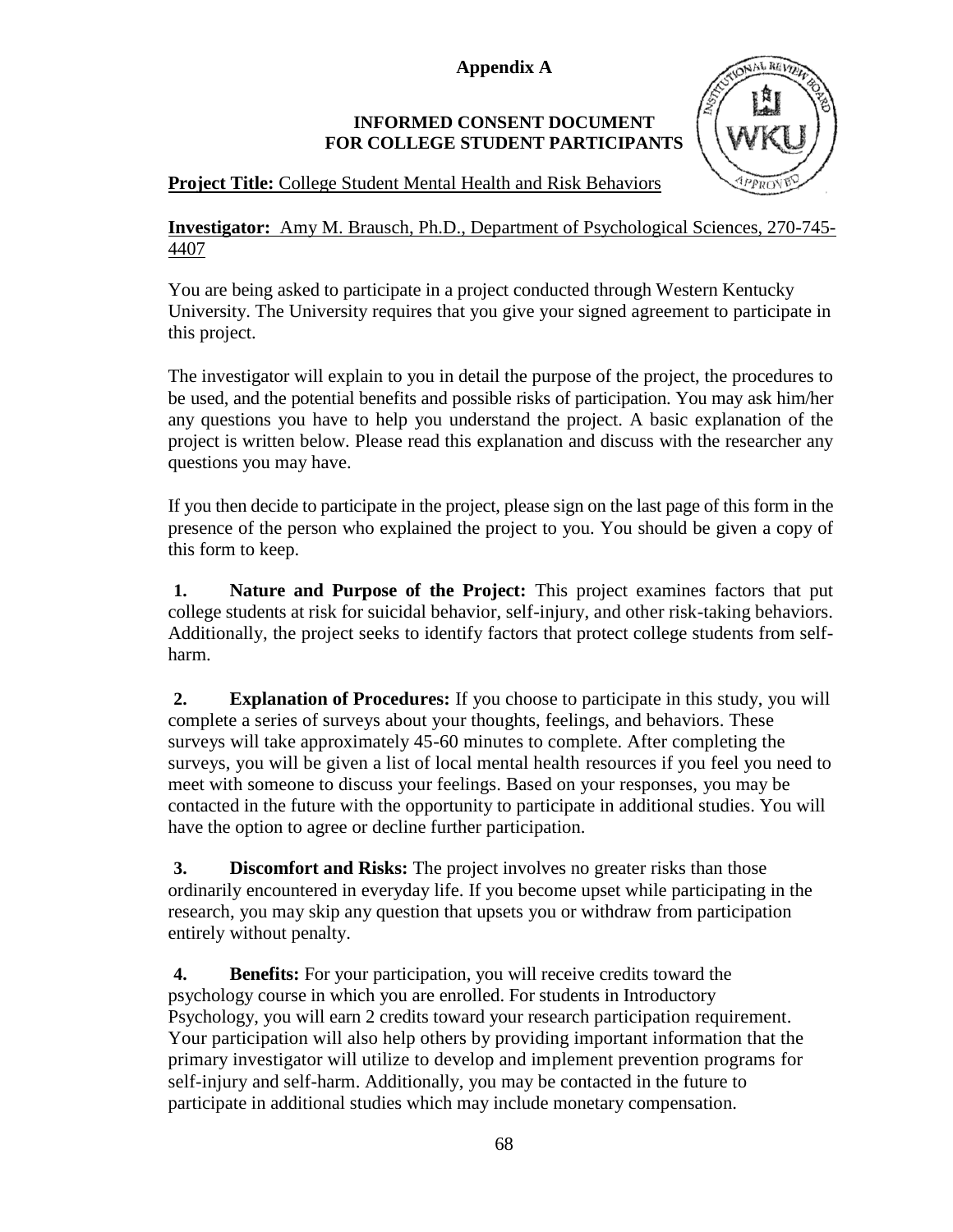**Appendix A**

**INFORMED CONSENT DOCUMENT**
**FOR COLLEGE STUDENT PARTICIPANTS**

**Project Title:** College Student Mental Health and Risk Behaviors

**Investigator:** Amy M. Brausch, Ph.D., Department of Psychological Sciences, 270-745-4407

You are being asked to participate in a project conducted through Western Kentucky University. The University requires that you give your signed agreement to participate in this project.

The investigator will explain to you in detail the purpose of the project, the procedures to be used, and the potential benefits and possible risks of participation. You may ask him/her any questions you have to help you understand the project. A basic explanation of the project is written below. Please read this explanation and discuss with the researcher any questions you may have.

If you then decide to participate in the project, please sign on the last page of this form in the presence of the person who explained the project to you. You should be given a copy of this form to keep.

**1. Nature and Purpose of the Project:** This project examines factors that put college students at risk for suicidal behavior, self-injury, and other risk-taking behaviors. Additionally, the project seeks to identify factors that protect college students from self-harm.

**2. Explanation of Procedures:** If you choose to participate in this study, you will complete a series of surveys about your thoughts, feelings, and behaviors. These surveys will take approximately 45-60 minutes to complete. After completing the surveys, you will be given a list of local mental health resources if you feel you need to meet with someone to discuss your feelings. Based on your responses, you may be contacted in the future with the opportunity to participate in additional studies. You will have the option to agree or decline further participation.

**3. Discomfort and Risks:** The project involves no greater risks than those ordinarily encountered in everyday life. If you become upset while participating in the research, you may skip any question that upsets you or withdraw from participation entirely without penalty.

**4. Benefits:** For your participation, you will receive credits toward the psychology course in which you are enrolled. For students in Introductory Psychology, you will earn 2 credits toward your research participation requirement. Your participation will also help others by providing important information that the primary investigator will utilize to develop and implement prevention programs for self-injury and self-harm. Additionally, you may be contacted in the future to participate in additional studies which may include monetary compensation.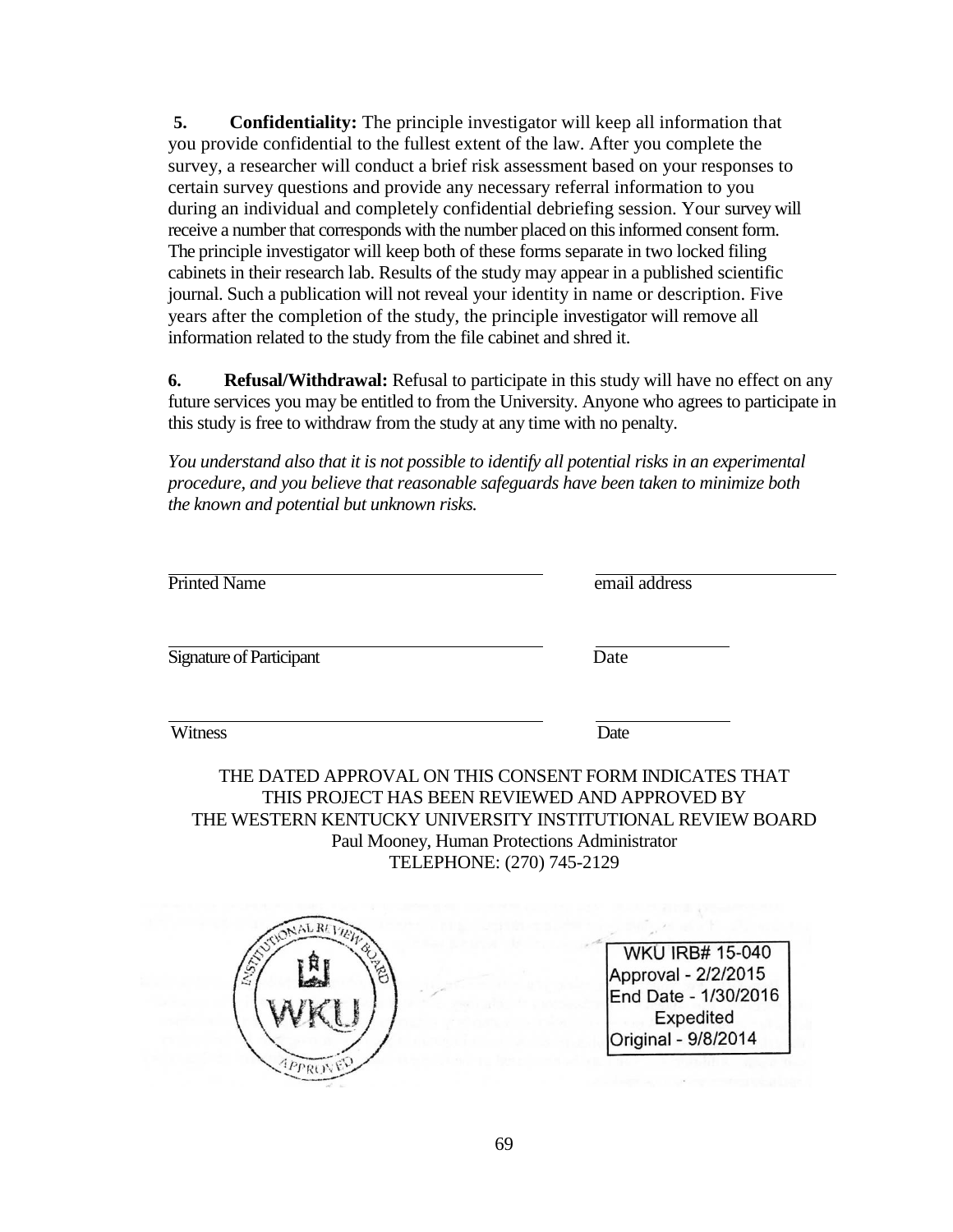**5. Confidentiality:** The principle investigator will keep all information that you provide confidential to the fullest extent of the law. After you complete the survey, a researcher will conduct a brief risk assessment based on your responses to certain survey questions and provide any necessary referral information to you during an individual and completely confidential debriefing session. Your survey will receive a number that corresponds with the number placed on this informed consent form. The principle investigator will keep both of these forms separate in two locked filing cabinets in their research lab. Results of the study may appear in a published scientific journal. Such a publication will not reveal your identity in name or description. Five years after the completion of the study, the principle investigator will remove all information related to the study from the file cabinet and shred it.

**6. Refusal/Withdrawal:** Refusal to participate in this study will have no effect on any future services you may be entitled to from the University. Anyone who agrees to participate in this study is free to withdraw from the study at any time with no penalty.

*You understand also that it is not possible to identify all potential risks in an experimental procedure, and you believe that reasonable safeguards have been taken to minimize both the known and potential but unknown risks.*

\_\_\_\_\_\_\_\_\_\_\_\_\_\_\_\_\_\_\_\_\_\_\_\_\_\_\_\_\_\_\_\_\_\_ \_\_\_\_\_\_\_\_\_\_\_\_\_\_\_\_\_\_\_\_\_\_
Printed Name email address

\_\_\_\_\_\_\_\_\_\_\_\_\_\_\_\_\_\_\_\_\_\_\_\_\_\_\_\_\_\_\_\_\_\_ \_\_\_\_\_\_\_\_\_\_\_\_
Signature of Participant Date

\_\_\_\_\_\_\_\_\_\_\_\_\_\_\_\_\_\_\_\_\_\_\_\_\_\_\_\_\_\_\_\_\_\_ \_\_\_\_\_\_\_\_\_\_\_\_
Witness Date

THE DATED APPROVAL ON THIS CONSENT FORM INDICATES THAT THIS PROJECT HAS BEEN REVIEWED AND APPROVED BY THE WESTERN KENTUCKY UNIVERSITY INSTITUTIONAL REVIEW BOARD
Paul Mooney, Human Protections Administrator
TELEPHONE: (270) 745-2129

INSTITUTIONAL REVIEW BOARD
WKU
APPROVED

WKU IRB# 15-040
Approval - 2/2/2015
End Date - 1/30/2016
Expedited
Original - 9/8/2014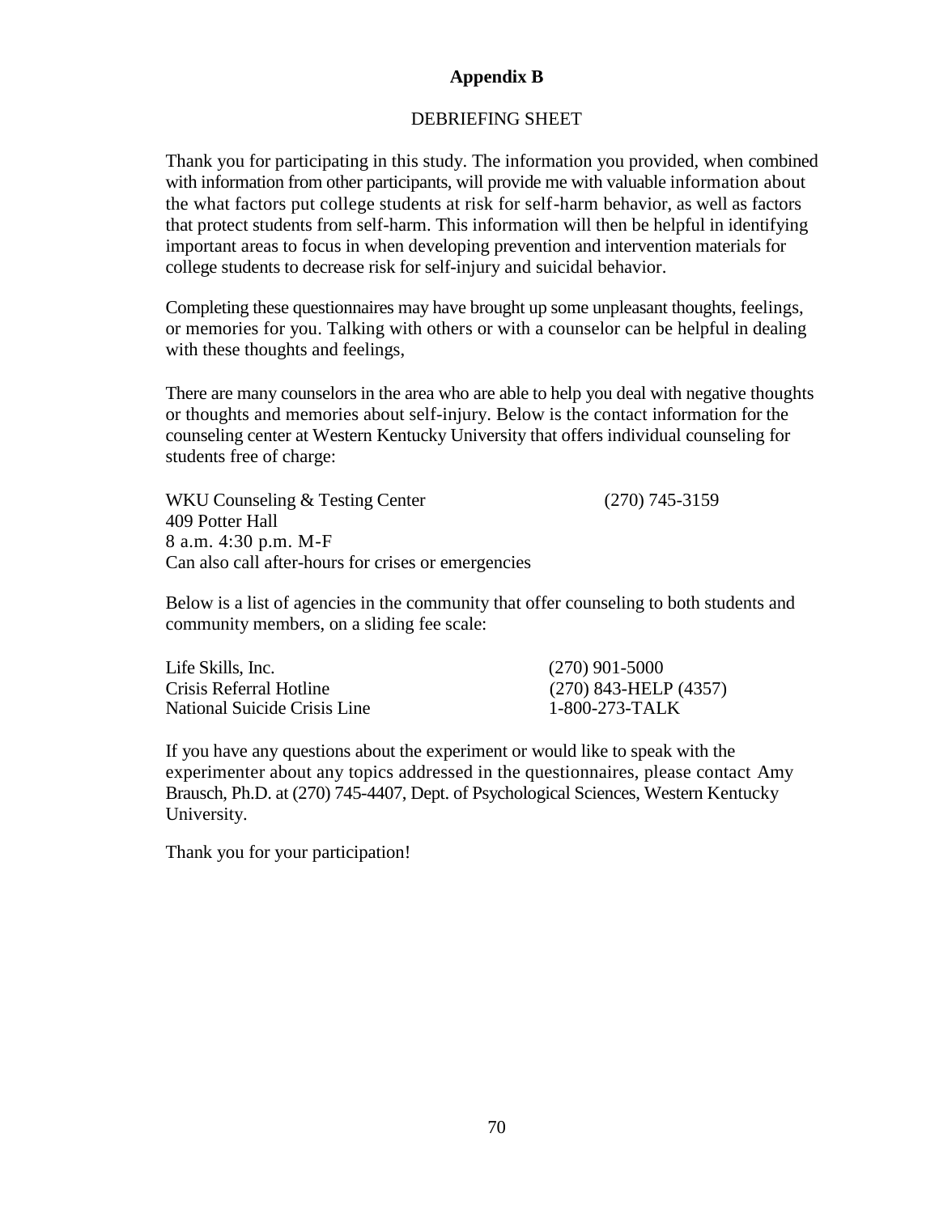**Appendix B**

DEBRIEFING SHEET

Thank you for participating in this study. The information you provided, when combined with information from other participants, will provide me with valuable information about the what factors put college students at risk for self-harm behavior, as well as factors that protect students from self-harm. This information will then be helpful in identifying important areas to focus in when developing prevention and intervention materials for college students to decrease risk for self-injury and suicidal behavior.

Completing these questionnaires may have brought up some unpleasant thoughts, feelings, or memories for you. Talking with others or with a counselor can be helpful in dealing with these thoughts and feelings,

There are many counselors in the area who are able to help you deal with negative thoughts or thoughts and memories about self-injury. Below is the contact information for the counseling center at Western Kentucky University that offers individual counseling for students free of charge:

WKU Counseling & Testing Center (270) 745-3159
409 Potter Hall
8 a.m. 4:30 p.m. M-F
Can also call after-hours for crises or emergencies

Below is a list of agencies in the community that offer counseling to both students and community members, on a sliding fee scale:

| | |
|---|---|
| Life Skills, Inc. | (270) 901-5000 |
| Crisis Referral Hotline | (270) 843-HELP (4357) |
| National Suicide Crisis Line | 1-800-273-TALK |

If you have any questions about the experiment or would like to speak with the experimenter about any topics addressed in the questionnaires, please contact Amy Brausch, Ph.D. at (270) 745-4407, Dept. of Psychological Sciences, Western Kentucky University.

Thank you for your participation!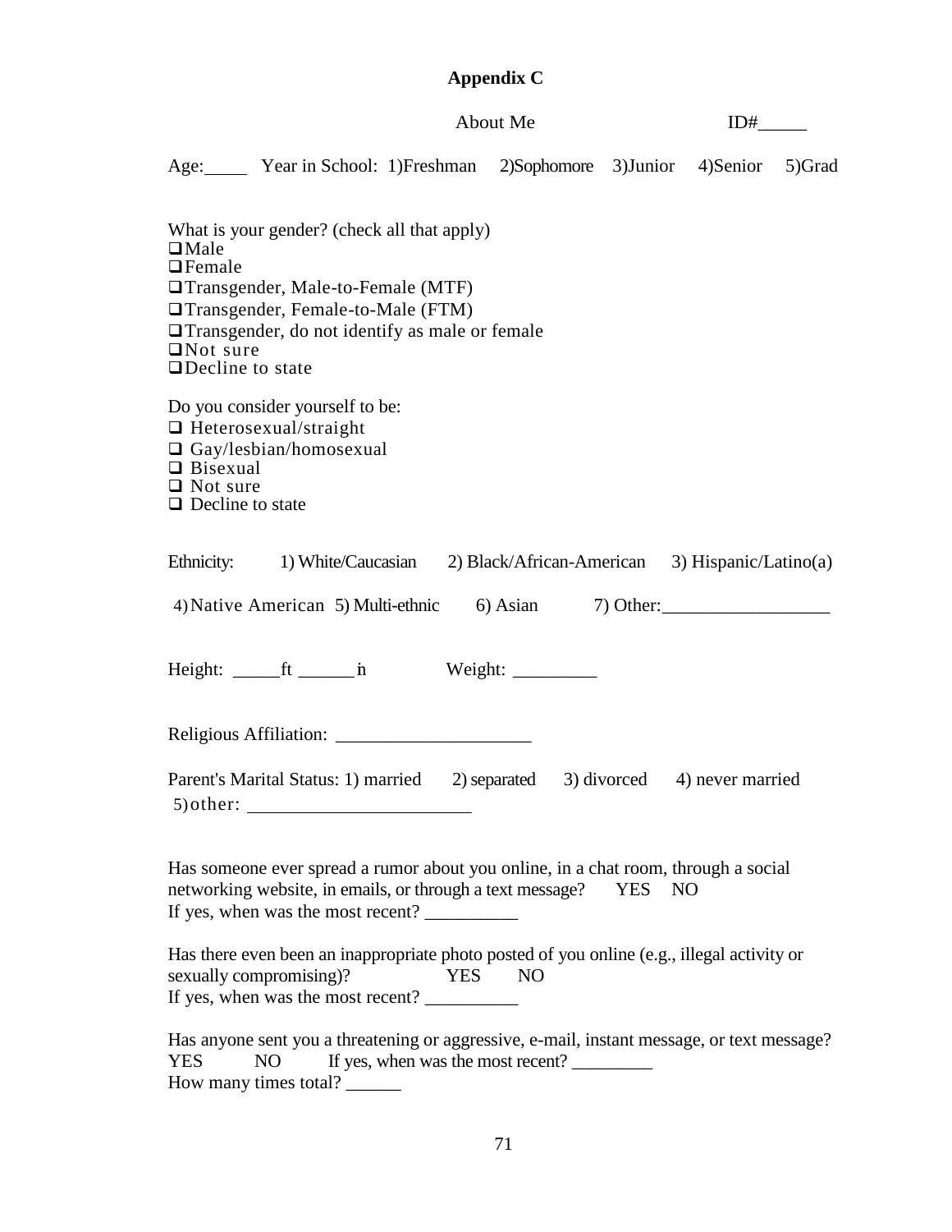# Appendix C

About Me ID#_____

Age:_____ Year in School: 1)Freshman 2)Sophomore 3)Junior 4)Senior 5)Grad

What is your gender? (check all that apply)

- ❑ Male
- ❑ Female
- ❑ Transgender, Male-to-Female (MTF)
- ❑ Transgender, Female-to-Male (FTM)
- ❑ Transgender, do not identify as male or female
- ❑ Not sure
- ❑ Decline to state

Do you consider yourself to be:

- ❑ Heterosexual/straight
- ❑ Gay/lesbian/homosexual
- ❑ Bisexual
- ❑ Not sure
- ❑ Decline to state

Ethnicity: 1) White/Caucasian 2) Black/African-American 3) Hispanic/Latino(a)

4) Native American 5) Multi-ethnic 6) Asian 7) Other:__________________

Height: _____ft ______in Weight: _________

Religious Affiliation: _____________________

Parent's Marital Status: 1) married 2) separated 3) divorced 4) never married
5) other: ________________________

Has someone ever spread a rumor about you online, in a chat room, through a social networking website, in emails, or through a text message? YES NO
If yes, when was the most recent? __________

Has there even been an inappropriate photo posted of you online (e.g., illegal activity or sexually compromising)? YES NO
If yes, when was the most recent? __________

Has anyone sent you a threatening or aggressive, e-mail, instant message, or text message?
YES NO If yes, when was the most recent? _________
How many times total? ______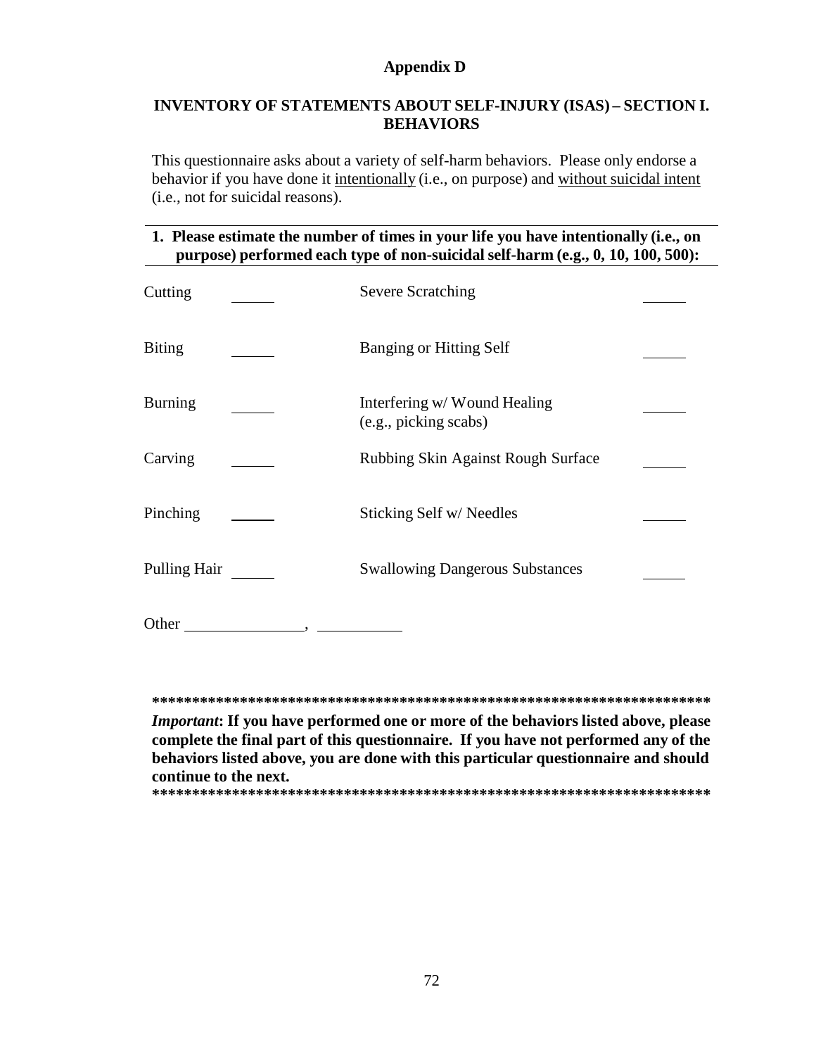**Appendix D**

**INVENTORY OF STATEMENTS ABOUT SELF-INJURY (ISAS) – SECTION I. BEHAVIORS**

This questionnaire asks about a variety of self-harm behaviors. Please only endorse a behavior if you have done it <u>intentionally</u> (i.e., on purpose) and <u>without suicidal intent</u> (i.e., not for suicidal reasons).

---

**1. Please estimate the number of times in your life you have intentionally (i.e., on purpose) performed each type of non-suicidal self-harm (e.g., 0, 10, 100, 500):**

---

| | | | |
|---|---|---|---|
| Cutting | _____ | Severe Scratching | _____ |
| Biting | _____ | Banging or Hitting Self | _____ |
| Burning | _____ | Interfering w/ Wound Healing (e.g., picking scabs) | _____ |
| Carving | _____ | Rubbing Skin Against Rough Surface | _____ |
| Pinching | _____ | Sticking Self w/ Needles | _____ |
| Pulling Hair | _____ | Swallowing Dangerous Substances | _____ |

Other _______________, ___________

**************************************************************************

***Important*: If you have performed one or more of the behaviors listed above, please complete the final part of this questionnaire. If you have not performed any of the behaviors listed above, you are done with this particular questionnaire and should continue to the next.**

**************************************************************************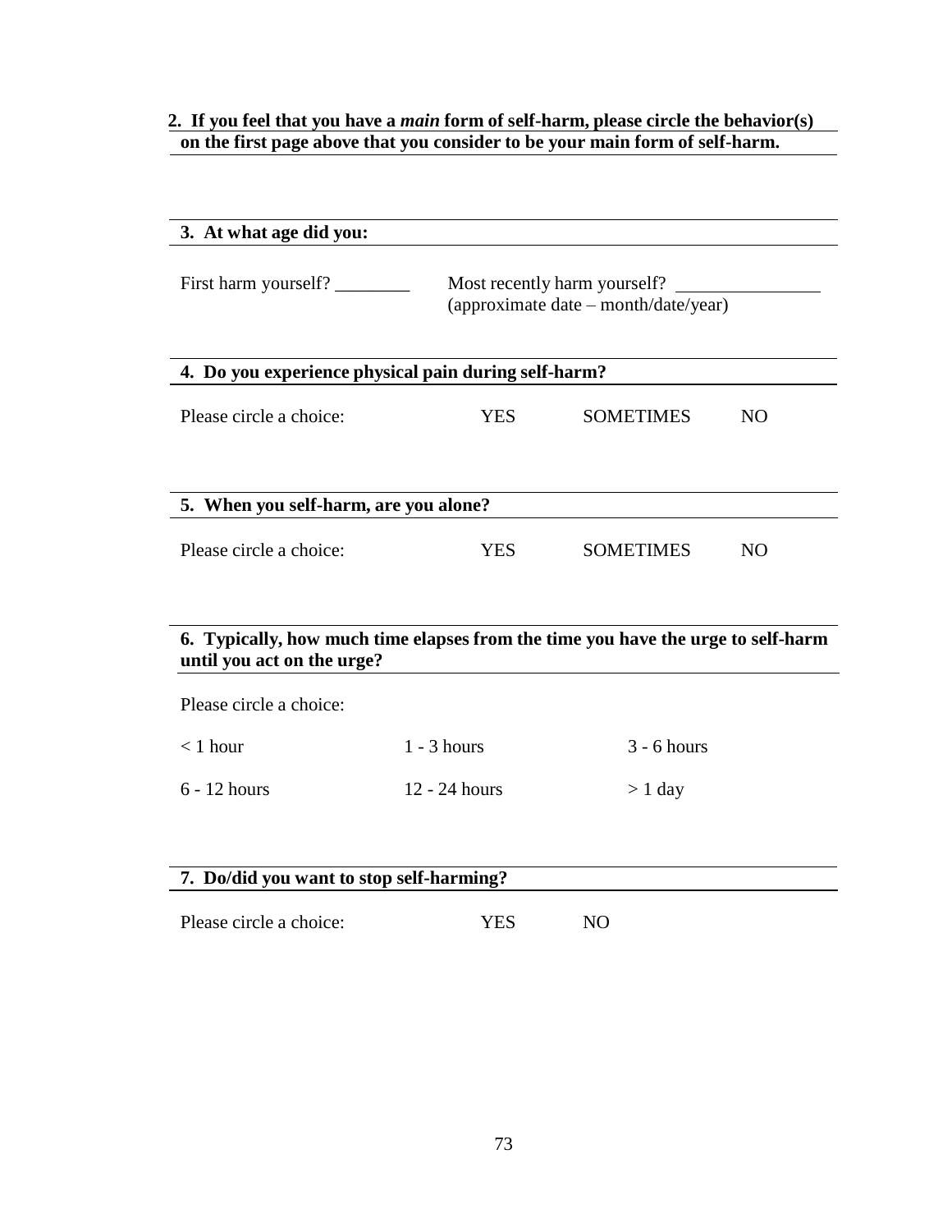**2. If you feel that you have a *main* form of self-harm, please circle the behavior(s) on the first page above that you consider to be your main form of self-harm.**

**3. At what age did you:**

First harm yourself? ________ Most recently harm yourself? ________________
(approximate date – month/date/year)

**4. Do you experience physical pain during self-harm?**

Please circle a choice: YES SOMETIMES NO

**5. When you self-harm, are you alone?**

Please circle a choice: YES SOMETIMES NO

**6. Typically, how much time elapses from the time you have the urge to self-harm until you act on the urge?**

Please circle a choice:

| | | |
|---|---|---|
| < 1 hour | 1 - 3 hours | 3 - 6 hours |
| 6 - 12 hours | 12 - 24 hours | > 1 day |

**7. Do/did you want to stop self-harming?**

Please circle a choice: YES NO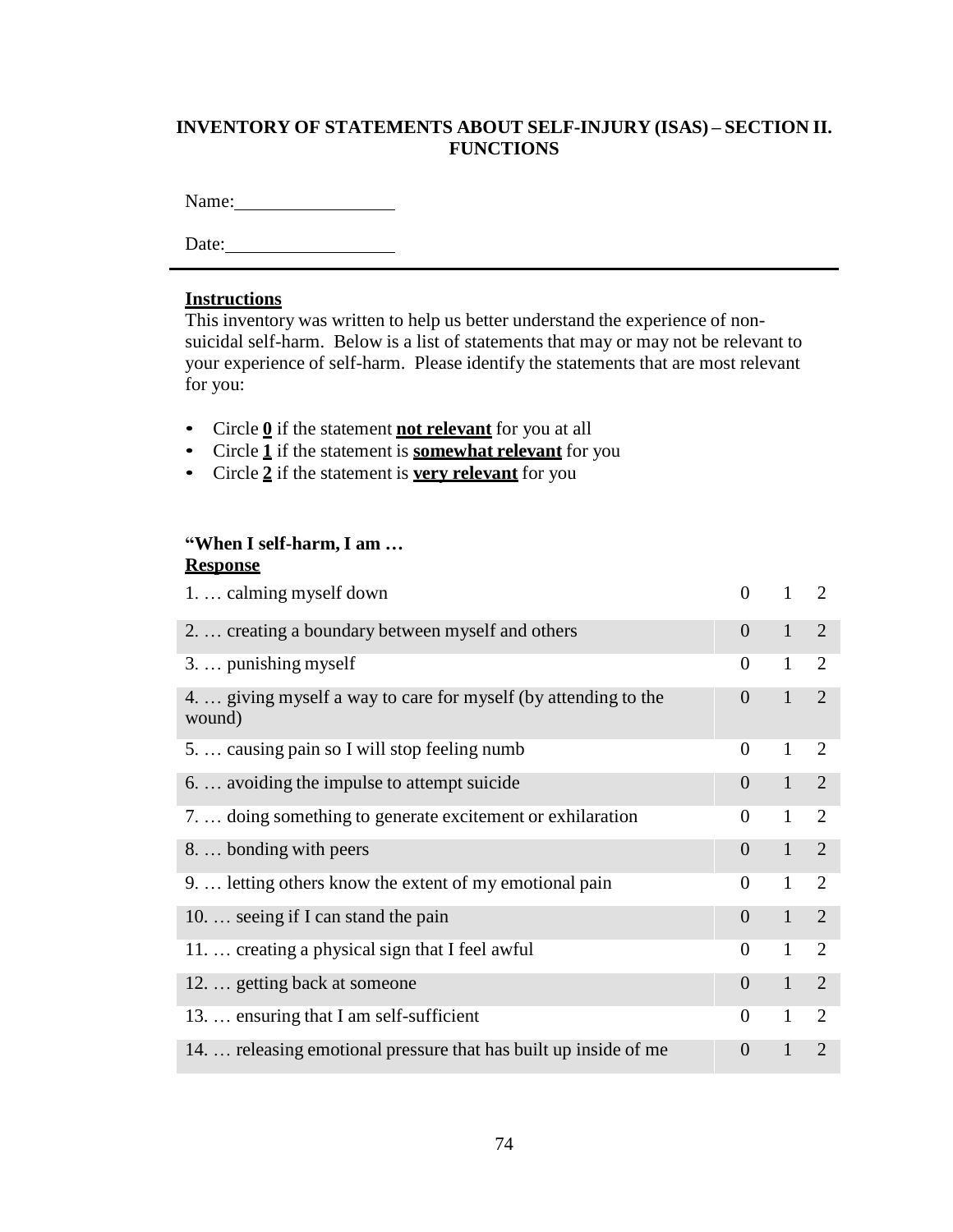## INVENTORY OF STATEMENTS ABOUT SELF-INJURY (ISAS) – SECTION II. FUNCTIONS

Name:\_\_\_\_\_\_\_\_\_\_\_\_\_\_\_\_\_\_

Date:\_\_\_\_\_\_\_\_\_\_\_\_\_\_\_\_\_\_\_

---

**Instructions**

This inventory was written to help us better understand the experience of non-suicidal self-harm. Below is a list of statements that may or may not be relevant to your experience of self-harm. Please identify the statements that are most relevant for you:

- Circle **0** if the statement **not relevant** for you at all
- Circle **1** if the statement is **somewhat relevant** for you
- Circle **2** if the statement is **very relevant** for you

**"When I self-harm, I am …**

**Response**

| | | | |
|---|---|---|---|
| 1. … calming myself down | 0 | 1 | 2 |
| 2. … creating a boundary between myself and others | 0 | 1 | 2 |
| 3. … punishing myself | 0 | 1 | 2 |
| 4. … giving myself a way to care for myself (by attending to the wound) | 0 | 1 | 2 |
| 5. … causing pain so I will stop feeling numb | 0 | 1 | 2 |
| 6. … avoiding the impulse to attempt suicide | 0 | 1 | 2 |
| 7. … doing something to generate excitement or exhilaration | 0 | 1 | 2 |
| 8. … bonding with peers | 0 | 1 | 2 |
| 9. … letting others know the extent of my emotional pain | 0 | 1 | 2 |
| 10. … seeing if I can stand the pain | 0 | 1 | 2 |
| 11. … creating a physical sign that I feel awful | 0 | 1 | 2 |
| 12. … getting back at someone | 0 | 1 | 2 |
| 13. … ensuring that I am self-sufficient | 0 | 1 | 2 |
| 14. … releasing emotional pressure that has built up inside of me | 0 | 1 | 2 |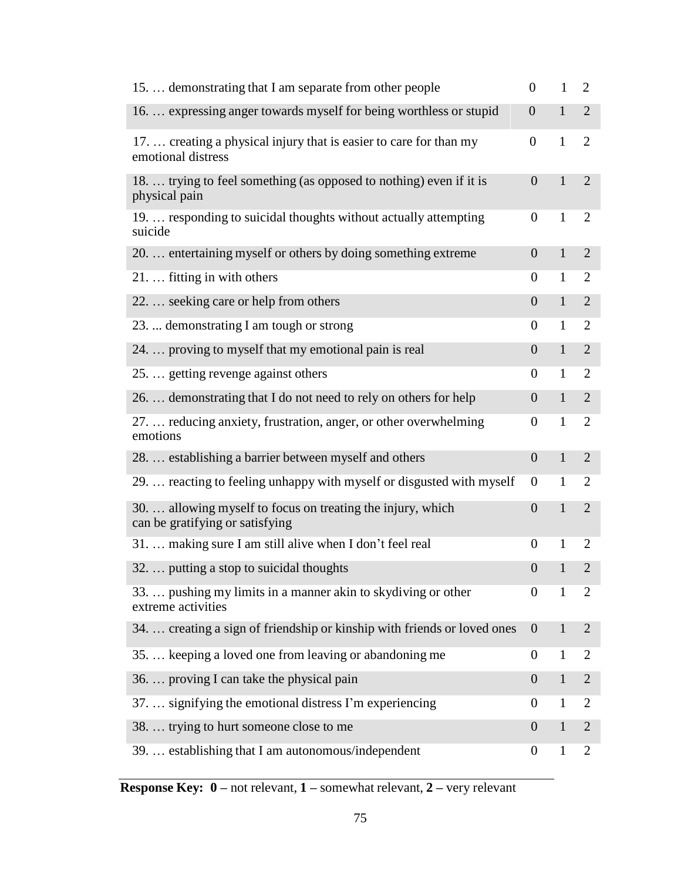| | | | |
|---|---|---|---|
| 15. … demonstrating that I am separate from other people | 0 | 1 | 2 |
| 16. … expressing anger towards myself for being worthless or stupid | 0 | 1 | 2 |
| 17. … creating a physical injury that is easier to care for than my emotional distress | 0 | 1 | 2 |
| 18. … trying to feel something (as opposed to nothing) even if it is physical pain | 0 | 1 | 2 |
| 19. … responding to suicidal thoughts without actually attempting suicide | 0 | 1 | 2 |
| 20. … entertaining myself or others by doing something extreme | 0 | 1 | 2 |
| 21. … fitting in with others | 0 | 1 | 2 |
| 22. … seeking care or help from others | 0 | 1 | 2 |
| 23. ... demonstrating I am tough or strong | 0 | 1 | 2 |
| 24. … proving to myself that my emotional pain is real | 0 | 1 | 2 |
| 25. … getting revenge against others | 0 | 1 | 2 |
| 26. … demonstrating that I do not need to rely on others for help | 0 | 1 | 2 |
| 27. … reducing anxiety, frustration, anger, or other overwhelming emotions | 0 | 1 | 2 |
| 28. … establishing a barrier between myself and others | 0 | 1 | 2 |
| 29. … reacting to feeling unhappy with myself or disgusted with myself | 0 | 1 | 2 |
| 30. … allowing myself to focus on treating the injury, which can be gratifying or satisfying | 0 | 1 | 2 |
| 31. … making sure I am still alive when I don't feel real | 0 | 1 | 2 |
| 32. … putting a stop to suicidal thoughts | 0 | 1 | 2 |
| 33. … pushing my limits in a manner akin to skydiving or other extreme activities | 0 | 1 | 2 |
| 34. … creating a sign of friendship or kinship with friends or loved ones | 0 | 1 | 2 |
| 35. … keeping a loved one from leaving or abandoning me | 0 | 1 | 2 |
| 36. … proving I can take the physical pain | 0 | 1 | 2 |
| 37. … signifying the emotional distress I'm experiencing | 0 | 1 | 2 |
| 38. … trying to hurt someone close to me | 0 | 1 | 2 |
| 39. … establishing that I am autonomous/independent | 0 | 1 | 2 |

**Response Key: 0 –** not relevant, **1 –** somewhat relevant, **2 –** very relevant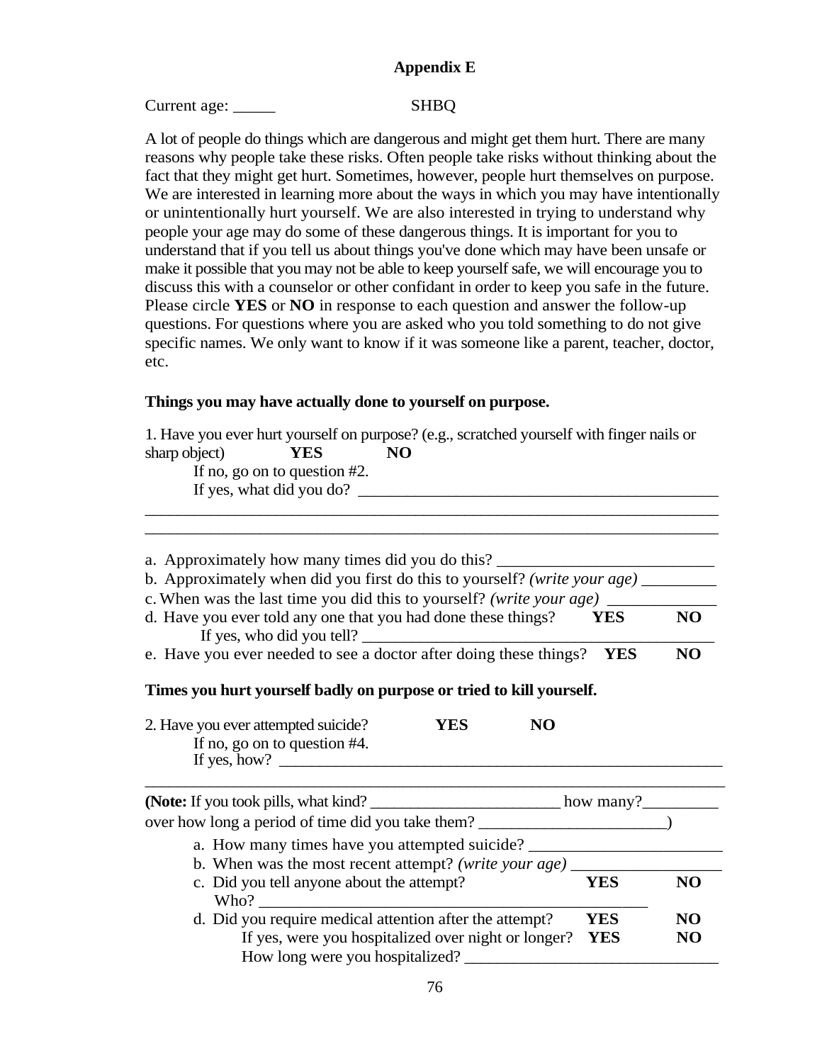**Appendix E**

Current age: _____ SHBQ

A lot of people do things which are dangerous and might get them hurt. There are many reasons why people take these risks. Often people take risks without thinking about the fact that they might get hurt. Sometimes, however, people hurt themselves on purpose. We are interested in learning more about the ways in which you may have intentionally or unintentionally hurt yourself. We are also interested in trying to understand why people your age may do some of these dangerous things. It is important for you to understand that if you tell us about things you've done which may have been unsafe or make it possible that you may not be able to keep yourself safe, we will encourage you to discuss this with a counselor or other confidant in order to keep you safe in the future. Please circle **YES** or **NO** in response to each question and answer the follow-up questions. For questions where you are asked who you told something to do not give specific names. We only want to know if it was someone like a parent, teacher, doctor, etc.

**Things you may have actually done to yourself on purpose.**

1. Have you ever hurt yourself on purpose? (e.g., scratched yourself with finger nails or sharp object) **YES** **NO**

    If no, go on to question #2.

    If yes, what did you do? _____________________________________________

______________________________________________________________________

______________________________________________________________________

a. Approximately how many times did you do this? __________________________

b. Approximately when did you first do this to yourself? *(write your age)* _________

c. When was the last time you did this to yourself? *(write your age)* _____________

d. Have you ever told any one that you had done these things? **YES** **NO**

    If yes, who did you tell? __________________________________________

e. Have you ever needed to see a doctor after doing these things? **YES** **NO**

**Times you hurt yourself badly on purpose or tried to kill yourself.**

2. Have you ever attempted suicide? **YES** **NO**

    If no, go on to question #4.

    If yes, how? ________________________________________________________

______________________________________________________________________

**(Note:** If you took pills, what kind? _______________________ how many?_________

over how long a period of time did you take them? _______________________)

a. How many times have you attempted suicide? _______________________

b. When was the most recent attempt? *(write your age)* __________________

c. Did you tell anyone about the attempt? **YES** **NO**

    Who? ________________________________________________

d. Did you require medical attention after the attempt? **YES** **NO**

    If yes, were you hospitalized over night or longer? **YES** **NO**

    How long were you hospitalized? ______________________________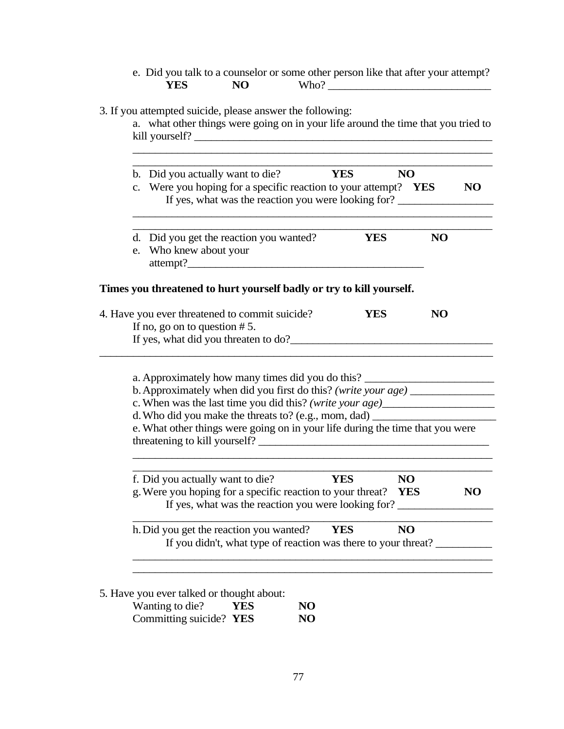e. Did you talk to a counselor or some other person like that after your attempt?
**YES** **NO** Who? ______________________________

3. If you attempted suicide, please answer the following:

   a. what other things were going on in your life around the time that you tried to kill yourself? ________________________________________________________
   ____________________________________________________________________
   ____________________________________________________________________

   b. Did you actually want to die? **YES** **NO**

   c. Were you hoping for a specific reaction to your attempt? **YES** **NO**
   If yes, what was the reaction you were looking for? __________________
   ____________________________________________________________________
   ____________________________________________________________________

   d. Did you get the reaction you wanted? **YES** **NO**

   e. Who knew about your attempt?_____________________________________________

**Times you threatened to hurt yourself badly or try to kill yourself.**

4. Have you ever threatened to commit suicide? **YES** **NO**
   If no, go on to question # 5.
   If yes, what did you threaten to do?_____________________________________
   ____________________________________________________________________

   a. Approximately how many times did you do this? ________________________

   b. Approximately when did you first do this? *(write your age)* ________________

   c. When was the last time you did this? *(write your age)*_____________________

   d. Who did you make the threats to? (e.g., mom, dad) ______________________

   e. What other things were going on in your life during the time that you were threatening to kill yourself? ___________________________________________
   ____________________________________________________________________
   ____________________________________________________________________

   f. Did you actually want to die? **YES** **NO**

   g. Were you hoping for a specific reaction to your threat? **YES** **NO**
   If yes, what was the reaction you were looking for? __________________
   ____________________________________________________________________

   h. Did you get the reaction you wanted? **YES** **NO**
   If you didn't, what type of reaction was there to your threat? __________
   ____________________________________________________________________
   ____________________________________________________________________

5. Have you ever talked or thought about:
   Wanting to die? **YES** **NO**
   Committing suicide? **YES** **NO**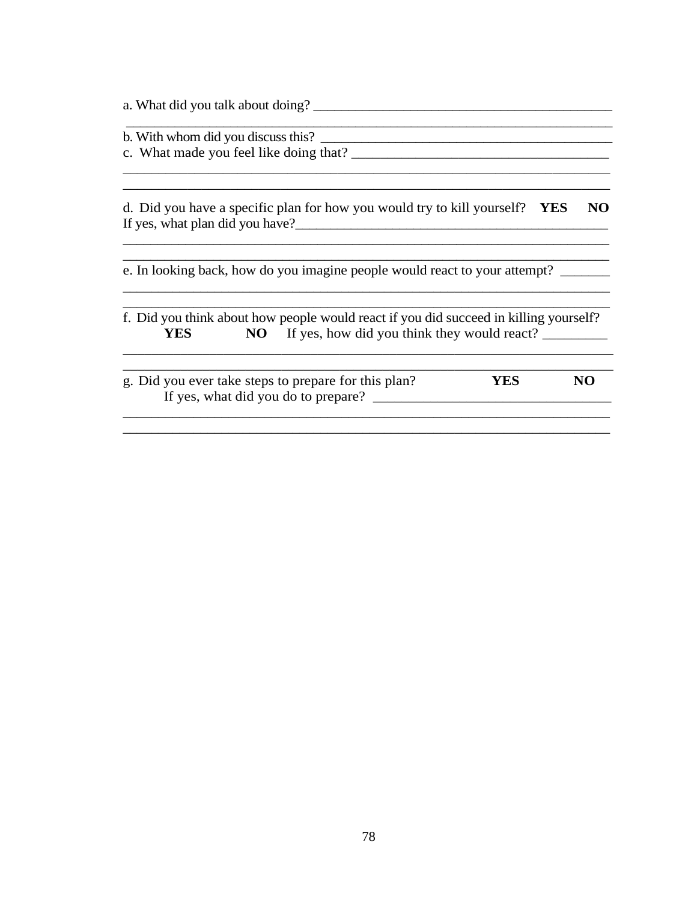a. What did you talk about doing? ____________________________________________
______________________________________________________________________

b. With whom did you discuss this? ___________________________________________

c. What made you feel like doing that? ________________________________________
______________________________________________________________________
______________________________________________________________________

d. Did you have a specific plan for how you would try to kill yourself? **YES** **NO**
If yes, what plan did you have?_______________________________________________
______________________________________________________________________
______________________________________________________________________

e. In looking back, how do you imagine people would react to your attempt? _______
______________________________________________________________________
______________________________________________________________________

f. Did you think about how people would react if you did succeed in killing yourself?
**YES** **NO** If yes, how did you think they would react? _________
______________________________________________________________________
______________________________________________________________________

g. Did you ever take steps to prepare for this plan? **YES** **NO**
If yes, what did you do to prepare? _________________________________
______________________________________________________________________
______________________________________________________________________